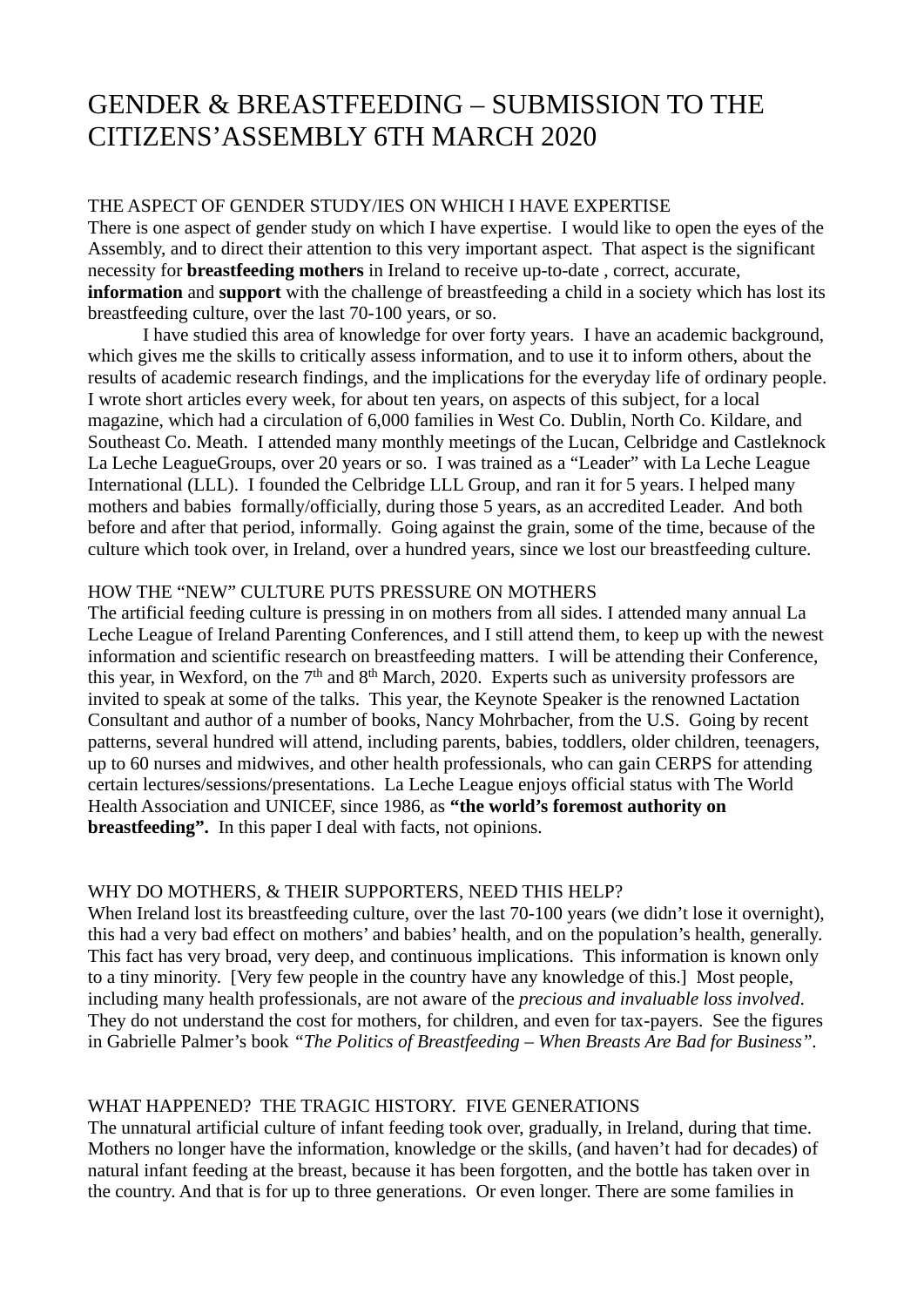# GENDER & BREASTFEEDING – SUBMISSION TO THE CITIZENS'ASSEMBLY 6TH MARCH 2020

## THE ASPECT OF GENDER STUDY/IES ON WHICH I HAVE EXPERTISE

There is one aspect of gender study on which I have expertise. I would like to open the eyes of the Assembly, and to direct their attention to this very important aspect. That aspect is the significant necessity for **breastfeeding mothers** in Ireland to receive up-to-date , correct, accurate, **information** and **support** with the challenge of breastfeeding a child in a society which has lost its breastfeeding culture, over the last 70-100 years, or so.

I have studied this area of knowledge for over forty years. I have an academic background, which gives me the skills to critically assess information, and to use it to inform others, about the results of academic research findings, and the implications for the everyday life of ordinary people. I wrote short articles every week, for about ten years, on aspects of this subject, for a local magazine, which had a circulation of 6,000 families in West Co. Dublin, North Co. Kildare, and Southeast Co. Meath. I attended many monthly meetings of the Lucan, Celbridge and Castleknock La Leche LeagueGroups, over 20 years or so. I was trained as a "Leader" with La Leche League International (LLL). I founded the Celbridge LLL Group, and ran it for 5 years. I helped many mothers and babies formally/officially, during those 5 years, as an accredited Leader. And both before and after that period, informally. Going against the grain, some of the time, because of the culture which took over, in Ireland, over a hundred years, since we lost our breastfeeding culture.

## HOW THE "NEW" CULTURE PUTS PRESSURE ON MOTHERS

The artificial feeding culture is pressing in on mothers from all sides. I attended many annual La Leche League of Ireland Parenting Conferences, and I still attend them, to keep up with the newest information and scientific research on breastfeeding matters. I will be attending their Conference, this year, in Wexford, on the 7th and 8th March, 2020. Experts such as university professors are invited to speak at some of the talks. This year, the Keynote Speaker is the renowned Lactation Consultant and author of a number of books, Nancy Mohrbacher, from the U.S. Going by recent patterns, several hundred will attend, including parents, babies, toddlers, older children, teenagers, up to 60 nurses and midwives, and other health professionals, who can gain CERPS for attending certain lectures/sessions/presentations. La Leche League enjoys official status with The World Health Association and UNICEF, since 1986, as **"the world's foremost authority on breastfeeding".** In this paper I deal with facts, not opinions.

## WHY DO MOTHERS, & THEIR SUPPORTERS, NEED THIS HELP?

When Ireland lost its breastfeeding culture, over the last 70-100 years (we didn't lose it overnight), this had a very bad effect on mothers' and babies' health, and on the population's health, generally. This fact has very broad, very deep, and continuous implications. This information is known only to a tiny minority. [Very few people in the country have any knowledge of this.] Most people, including many health professionals, are not aware of the *precious and invaluable loss involved*. They do not understand the cost for mothers, for children, and even for tax-payers. See the figures in Gabrielle Palmer's book *"The Politics of Breastfeeding – When Breasts Are Bad for Business"*.

## WHAT HAPPENED? THE TRAGIC HISTORY. FIVE GENERATIONS

The unnatural artificial culture of infant feeding took over, gradually, in Ireland, during that time. Mothers no longer have the information, knowledge or the skills, (and haven't had for decades) of natural infant feeding at the breast, because it has been forgotten, and the bottle has taken over in the country. And that is for up to three generations. Or even longer. There are some families in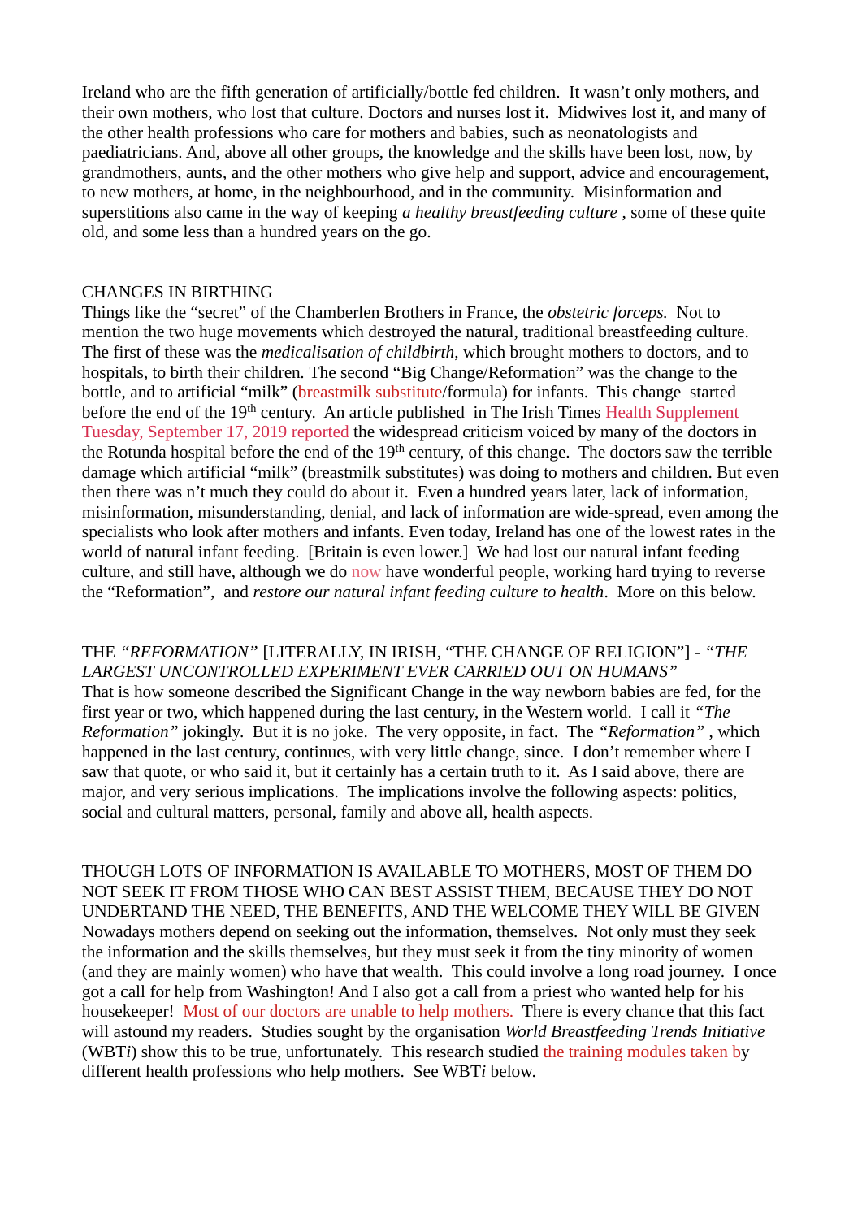Ireland who are the fifth generation of artificially/bottle fed children. It wasn't only mothers, and their own mothers, who lost that culture. Doctors and nurses lost it. Midwives lost it, and many of the other health professions who care for mothers and babies, such as neonatologists and paediatricians. And, above all other groups, the knowledge and the skills have been lost, now, by grandmothers, aunts, and the other mothers who give help and support, advice and encouragement, to new mothers, at home, in the neighbourhood, and in the community. Misinformation and superstitions also came in the way of keeping *a healthy breastfeeding culture* , some of these quite old, and some less than a hundred years on the go.

## CHANGES IN BIRTHING

Things like the "secret" of the Chamberlen Brothers in France, the *obstetric forceps.* Not to mention the two huge movements which destroyed the natural, traditional breastfeeding culture. The first of these was the *medicalisation of childbirth*, which brought mothers to doctors, and to hospitals, to birth their children. The second "Big Change/Reformation" was the change to the bottle, and to artificial "milk" (breastmilk substitute/formula) for infants. This change started before the end of the 19th century. An article published in The Irish Times Health Supplement Tuesday, September 17, 2019 reported the widespread criticism voiced by many of the doctors in the Rotunda hospital before the end of the 19th century, of this change. The doctors saw the terrible damage which artificial "milk" (breastmilk substitutes) was doing to mothers and children. But even then there was n't much they could do about it. Even a hundred years later, lack of information, misinformation, misunderstanding, denial, and lack of information are wide-spread, even among the specialists who look after mothers and infants. Even today, Ireland has one of the lowest rates in the world of natural infant feeding. [Britain is even lower.] We had lost our natural infant feeding culture, and still have, although we do now have wonderful people, working hard trying to reverse the "Reformation", and *restore our natural infant feeding culture to health*. More on this below.

## THE *"REFORMATION"* [LITERALLY, IN IRISH, "THE CHANGE OF RELIGION"] - *"THE LARGEST UNCONTROLLED EXPERIMENT EVER CARRIED OUT ON HUMANS"*

That is how someone described the Significant Change in the way newborn babies are fed, for the first year or two, which happened during the last century, in the Western world. I call it *"The Reformation"* jokingly. But it is no joke. The very opposite, in fact. The *"Reformation"* , which happened in the last century, continues, with very little change, since. I don't remember where I saw that quote, or who said it, but it certainly has a certain truth to it. As I said above, there are major, and very serious implications. The implications involve the following aspects: politics, social and cultural matters, personal, family and above all, health aspects.

## THOUGH LOTS OF INFORMATION IS AVAILABLE TO MOTHERS, MOST OF THEM DO NOT SEEK IT FROM THOSE WHO CAN BEST ASSIST THEM, BECAUSE THEY DO NOT UNDERTAND THE NEED, THE BENEFITS, AND THE WELCOME THEY WILL BE GIVEN

Nowadays mothers depend on seeking out the information, themselves. Not only must they seek the information and the skills themselves, but they must seek it from the tiny minority of women (and they are mainly women) who have that wealth. This could involve a long road journey. I once got a call for help from Washington! And I also got a call from a priest who wanted help for his housekeeper! Most of our doctors are unable to help mothers. There is every chance that this fact will astound my readers. Studies sought by the organisation *World Breastfeeding Trends Initiative* (WBT*i*) show this to be true, unfortunately. This research studied the training modules taken by different health professions who help mothers. See WBT*i* below.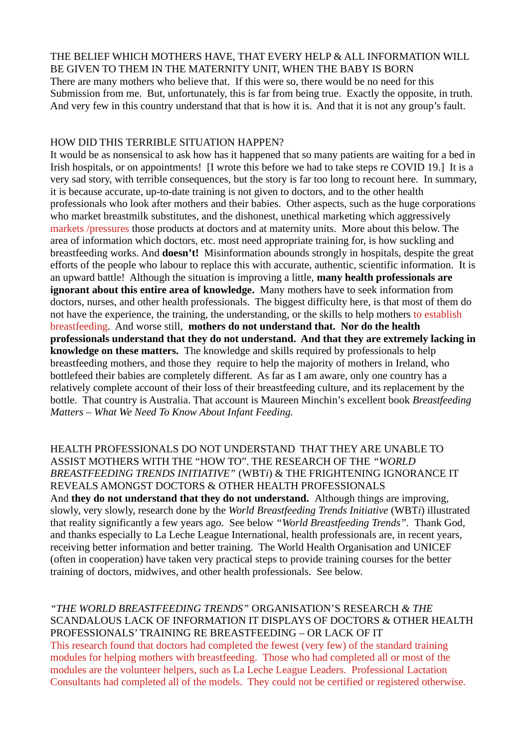## THE BELIEF WHICH MOTHERS HAVE, THAT EVERY HELP & ALL INFORMATION WILL BE GIVEN TO THEM IN THE MATERNITY UNIT, WHEN THE BABY IS BORN

There are many mothers who believe that. If this were so, there would be no need for this Submission from me. But, unfortunately, this is far from being true. Exactly the opposite, in truth. And very few in this country understand that that is how it is. And that it is not any group's fault.

## HOW DID THIS TERRIBLE SITUATION HAPPEN?

It would be as nonsensical to ask how has it happened that so many patients are waiting for a bed in Irish hospitals, or on appointments! [I wrote this before we had to take steps re COVID 19.] It is a very sad story, with terrible consequences, but the story is far too long to recount here. In summary, it is because accurate, up-to-date training is not given to doctors, and to the other health professionals who look after mothers and their babies. Other aspects, such as the huge corporations who market breastmilk substitutes, and the dishonest, unethical marketing which aggressively markets /pressures those products at doctors and at maternity units. More about this below. The area of information which doctors, etc. most need appropriate training for, is how suckling and breastfeeding works. And **doesn't!** Misinformation abounds strongly in hospitals, despite the great efforts of the people who labour to replace this with accurate, authentic, scientific information. It is an upward battle! Although the situation is improving a little, **many health professionals are ignorant about this entire area of knowledge.** Many mothers have to seek information from doctors, nurses, and other health professionals. The biggest difficulty here, is that most of them do not have the experience, the training, the understanding, or the skills to help mothers to establish breastfeeding. And worse still, **mothers do not understand that. Nor do the health professionals understand that they do not understand. And that they are extremely lacking in knowledge on these matters.** The knowledge and skills required by professionals to help breastfeeding mothers, and those they require to help the majority of mothers in Ireland, who bottlefeed their babies are completely different. As far as I am aware, only one country has a relatively complete account of their loss of their breastfeeding culture, and its replacement by the bottle. That country is Australia. That account is Maureen Minchin's excellent book *Breastfeeding Matters – What We Need To Know About Infant Feeding.*

## HEALTH PROFESSIONALS DO NOT UNDERSTAND THAT THEY ARE UNABLE TO ASSIST MOTHERS WITH THE "HOW TO". THE RESEARCH OF THE *"WORLD BREASTFEEDING TRENDS INITIATIVE"* (WBT*i*) & THE FRIGHTENING IGNORANCE IT REVEALS AMONGST DOCTORS & OTHER HEALTH PROFESSIONALS

And **they do not understand that they do not understand.** Although things are improving, slowly, very slowly, research done by the *World Breastfeeding Trends Initiative* (WBT*i*) illustrated that reality significantly a few years ago. See below *"World Breastfeeding Trends"*. Thank God, and thanks especially to La Leche League International, health professionals are, in recent years, receiving better information and better training. The World Health Organisation and UNICEF (often in cooperation) have taken very practical steps to provide training courses for the better training of doctors, midwives, and other health professionals. See below.

## *"THE WORLD BREASTFEEDING TRENDS"* ORGANISATION'S RESEARCH *& THE* SCANDALOUS LACK OF INFORMATION IT DISPLAYS OF DOCTORS & OTHER HEALTH PROFESSIONALS' TRAINING RE BREASTFEEDING – OR LACK OF IT

This research found that doctors had completed the fewest (very few) of the standard training modules for helping mothers with breastfeeding. Those who had completed all or most of the modules are the volunteer helpers, such as La Leche League Leaders. Professional Lactation Consultants had completed all of the models. They could not be certified or registered otherwise.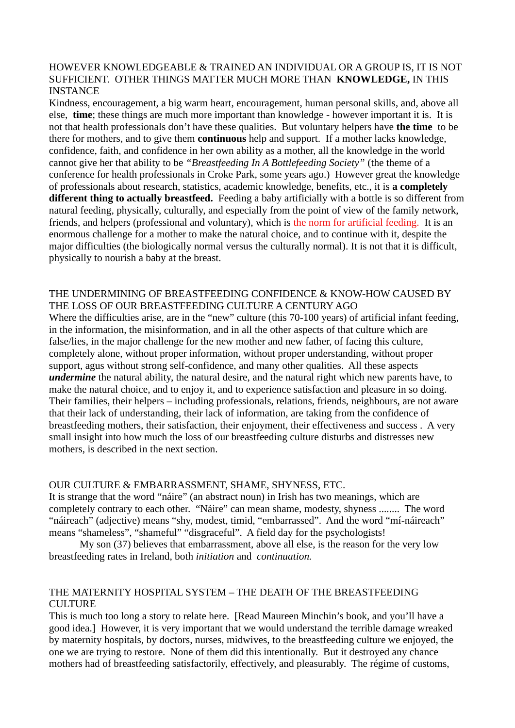HOWEVER KNOWLEDGEABLE & TRAINED AN INDIVIDUAL OR A GROUP IS, IT IS NOT SUFFICIENT. OTHER THINGS MATTER MUCH MORE THAN **KNOWLEDGE,** IN THIS INSTANCE

Kindness, encouragement, a big warm heart, encouragement, human personal skills, and, above all else, **time**; these things are much more important than knowledge - however important it is. It is not that health professionals don't have these qualities. But voluntary helpers have **the time** to be there for mothers, and to give them **continuous** help and support. If a mother lacks knowledge, confidence, faith, and confidence in her own ability as a mother, all the knowledge in the world cannot give her that ability to be *"Breastfeeding In A Bottlefeeding Society"* (the theme of a conference for health professionals in Croke Park, some years ago.) However great the knowledge of professionals about research, statistics, academic knowledge, benefits, etc., it is **a completely different thing to actually breastfeed.** Feeding a baby artificially with a bottle is so different from natural feeding, physically, culturally, and especially from the point of view of the family network, friends, and helpers (professional and voluntary), which is the norm for artificial feeding. It is an enormous challenge for a mother to make the natural choice, and to continue with it, despite the major difficulties (the biologically normal versus the culturally normal). It is not that it is difficult, physically to nourish a baby at the breast.

THE UNDERMINING OF BREASTFEEDING CONFIDENCE & KNOW-HOW CAUSED BY THE LOSS OF OUR BREASTFEEDING CULTURE A CENTURY AGO

Where the difficulties arise, are in the "new" culture (this 70-100 years) of artificial infant feeding, in the information, the misinformation, and in all the other aspects of that culture which are false/lies, in the major challenge for the new mother and new father, of facing this culture, completely alone, without proper information, without proper understanding, without proper support, agus without strong self-confidence, and many other qualities. All these aspects ***undermine*** the natural ability, the natural desire, and the natural right which new parents have, to make the natural choice, and to enjoy it, and to experience satisfaction and pleasure in so doing. Their families, their helpers – including professionals, relations, friends, neighbours, are not aware that their lack of understanding, their lack of information, are taking from the confidence of breastfeeding mothers, their satisfaction, their enjoyment, their effectiveness and success . A very small insight into how much the loss of our breastfeeding culture disturbs and distresses new mothers, is described in the next section.

OUR CULTURE & EMBARRASSMENT, SHAME, SHYNESS, ETC.

It is strange that the word "náire" (an abstract noun) in Irish has two meanings, which are completely contrary to each other. "Náire" can mean shame, modesty, shyness ........ The word "náireach" (adjective) means "shy, modest, timid, "embarrassed". And the word "mí-náireach" means "shameless", "shameful" "disgraceful". A field day for the psychologists!

My son (37) believes that embarrassment, above all else, is the reason for the very low breastfeeding rates in Ireland, both *initiation* and *continuation.*

THE MATERNITY HOSPITAL SYSTEM – THE DEATH OF THE BREASTFEEDING CULTURE

This is much too long a story to relate here. [Read Maureen Minchin's book, and you'll have a good idea.] However, it is very important that we would understand the terrible damage wreaked by maternity hospitals, by doctors, nurses, midwives, to the breastfeeding culture we enjoyed, the one we are trying to restore. None of them did this intentionally. But it destroyed any chance mothers had of breastfeeding satisfactorily, effectively, and pleasurably. The régime of customs,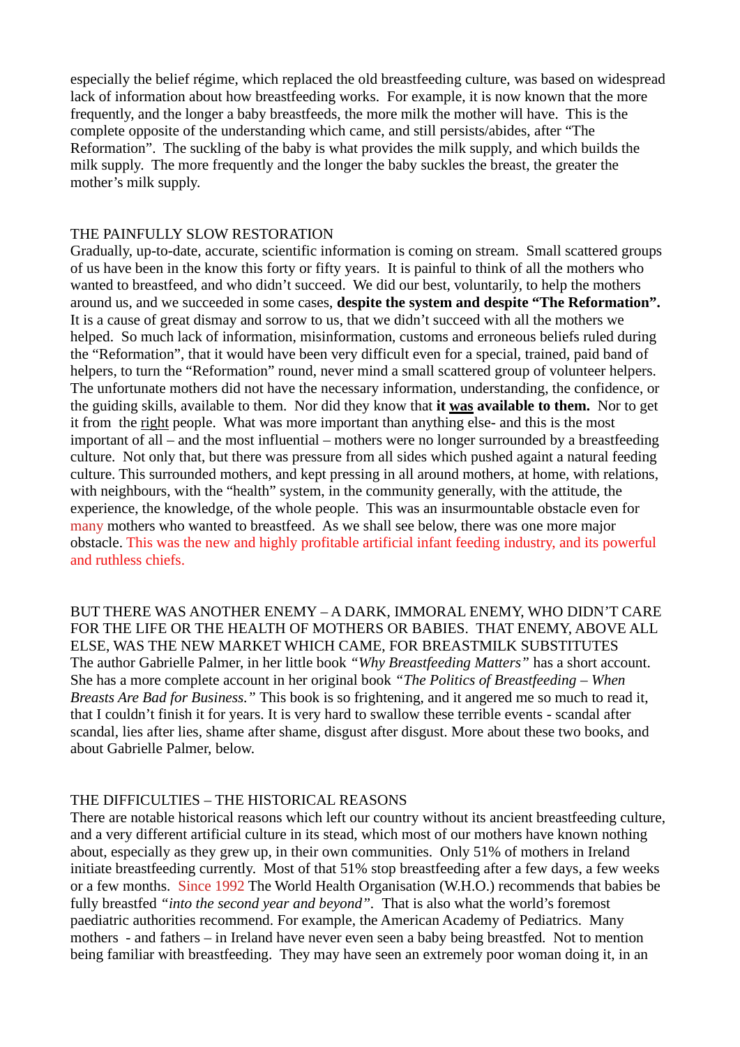especially the belief régime, which replaced the old breastfeeding culture, was based on widespread lack of information about how breastfeeding works. For example, it is now known that the more frequently, and the longer a baby breastfeeds, the more milk the mother will have. This is the complete opposite of the understanding which came, and still persists/abides, after "The Reformation". The suckling of the baby is what provides the milk supply, and which builds the milk supply. The more frequently and the longer the baby suckles the breast, the greater the mother's milk supply.

## THE PAINFULLY SLOW RESTORATION

Gradually, up-to-date, accurate, scientific information is coming on stream. Small scattered groups of us have been in the know this forty or fifty years. It is painful to think of all the mothers who wanted to breastfeed, and who didn't succeed. We did our best, voluntarily, to help the mothers around us, and we succeeded in some cases, **despite the system and despite "The Reformation".** It is a cause of great dismay and sorrow to us, that we didn't succeed with all the mothers we helped. So much lack of information, misinformation, customs and erroneous beliefs ruled during the "Reformation", that it would have been very difficult even for a special, trained, paid band of helpers, to turn the "Reformation" round, never mind a small scattered group of volunteer helpers. The unfortunate mothers did not have the necessary information, understanding, the confidence, or the guiding skills, available to them. Nor did they know that **it <u>was</u> available to them.** Nor to get it from the <u>right</u> people. What was more important than anything else- and this is the most important of all – and the most influential – mothers were no longer surrounded by a breastfeeding culture. Not only that, but there was pressure from all sides which pushed againt a natural feeding culture. This surrounded mothers, and kept pressing in all around mothers, at home, with relations, with neighbours, with the "health" system, in the community generally, with the attitude, the experience, the knowledge, of the whole people. This was an insurmountable obstacle even for many mothers who wanted to breastfeed. As we shall see below, there was one more major obstacle. This was the new and highly profitable artificial infant feeding industry, and its powerful and ruthless chiefs.

## BUT THERE WAS ANOTHER ENEMY – A DARK, IMMORAL ENEMY, WHO DIDN'T CARE FOR THE LIFE OR THE HEALTH OF MOTHERS OR BABIES. THAT ENEMY, ABOVE ALL ELSE, WAS THE NEW MARKET WHICH CAME, FOR BREASTMILK SUBSTITUTES

The author Gabrielle Palmer, in her little book *"Why Breastfeeding Matters"* has a short account. She has a more complete account in her original book *"The Politics of Breastfeeding – When Breasts Are Bad for Business."* This book is so frightening, and it angered me so much to read it, that I couldn't finish it for years. It is very hard to swallow these terrible events - scandal after scandal, lies after lies, shame after shame, disgust after disgust. More about these two books, and about Gabrielle Palmer, below.

## THE DIFFICULTIES – THE HISTORICAL REASONS

There are notable historical reasons which left our country without its ancient breastfeeding culture, and a very different artificial culture in its stead, which most of our mothers have known nothing about, especially as they grew up, in their own communities. Only 51% of mothers in Ireland initiate breastfeeding currently. Most of that 51% stop breastfeeding after a few days, a few weeks or a few months. Since 1992 The World Health Organisation (W.H.O.) recommends that babies be fully breastfed *"into the second year and beyond"*. That is also what the world's foremost paediatric authorities recommend. For example, the American Academy of Pediatrics. Many mothers - and fathers – in Ireland have never even seen a baby being breastfed. Not to mention being familiar with breastfeeding. They may have seen an extremely poor woman doing it, in an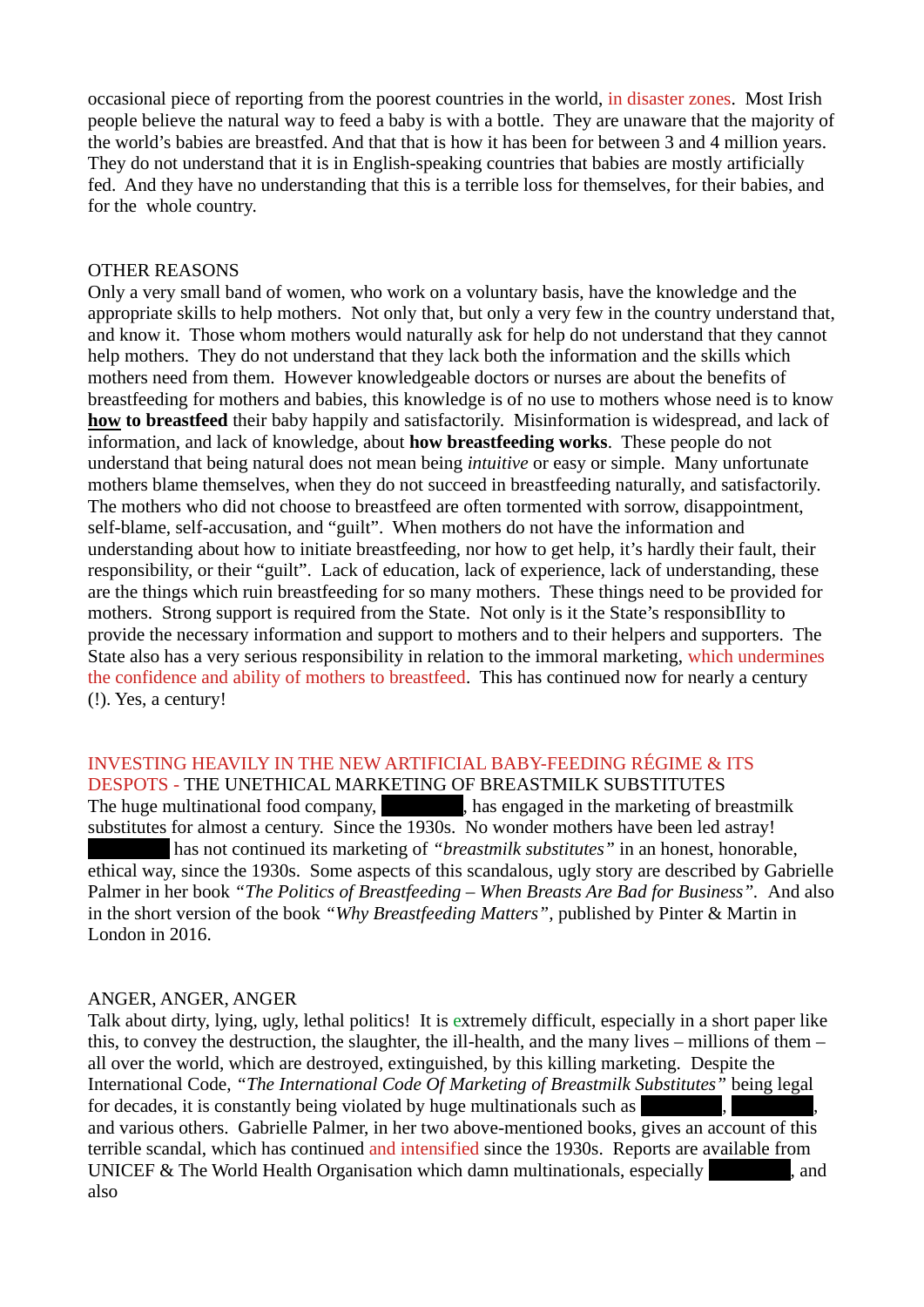occasional piece of reporting from the poorest countries in the world, in disaster zones. Most Irish people believe the natural way to feed a baby is with a bottle. They are unaware that the majority of the world's babies are breastfed. And that that is how it has been for between 3 and 4 million years. They do not understand that it is in English-speaking countries that babies are mostly artificially fed. And they have no understanding that this is a terrible loss for themselves, for their babies, and for the whole country.

OTHER REASONS

Only a very small band of women, who work on a voluntary basis, have the knowledge and the appropriate skills to help mothers. Not only that, but only a very few in the country understand that, and know it. Those whom mothers would naturally ask for help do not understand that they cannot help mothers. They do not understand that they lack both the information and the skills which mothers need from them. However knowledgeable doctors or nurses are about the benefits of breastfeeding for mothers and babies, this knowledge is of no use to mothers whose need is to know **how to breastfeed** their baby happily and satisfactorily. Misinformation is widespread, and lack of information, and lack of knowledge, about **how breastfeeding works**. These people do not understand that being natural does not mean being *intuitive* or easy or simple. Many unfortunate mothers blame themselves, when they do not succeed in breastfeeding naturally, and satisfactorily. The mothers who did not choose to breastfeed are often tormented with sorrow, disappointment, self-blame, self-accusation, and "guilt". When mothers do not have the information and understanding about how to initiate breastfeeding, nor how to get help, it's hardly their fault, their responsibility, or their "guilt". Lack of education, lack of experience, lack of understanding, these are the things which ruin breastfeeding for so many mothers. These things need to be provided for mothers. Strong support is required from the State. Not only is it the State's responsibIlity to provide the necessary information and support to mothers and to their helpers and supporters. The State also has a very serious responsibility in relation to the immoral marketing, which undermines the confidence and ability of mothers to breastfeed. This has continued now for nearly a century (!). Yes, a century!

INVESTING HEAVILY IN THE NEW ARTIFICIAL BABY-FEEDING RÉGIME & ITS DESPOTS - THE UNETHICAL MARKETING OF BREASTMILK SUBSTITUTES

The huge multinational food company, ████████, has engaged in the marketing of breastmilk substitutes for almost a century. Since the 1930s. No wonder mothers have been led astray! ████████ has not continued its marketing of *"breastmilk substitutes"* in an honest, honorable, ethical way, since the 1930s. Some aspects of this scandalous, ugly story are described by Gabrielle Palmer in her book *"The Politics of Breastfeeding – When Breasts Are Bad for Business"*. And also in the short version of the book *"Why Breastfeeding Matters"*, published by Pinter & Martin in London in 2016.

ANGER, ANGER, ANGER

Talk about dirty, lying, ugly, lethal politics! It is extremely difficult, especially in a short paper like this, to convey the destruction, the slaughter, the ill-health, and the many lives – millions of them – all over the world, which are destroyed, extinguished, by this killing marketing. Despite the International Code, *"The International Code Of Marketing of Breastmilk Substitutes"* being legal for decades, it is constantly being violated by huge multinationals such as ████████, ████████, and various others. Gabrielle Palmer, in her two above-mentioned books, gives an account of this terrible scandal, which has continued and intensified since the 1930s. Reports are available from UNICEF & The World Health Organisation which damn multinationals, especially ████████, and also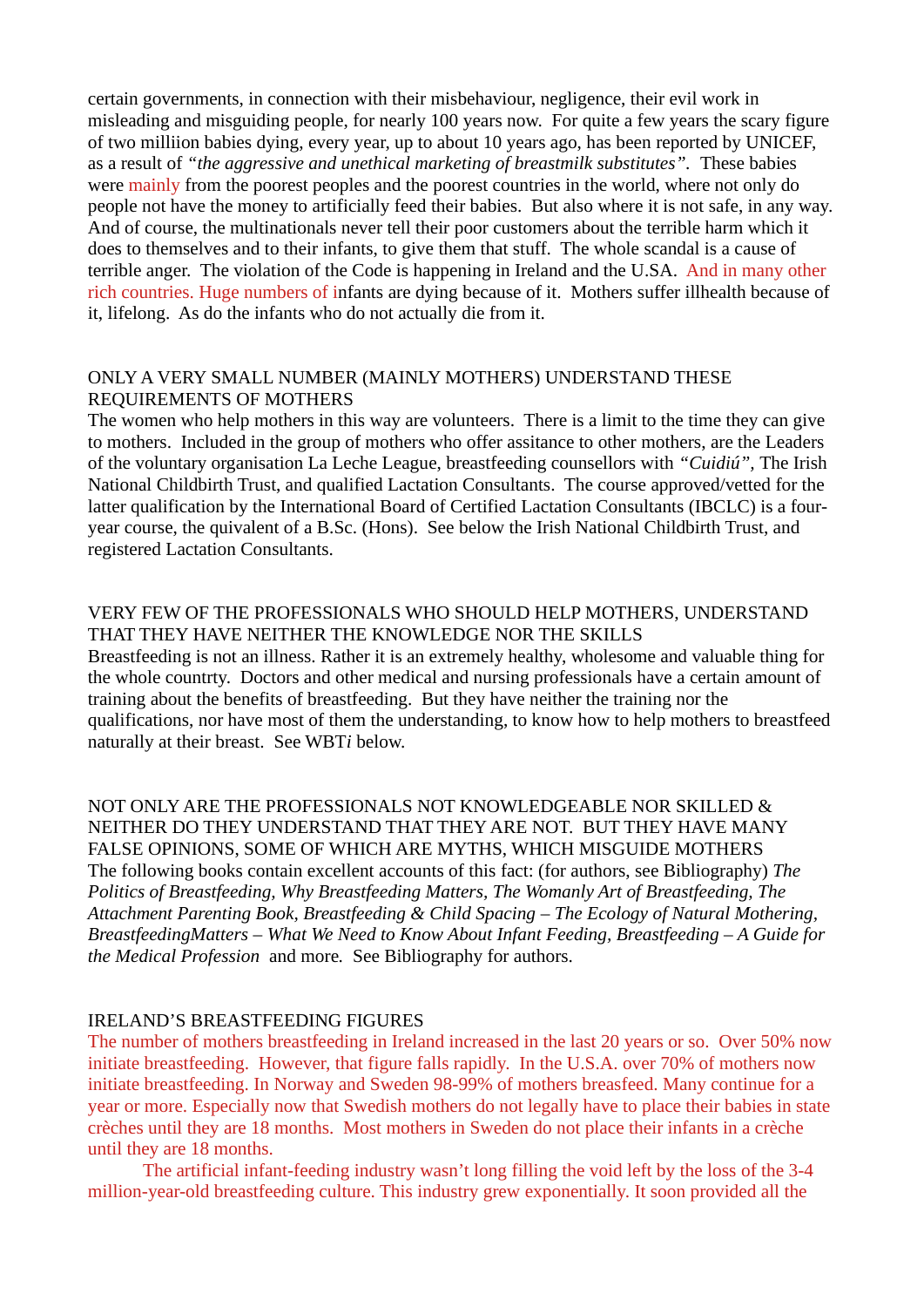certain governments, in connection with their misbehaviour, negligence, their evil work in misleading and misguiding people, for nearly 100 years now. For quite a few years the scary figure of two milliion babies dying, every year, up to about 10 years ago, has been reported by UNICEF, as a result of *"the aggressive and unethical marketing of breastmilk substitutes"*. These babies were mainly from the poorest peoples and the poorest countries in the world, where not only do people not have the money to artificially feed their babies. But also where it is not safe, in any way. And of course, the multinationals never tell their poor customers about the terrible harm which it does to themselves and to their infants, to give them that stuff. The whole scandal is a cause of terrible anger. The violation of the Code is happening in Ireland and the U.S.A. And in many other rich countries. Huge numbers of infants are dying because of it. Mothers suffer illhealth because of it, lifelong. As do the infants who do not actually die from it.

## ONLY A VERY SMALL NUMBER (MAINLY MOTHERS) UNDERSTAND THESE REQUIREMENTS OF MOTHERS

The women who help mothers in this way are volunteers. There is a limit to the time they can give to mothers. Included in the group of mothers who offer assitance to other mothers, are the Leaders of the voluntary organisation La Leche League, breastfeeding counsellors with *"Cuidiú"*, The Irish National Childbirth Trust, and qualified Lactation Consultants. The course approved/vetted for the latter qualification by the International Board of Certified Lactation Consultants (IBCLC) is a four-year course, the quivalent of a B.Sc. (Hons). See below the Irish National Childbirth Trust, and registered Lactation Consultants.

## VERY FEW OF THE PROFESSIONALS WHO SHOULD HELP MOTHERS, UNDERSTAND THAT THEY HAVE NEITHER THE KNOWLEDGE NOR THE SKILLS

Breastfeeding is not an illness. Rather it is an extremely healthy, wholesome and valuable thing for the whole countrty. Doctors and other medical and nursing professionals have a certain amount of training about the benefits of breastfeeding. But they have neither the training nor the qualifications, nor have most of them the understanding, to know how to help mothers to breastfeed naturally at their breast. See WBT*i* below.

## NOT ONLY ARE THE PROFESSIONALS NOT KNOWLEDGEABLE NOR SKILLED & NEITHER DO THEY UNDERSTAND THAT THEY ARE NOT. BUT THEY HAVE MANY FALSE OPINIONS, SOME OF WHICH ARE MYTHS, WHICH MISGUIDE MOTHERS

The following books contain excellent accounts of this fact: (for authors, see Bibliography) *The Politics of Breastfeeding, Why Breastfeeding Matters, The Womanly Art of Breastfeeding, The Attachment Parenting Book, Breastfeeding & Child Spacing – The Ecology of Natural Mothering, BreastfeedingMatters – What We Need to Know About Infant Feeding, Breastfeeding – A Guide for the Medical Profession* and more. See Bibliography for authors.

## IRELAND'S BREASTFEEDING FIGURES

The number of mothers breastfeeding in Ireland increased in the last 20 years or so. Over 50% now initiate breastfeeding. However, that figure falls rapidly. In the U.S.A. over 70% of mothers now initiate breastfeeding. In Norway and Sweden 98-99% of mothers breasfeed. Many continue for a year or more. Especially now that Swedish mothers do not legally have to place their babies in state crèches until they are 18 months. Most mothers in Sweden do not place their infants in a crèche until they are 18 months.

The artificial infant-feeding industry wasn't long filling the void left by the loss of the 3-4 million-year-old breastfeeding culture. This industry grew exponentially. It soon provided all the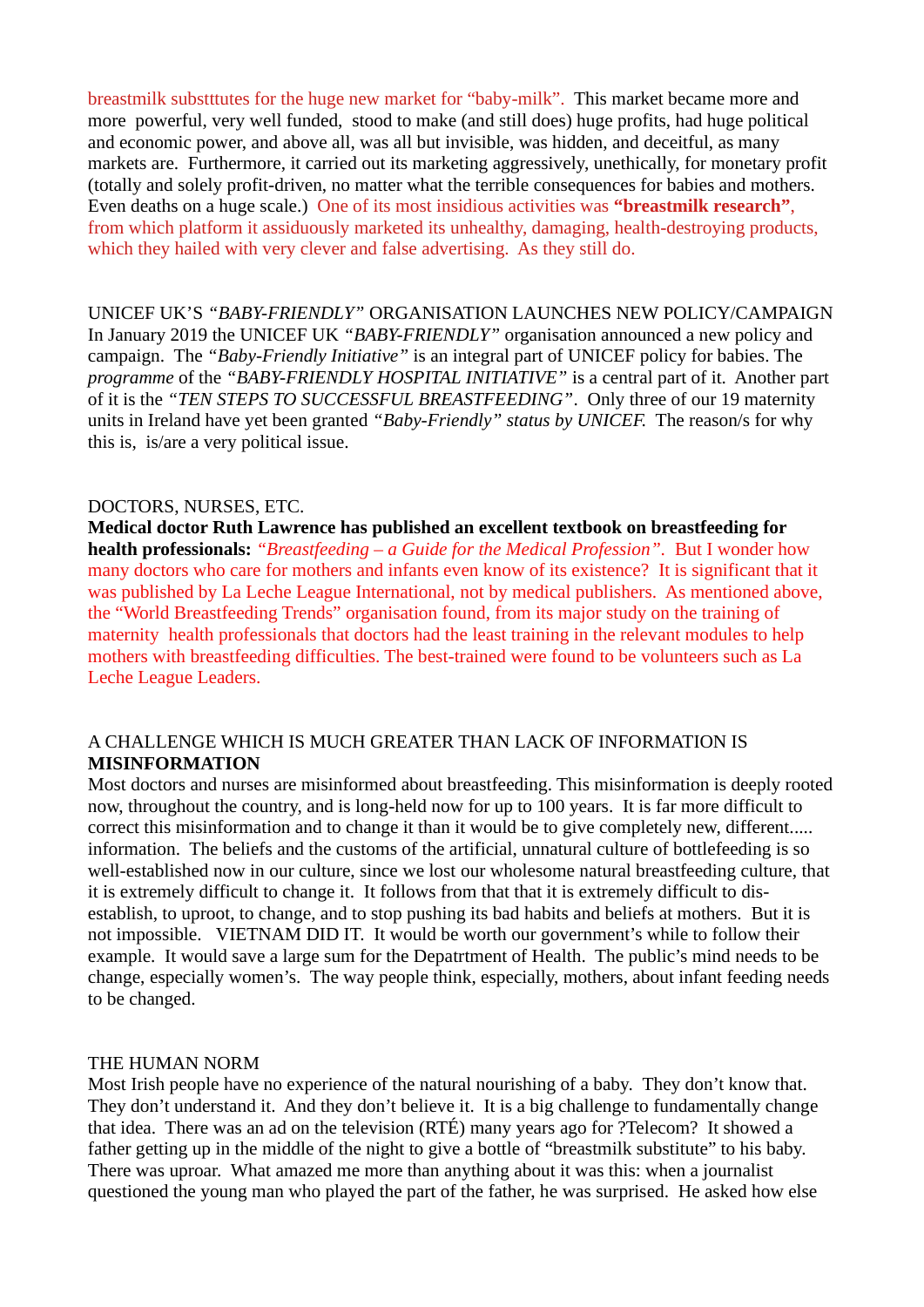breastmilk substtutes for the huge new market for “baby-milk”. This market became more and more powerful, very well funded, stood to make (and still does) huge profits, had huge political and economic power, and above all, was all but invisible, was hidden, and deceitful, as many markets are. Furthermore, it carried out its marketing aggressively, unethically, for monetary profit (totally and solely profit-driven, no matter what the terrible consequences for babies and mothers. Even deaths on a huge scale.) One of its most insidious activities was **“breastmilk research”**, from which platform it assiduously marketed its unhealthy, damaging, health-destroying products, which they hailed with very clever and false advertising. As they still do.

UNICEF UK’S *“BABY-FRIENDLY”* ORGANISATION LAUNCHES NEW POLICY/CAMPAIGN

In January 2019 the UNICEF UK *“BABY-FRIENDLY”* organisation announced a new policy and campaign. The *“Baby-Friendly Initiative”* is an integral part of UNICEF policy for babies. The *programme* of the *“BABY-FRIENDLY HOSPITAL INITIATIVE”* is a central part of it. Another part of it is the *“TEN STEPS TO SUCCESSFUL BREASTFEEDING”*. Only three of our 19 maternity units in Ireland have yet been granted *“Baby-Friendly” status by UNICEF.* The reason/s for why this is, is/are a very political issue.

DOCTORS, NURSES, ETC.

**Medical doctor Ruth Lawrence has published an excellent textbook on breastfeeding for health professionals:** *“Breastfeeding – a Guide for the Medical Profession”*. But I wonder how many doctors who care for mothers and infants even know of its existence? It is significant that it was published by La Leche League International, not by medical publishers. As mentioned above, the “World Breastfeeding Trends” organisation found, from its major study on the training of maternity health professionals that doctors had the least training in the relevant modules to help mothers with breastfeeding difficulties. The best-trained were found to be volunteers such as La Leche League Leaders.

A CHALLENGE WHICH IS MUCH GREATER THAN LACK OF INFORMATION IS **MISINFORMATION**

Most doctors and nurses are misinformed about breastfeeding. This misinformation is deeply rooted now, throughout the country, and is long-held now for up to 100 years. It is far more difficult to correct this misinformation and to change it than it would be to give completely new, different..... information. The beliefs and the customs of the artificial, unnatural culture of bottlefeeding is so well-established now in our culture, since we lost our wholesome natural breastfeeding culture, that it is extremely difficult to change it. It follows from that that it is extremely difficult to dis-establish, to uproot, to change, and to stop pushing its bad habits and beliefs at mothers. But it is not impossible. VIETNAM DID IT. It would be worth our government’s while to follow their example. It would save a large sum for the Depatrtment of Health. The public’s mind needs to be change, especially women’s. The way people think, especially, mothers, about infant feeding needs to be changed.

THE HUMAN NORM

Most Irish people have no experience of the natural nourishing of a baby. They don’t know that. They don’t understand it. And they don’t believe it. It is a big challenge to fundamentally change that idea. There was an ad on the television (RTÉ) many years ago for ?Telecom? It showed a father getting up in the middle of the night to give a bottle of “breastmilk substitute” to his baby. There was uproar. What amazed me more than anything about it was this: when a journalist questioned the young man who played the part of the father, he was surprised. He asked how else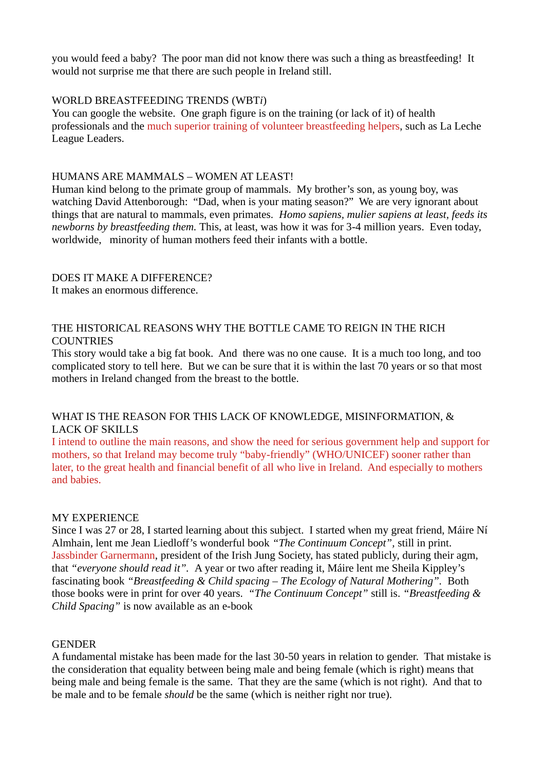you would feed a baby? The poor man did not know there was such a thing as breastfeeding! It would not surprise me that there are such people in Ireland still.

## WORLD BREASTFEEDING TRENDS (WBT*i*)

You can google the website. One graph figure is on the training (or lack of it) of health professionals and the much superior training of volunteer breastfeeding helpers, such as La Leche League Leaders.

## HUMANS ARE MAMMALS – WOMEN AT LEAST!

Human kind belong to the primate group of mammals. My brother's son, as young boy, was watching David Attenborough: "Dad, when is your mating season?" We are very ignorant about things that are natural to mammals, even primates. *Homo sapiens, mulier sapiens at least, feeds its newborns by breastfeeding them.* This, at least, was how it was for 3-4 million years. Even today, worldwide, minority of human mothers feed their infants with a bottle.

## DOES IT MAKE A DIFFERENCE?

It makes an enormous difference.

## THE HISTORICAL REASONS WHY THE BOTTLE CAME TO REIGN IN THE RICH COUNTRIES

This story would take a big fat book. And there was no one cause. It is a much too long, and too complicated story to tell here. But we can be sure that it is within the last 70 years or so that most mothers in Ireland changed from the breast to the bottle.

## WHAT IS THE REASON FOR THIS LACK OF KNOWLEDGE, MISINFORMATION, & LACK OF SKILLS

I intend to outline the main reasons, and show the need for serious government help and support for mothers, so that Ireland may become truly "baby-friendly" (WHO/UNICEF) sooner rather than later, to the great health and financial benefit of all who live in Ireland. And especially to mothers and babies.

## MY EXPERIENCE

Since I was 27 or 28, I started learning about this subject. I started when my great friend, Máire Ní Almhain, lent me Jean Liedloff's wonderful book *"The Continuum Concept"*, still in print. Jassbinder Garnermann, president of the Irish Jung Society, has stated publicly, during their agm, that *"everyone should read it"*. A year or two after reading it, Máire lent me Sheila Kippley's fascinating book *"Breastfeeding & Child spacing – The Ecology of Natural Mothering"*. Both those books were in print for over 40 years. *"The Continuum Concept"* still is. *"Breastfeeding & Child Spacing"* is now available as an e-book

## GENDER

A fundamental mistake has been made for the last 30-50 years in relation to gender. That mistake is the consideration that equality between being male and being female (which is right) means that being male and being female is the same. That they are the same (which is not right). And that to be male and to be female *should* be the same (which is neither right nor true).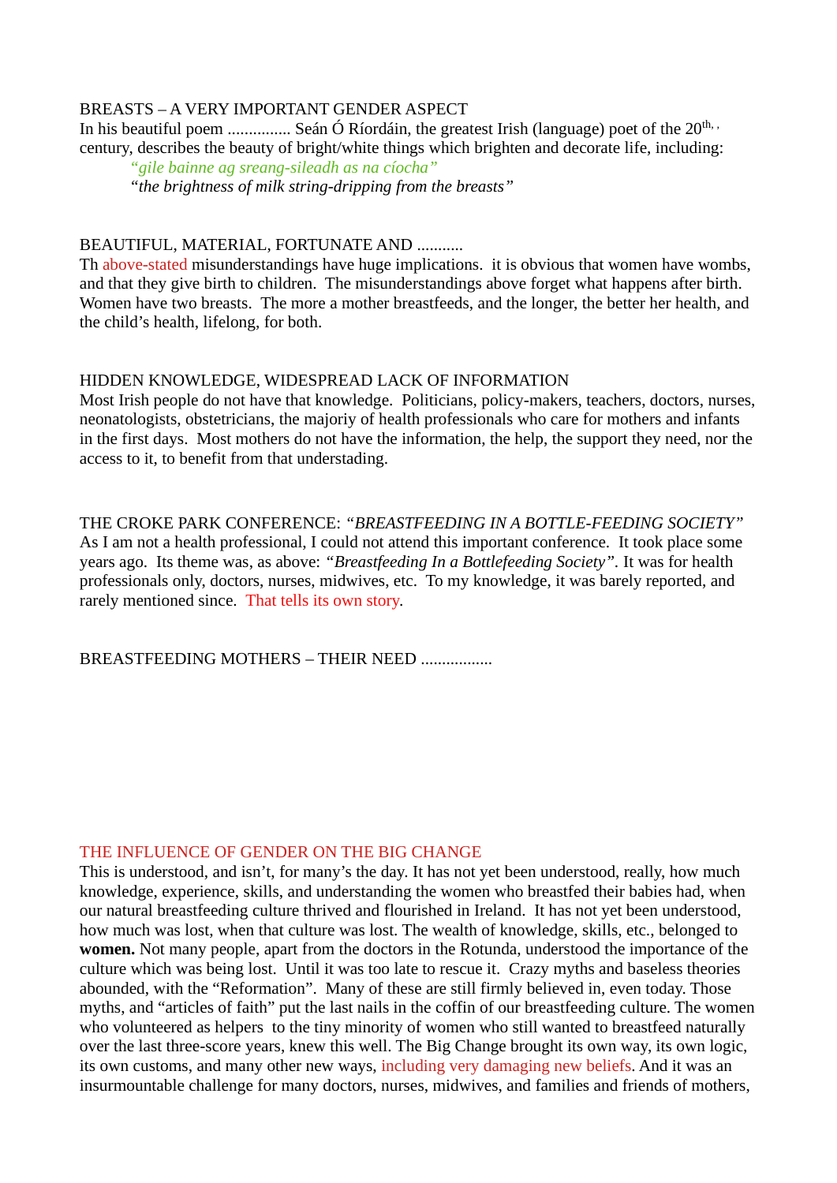BREASTS – A VERY IMPORTANT GENDER ASPECT

In his beautiful poem ............... Seán Ó Ríordáin, the greatest Irish (language) poet of the 20th, , century, describes the beauty of bright/white things which brighten and decorate life, including:

> *“gile bainne ag sreang-sileadh as na cíocha”*
> *“the brightness of milk string-dripping from the breasts”*

BEAUTIFUL, MATERIAL, FORTUNATE AND ...........

Th above-stated misunderstandings have huge implications.  it is obvious that women have wombs, and that they give birth to children.  The misunderstandings above forget what happens after birth. Women have two breasts.  The more a mother breastfeeds, and the longer, the better her health, and the child’s health, lifelong, for both.

HIDDEN KNOWLEDGE, WIDESPREAD LACK OF INFORMATION

Most Irish people do not have that knowledge.  Politicians, policy-makers, teachers, doctors, nurses, neonatologists, obstetricians, the majoriy of health professionals who care for mothers and infants in the first days.  Most mothers do not have the information, the help, the support they need, nor the access to it, to benefit from that understading.

THE CROKE PARK CONFERENCE: *“BREASTFEEDING IN A BOTTLE-FEEDING SOCIETY”*

As I am not a health professional, I could not attend this important conference.  It took place some years ago.  Its theme was, as above: *“Breastfeeding In a Bottlefeeding Society”*. It was for health professionals only, doctors, nurses, midwives, etc.  To my knowledge, it was barely reported, and rarely mentioned since.  That tells its own story.

BREASTFEEDING MOTHERS – THEIR NEED .................

THE INFLUENCE OF GENDER ON THE BIG CHANGE

This is understood, and isn’t, for many’s the day. It has not yet been understood, really, how much knowledge, experience, skills, and understanding the women who breastfed their babies had, when our natural breastfeeding culture thrived and flourished in Ireland.  It has not yet been understood, how much was lost, when that culture was lost. The wealth of knowledge, skills, etc., belonged to **women.** Not many people, apart from the doctors in the Rotunda, understood the importance of the culture which was being lost.  Until it was too late to rescue it.  Crazy myths and baseless theories abounded, with the “Reformation”.  Many of these are still firmly believed in, even today. Those myths, and “articles of faith” put the last nails in the coffin of our breastfeeding culture. The women who volunteered as helpers  to the tiny minority of women who still wanted to breastfeed naturally over the last three-score years, knew this well. The Big Change brought its own way, its own logic, its own customs, and many other new ways, including very damaging new beliefs. And it was an insurmountable challenge for many doctors, nurses, midwives, and families and friends of mothers,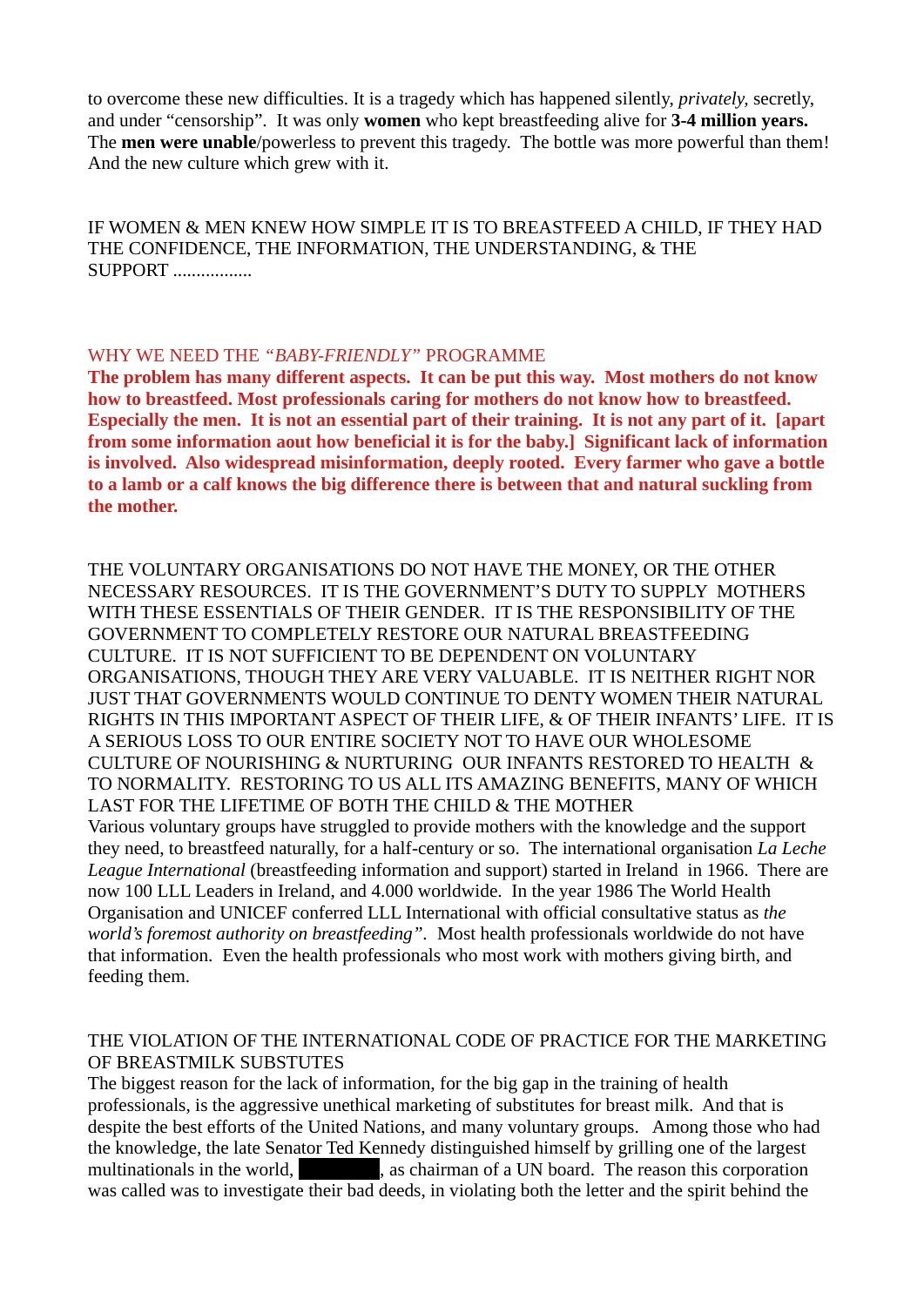to overcome these new difficulties. It is a tragedy which has happened silently, *privately*, secretly, and under "censorship". It was only **women** who kept breastfeeding alive for **3-4 million years.** The **men were unable**/powerless to prevent this tragedy. The bottle was more powerful than them! And the new culture which grew with it.

IF WOMEN & MEN KNEW HOW SIMPLE IT IS TO BREASTFEED A CHILD, IF THEY HAD THE CONFIDENCE, THE INFORMATION, THE UNDERSTANDING, & THE SUPPORT .................

## WHY WE NEED THE *"BABY-FRIENDLY"* PROGRAMME

**The problem has many different aspects. It can be put this way. Most mothers do not know how to breastfeed. Most professionals caring for mothers do not know how to breastfeed. Especially the men. It is not an essential part of their training. It is not any part of it. [apart from some information aout how beneficial it is for the baby.] Significant lack of information is involved. Also widespread misinformation, deeply rooted. Every farmer who gave a bottle to a lamb or a calf knows the big difference there is between that and natural suckling from the mother.**

THE VOLUNTARY ORGANISATIONS DO NOT HAVE THE MONEY, OR THE OTHER NECESSARY RESOURCES. IT IS THE GOVERNMENT'S DUTY TO SUPPLY MOTHERS WITH THESE ESSENTIALS OF THEIR GENDER. IT IS THE RESPONSIBILITY OF THE GOVERNMENT TO COMPLETELY RESTORE OUR NATURAL BREASTFEEDING CULTURE. IT IS NOT SUFFICIENT TO BE DEPENDENT ON VOLUNTARY ORGANISATIONS, THOUGH THEY ARE VERY VALUABLE. IT IS NEITHER RIGHT NOR JUST THAT GOVERNMENTS WOULD CONTINUE TO DENTY WOMEN THEIR NATURAL RIGHTS IN THIS IMPORTANT ASPECT OF THEIR LIFE, & OF THEIR INFANTS' LIFE. IT IS A SERIOUS LOSS TO OUR ENTIRE SOCIETY NOT TO HAVE OUR WHOLESOME CULTURE OF NOURISHING & NURTURING OUR INFANTS RESTORED TO HEALTH & TO NORMALITY. RESTORING TO US ALL ITS AMAZING BENEFITS, MANY OF WHICH LAST FOR THE LIFETIME OF BOTH THE CHILD & THE MOTHER

Various voluntary groups have struggled to provide mothers with the knowledge and the support they need, to breastfeed naturally, for a half-century or so. The international organisation *La Leche League International* (breastfeeding information and support) started in Ireland in 1966. There are now 100 LLL Leaders in Ireland, and 4.000 worldwide. In the year 1986 The World Health Organisation and UNICEF conferred LLL International with official consultative status as *the world's foremost authority on breastfeeding"*. Most health professionals worldwide do not have that information. Even the health professionals who most work with mothers giving birth, and feeding them.

## THE VIOLATION OF THE INTERNATIONAL CODE OF PRACTICE FOR THE MARKETING OF BREASTMILK SUBSTUTES

The biggest reason for the lack of information, for the big gap in the training of health professionals, is the aggressive unethical marketing of substitutes for breast milk. And that is despite the best efforts of the United Nations, and many voluntary groups. Among those who had the knowledge, the late Senator Ted Kennedy distinguished himself by grilling one of the largest multinationals in the world, ██████, as chairman of a UN board. The reason this corporation was called was to investigate their bad deeds, in violating both the letter and the spirit behind the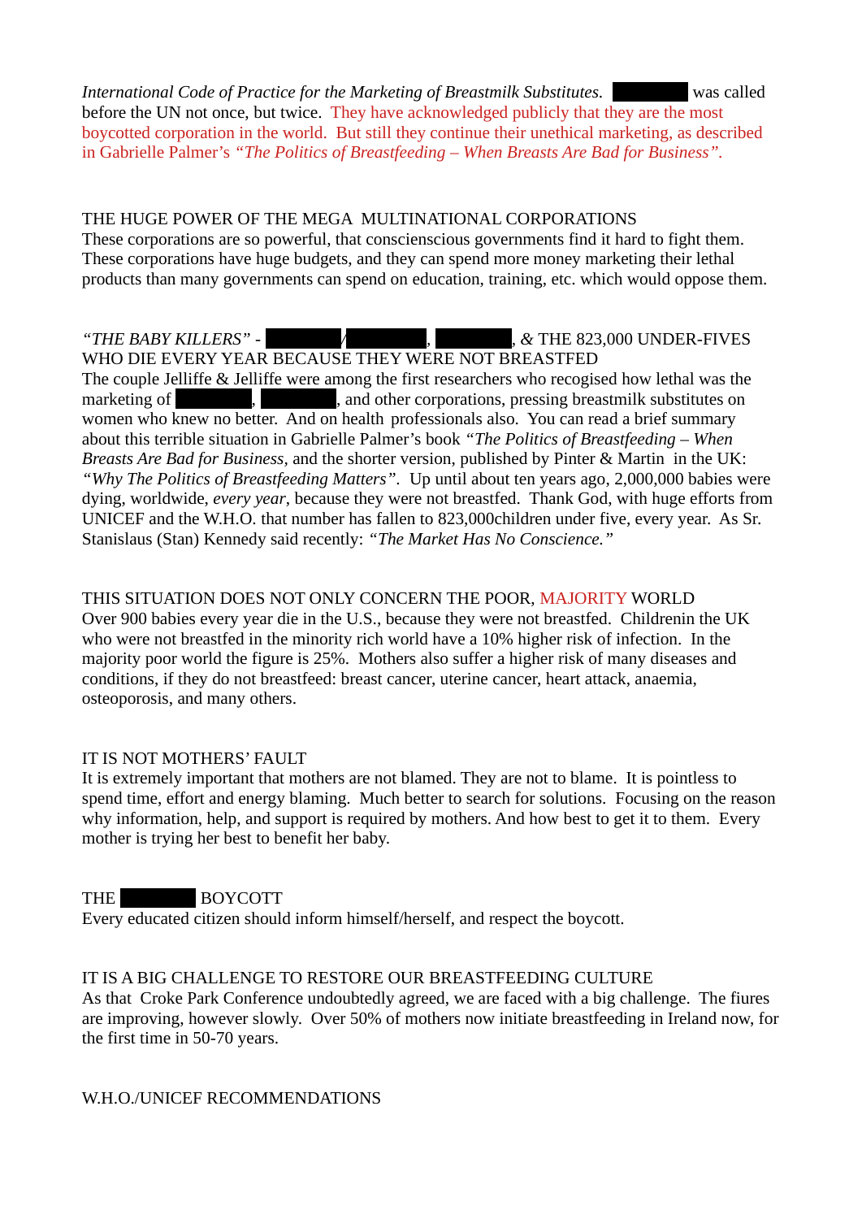*International Code of Practice for the Marketing of Breastmilk Substitutes.* ██████ was called before the UN not once, but twice. They have acknowledged publicly that they are the most boycotted corporation in the world. But still they continue their unethical marketing, as described in Gabrielle Palmer's *"The Politics of Breastfeeding – When Breasts Are Bad for Business".*

THE HUGE POWER OF THE MEGA MULTINATIONAL CORPORATIONS
These corporations are so powerful, that conscienscious governments find it hard to fight them. These corporations have huge budgets, and they can spend more money marketing their lethal products than many governments can spend on education, training, etc. which would oppose them.

*"THE BABY KILLERS"* - ██████/██████, ██████, *&* THE 823,000 UNDER-FIVES WHO DIE EVERY YEAR BECAUSE THEY WERE NOT BREASTFED
The couple Jelliffe & Jelliffe were among the first researchers who recogised how lethal was the marketing of ██████, ██████, and other corporations, pressing breastmilk substitutes on women who knew no better. And on health professionals also. You can read a brief summary about this terrible situation in Gabrielle Palmer's book *"The Politics of Breastfeeding – When Breasts Are Bad for Business*, and the shorter version, published by Pinter & Martin in the UK: *"Why The Politics of Breastfeeding Matters"*. Up until about ten years ago, 2,000,000 babies were dying, worldwide, *every year*, because they were not breastfed. Thank God, with huge efforts from UNICEF and the W.H.O. that number has fallen to 823,000children under five, every year. As Sr. Stanislaus (Stan) Kennedy said recently: *"The Market Has No Conscience."*

THIS SITUATION DOES NOT ONLY CONCERN THE POOR, MAJORITY WORLD
Over 900 babies every year die in the U.S., because they were not breastfed. Childrenin the UK who were not breastfed in the minority rich world have a 10% higher risk of infection. In the majority poor world the figure is 25%. Mothers also suffer a higher risk of many diseases and conditions, if they do not breastfeed: breast cancer, uterine cancer, heart attack, anaemia, osteoporosis, and many others.

IT IS NOT MOTHERS' FAULT
It is extremely important that mothers are not blamed. They are not to blame. It is pointless to spend time, effort and energy blaming. Much better to search for solutions. Focusing on the reason why information, help, and support is required by mothers. And how best to get it to them. Every mother is trying her best to benefit her baby.

THE ██████ BOYCOTT
Every educated citizen should inform himself/herself, and respect the boycott.

IT IS A BIG CHALLENGE TO RESTORE OUR BREASTFEEDING CULTURE
As that Croke Park Conference undoubtedly agreed, we are faced with a big challenge. The fiures are improving, however slowly. Over 50% of mothers now initiate breastfeeding in Ireland now, for the first time in 50-70 years.

W.H.O./UNICEF RECOMMENDATIONS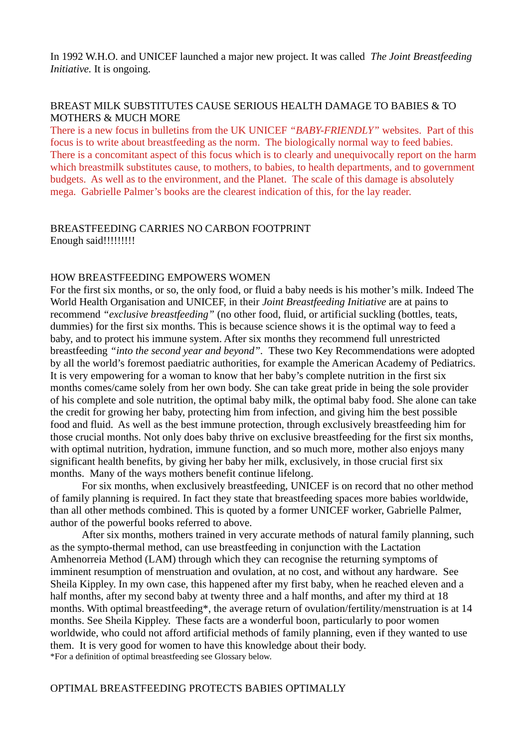In 1992 W.H.O. and UNICEF launched a major new project. It was called *The Joint Breastfeeding Initiative.* It is ongoing.

## BREAST MILK SUBSTITUTES CAUSE SERIOUS HEALTH DAMAGE TO BABIES & TO MOTHERS & MUCH MORE

There is a new focus in bulletins from the UK UNICEF *"BABY-FRIENDLY"* websites. Part of this focus is to write about breastfeeding as the norm. The biologically normal way to feed babies. There is a concomitant aspect of this focus which is to clearly and unequivocally report on the harm which breastmilk substitutes cause, to mothers, to babies, to health departments, and to government budgets. As well as to the environment, and the Planet. The scale of this damage is absolutely mega. Gabrielle Palmer's books are the clearest indication of this, for the lay reader.

## BREASTFEEDING CARRIES NO CARBON FOOTPRINT

Enough said!!!!!!!!!

## HOW BREASTFEEDING EMPOWERS WOMEN

For the first six months, or so, the only food, or fluid a baby needs is his mother's milk. Indeed The World Health Organisation and UNICEF, in their *Joint Breastfeeding Initiative* are at pains to recommend *"exclusive breastfeeding"* (no other food, fluid, or artificial suckling (bottles, teats, dummies) for the first six months. This is because science shows it is the optimal way to feed a baby, and to protect his immune system. After six months they recommend full unrestricted breastfeeding *"into the second year and beyond"*. These two Key Recommendations were adopted by all the world's foremost paediatric authorities, for example the American Academy of Pediatrics. It is very empowering for a woman to know that her baby's complete nutrition in the first six months comes/came solely from her own body. She can take great pride in being the sole provider of his complete and sole nutrition, the optimal baby milk, the optimal baby food. She alone can take the credit for growing her baby, protecting him from infection, and giving him the best possible food and fluid. As well as the best immune protection, through exclusively breastfeeding him for those crucial months. Not only does baby thrive on exclusive breastfeeding for the first six months, with optimal nutrition, hydration, immune function, and so much more, mother also enjoys many significant health benefits, by giving her baby her milk, exclusively, in those crucial first six months. Many of the ways mothers benefit continue lifelong.

For six months, when exclusively breastfeeding, UNICEF is on record that no other method of family planning is required. In fact they state that breastfeeding spaces more babies worldwide, than all other methods combined. This is quoted by a former UNICEF worker, Gabrielle Palmer, author of the powerful books referred to above.

After six months, mothers trained in very accurate methods of natural family planning, such as the sympto-thermal method, can use breastfeeding in conjunction with the Lactation Amhenorreia Method (LAM) through which they can recognise the returning symptoms of imminent resumption of menstruation and ovulation, at no cost, and without any hardware. See Sheila Kippley. In my own case, this happened after my first baby, when he reached eleven and a half months, after my second baby at twenty three and a half months, and after my third at 18 months. With optimal breastfeeding*, the average return of ovulation/fertility/menstruation is at 14 months. See Sheila Kippley. These facts are a wonderful boon, particularly to poor women worldwide, who could not afford artificial methods of family planning, even if they wanted to use them. It is very good for women to have this knowledge about their body.

*For a definition of optimal breastfeeding see Glossary below.

## OPTIMAL BREASTFEEDING PROTECTS BABIES OPTIMALLY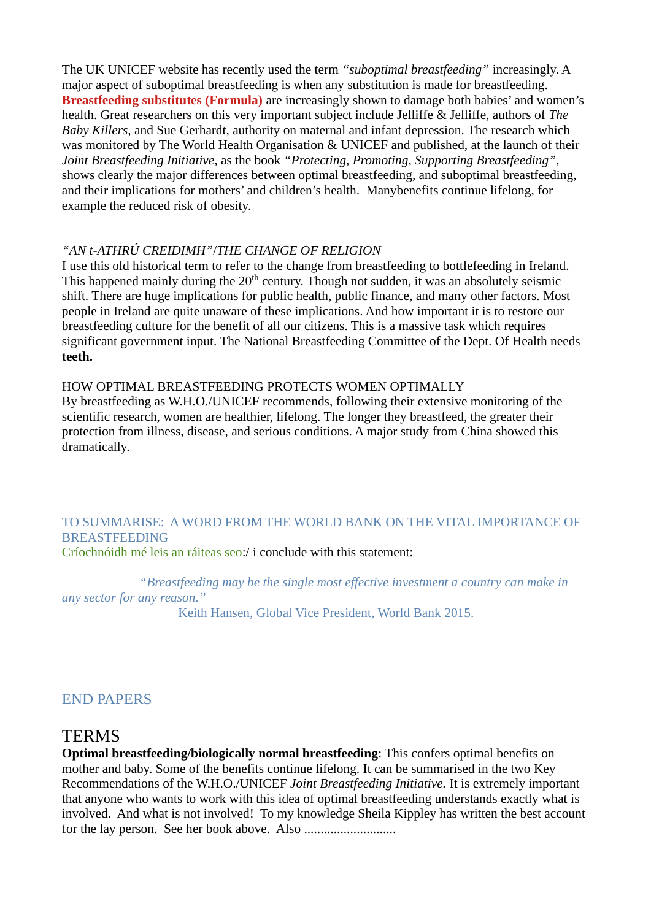The UK UNICEF website has recently used the term *"suboptimal breastfeeding"* increasingly. A major aspect of suboptimal breastfeeding is when any substitution is made for breastfeeding. **Breastfeeding substitutes (Formula)** are increasingly shown to damage both babies' and women's health. Great researchers on this very important subject include Jelliffe & Jelliffe, authors of *The Baby Killers*, and Sue Gerhardt, authority on maternal and infant depression. The research which was monitored by The World Health Organisation & UNICEF and published, at the launch of their *Joint Breastfeeding Initiative*, as the book *"Protecting, Promoting, Supporting Breastfeeding"*, shows clearly the major differences between optimal breastfeeding, and suboptimal breastfeeding, and their implications for mothers' and children's health. Manybenefits continue lifelong, for example the reduced risk of obesity.

*"AN t-ATHRÚ CREIDIMH"/THE CHANGE OF RELIGION*

I use this old historical term to refer to the change from breastfeeding to bottlefeeding in Ireland. This happened mainly during the 20th century. Though not sudden, it was an absolutely seismic shift. There are huge implications for public health, public finance, and many other factors. Most people in Ireland are quite unaware of these implications. And how important it is to restore our breastfeeding culture for the benefit of all our citizens. This is a massive task which requires significant government input. The National Breastfeeding Committee of the Dept. Of Health needs **teeth.**

HOW OPTIMAL BREASTFEEDING PROTECTS WOMEN OPTIMALLY

By breastfeeding as W.H.O./UNICEF recommends, following their extensive monitoring of the scientific research, women are healthier, lifelong. The longer they breastfeed, the greater their protection from illness, disease, and serious conditions. A major study from China showed this dramatically.

TO SUMMARISE: A WORD FROM THE WORLD BANK ON THE VITAL IMPORTANCE OF BREASTFEEDING

Críochnóidh mé leis an ráiteas seo:/ i conclude with this statement:

> *"Breastfeeding may be the single most effective investment a country can make in any sector for any reason."*
>
> Keith Hansen, Global Vice President, World Bank 2015.

## END PAPERS

# TERMS

**Optimal breastfeeding/biologically normal breastfeeding**: This confers optimal benefits on mother and baby. Some of the benefits continue lifelong. It can be summarised in the two Key Recommendations of the W.H.O./UNICEF *Joint Breastfeeding Initiative*. It is extremely important that anyone who wants to work with this idea of optimal breastfeeding understands exactly what is involved. And what is not involved! To my knowledge Sheila Kippley has written the best account for the lay person. See her book above. Also ...........................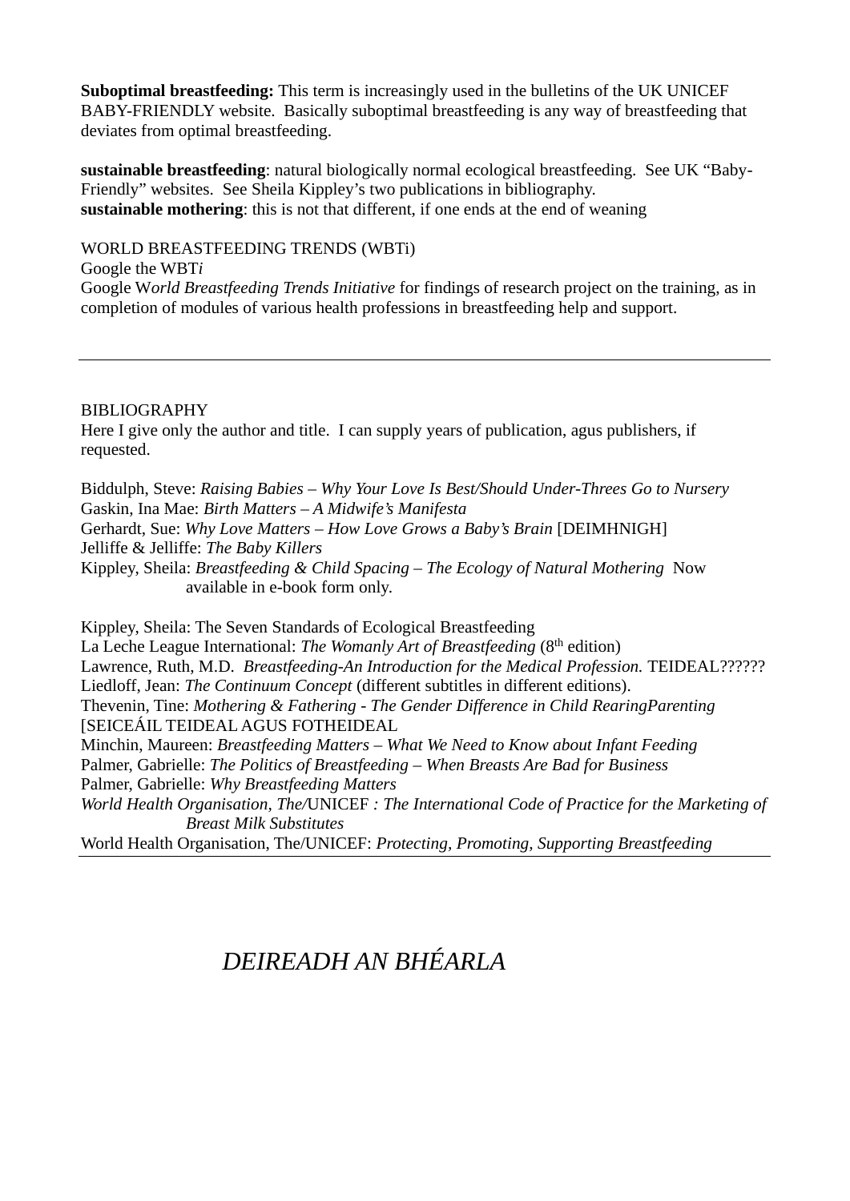**Suboptimal breastfeeding:** This term is increasingly used in the bulletins of the UK UNICEF BABY-FRIENDLY website.  Basically suboptimal breastfeeding is any way of breastfeeding that deviates from optimal breastfeeding.

**sustainable breastfeeding**: natural biologically normal ecological breastfeeding.  See UK "Baby-Friendly" websites.  See Sheila Kippley's two publications in bibliography.
**sustainable mothering**: this is not that different, if one ends at the end of weaning

WORLD BREASTFEEDING TRENDS (WBTi)
Google the WBT*i*
Google W*orld Breastfeeding Trends Initiative* for findings of research project on the training, as in completion of modules of various health professions in breastfeeding help and support.

---

BIBLIOGRAPHY
Here I give only the author and title.  I can supply years of publication, agus publishers, if requested.

Biddulph, Steve: *Raising Babies – Why Your Love Is Best/Should Under-Threes Go to Nursery*
Gaskin, Ina Mae: *Birth Matters – A Midwife's Manifesta*
Gerhardt, Sue: *Why Love Matters – How Love Grows a Baby's Brain* [DEIMHNIGH]
Jelliffe & Jelliffe: *The Baby Killers*
Kippley, Sheila: *Breastfeeding & Child Spacing – The Ecology of Natural Mothering*  Now available in e-book form only.

Kippley, Sheila: The Seven Standards of Ecological Breastfeeding
La Leche League International: *The Womanly Art of Breastfeeding* (8th edition)
Lawrence, Ruth, M.D.  *Breastfeeding-An Introduction for the Medical Profession.* TEIDEAL??????
Liedloff, Jean: *The Continuum Concept* (different subtitles in different editions).
Thevenin, Tine: *Mothering & Fathering - The Gender Difference in Child RearingParenting* [SEICEÁIL TEIDEAL AGUS FOTHEIDEAL
Minchin, Maureen: *Breastfeeding Matters – What We Need to Know about Infant Feeding*
Palmer, Gabrielle: *The Politics of Breastfeeding – When Breasts Are Bad for Business*
Palmer, Gabrielle: *Why Breastfeeding Matters*
*World Health Organisation, The/*UNICEF *: The International Code of Practice for the Marketing of Breast Milk Substitutes*
World Health Organisation, The/UNICEF: *Protecting, Promoting, Supporting Breastfeeding*

---

*DEIREADH AN BHÉARLA*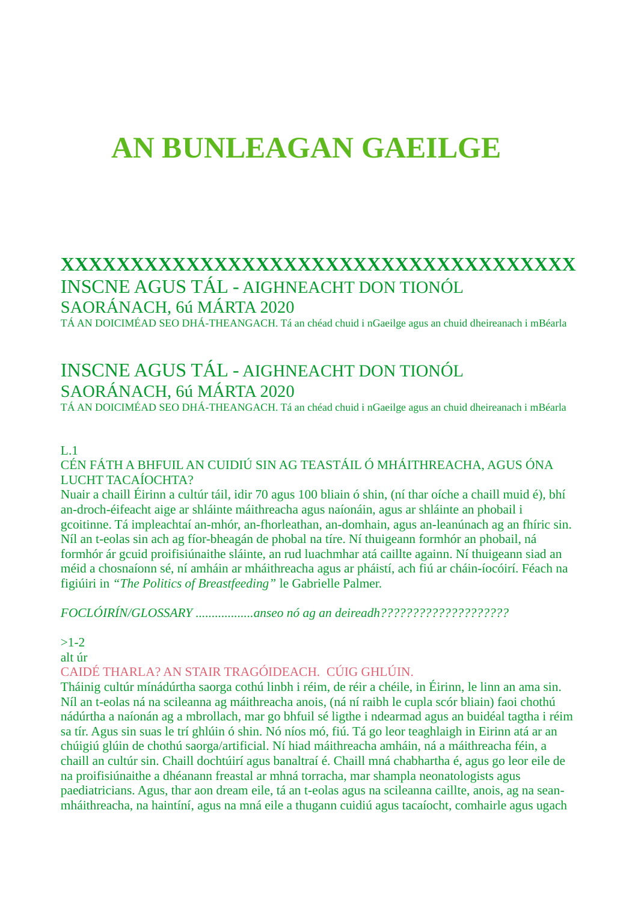# AN BUNLEAGAN GAEILGE

## XXXXXXXXXXXXXXXXXXXXXXXXXXXXXXXXXXXXX

INSCNE AGUS TÁL - AIGHNEACHT DON TIONÓL SAORÁNACH, 6ú MÁRTA 2020

TÁ AN DOICIMÉAD SEO DHÁ-THEANGACH. Tá an chéad chuid i nGaeilge agus an chuid dheireanach i mBéarla

INSCNE AGUS TÁL - AIGHNEACHT DON TIONÓL SAORÁNACH, 6ú MÁRTA 2020

TÁ AN DOICIMÉAD SEO DHÁ-THEANGACH. Tá an chéad chuid i nGaeilge agus an chuid dheireanach i mBéarla

L.1

CÉN FÁTH A BHFUIL AN CUIDIÚ SIN AG TEASTÁIL Ó MHÁITHREACHA, AGUS ÓNA LUCHT TACAÍOCHTA?

Nuair a chaill Éirinn a cultúr táil, idir 70 agus 100 bliain ó shin, (ní thar oíche a chaill muid é), bhí an-droch-éifeacht aige ar shláinte máithreacha agus naíonáin, agus ar shláinte an phobail i gcoitinne. Tá impleachtaí an-mhór, an-fhorleathan, an-domhain, agus an-leanúnach ag an fhíric sin. Níl an t-eolas sin ach ag fíor-bheagán de phobal na tíre. Ní thuigeann formhór an phobail, ná formhór ár gcuid proifisiúnaithe sláinte, an rud luachmhar atá caillte againn. Ní thuigeann siad an méid a chosnaíonn sé, ní amháin ar mháithreacha agus ar pháistí, ach fiú ar cháin-íocóirí. Féach na figiúiri in *"The Politics of Breastfeeding"* le Gabrielle Palmer.

*FOCLÓIRÍN/GLOSSARY .................anseo nó ag an deireadh????????????????????*

>1-2

alt úr

CAIDÉ THARLA? AN STAIR TRAGÓIDEACH. CÚIG GHLÚIN.

Tháinig cultúr mínádúrtha saorga cothú linbh i réim, de réir a chéile, in Éirinn, le linn an ama sin. Níl an t-eolas ná na scileanna ag máithreacha anois, (ná ní raibh le cupla scór bliain) faoi chothú nádúrtha a naíonán ag a mbrollach, mar go bhfuil sé ligthe i ndearmad agus an buidéal tagtha i réim sa tír. Agus sin suas le trí ghlúin ó shin. Nó níos mó, fiú. Tá go leor teaghlaigh in Eirinn atá ar an chúigiú glúin de chothú saorga/artificial. Ní hiad máithreacha amháin, ná a máithreacha féin, a chaill an cultúr sin. Chaill dochtúirí agus banaltraí é. Chaill mná chabhartha é, agus go leor eile de na proifisiúnaithe a dhéanann freastal ar mhná torracha, mar shampla neonatologists agus paediatricians. Agus, thar aon dream eile, tá an t-eolas agus na scileanna caillte, anois, ag na sean-mháithreacha, na haintíní, agus na mná eile a thugann cuidiú agus tacaíocht, comhairle agus ugach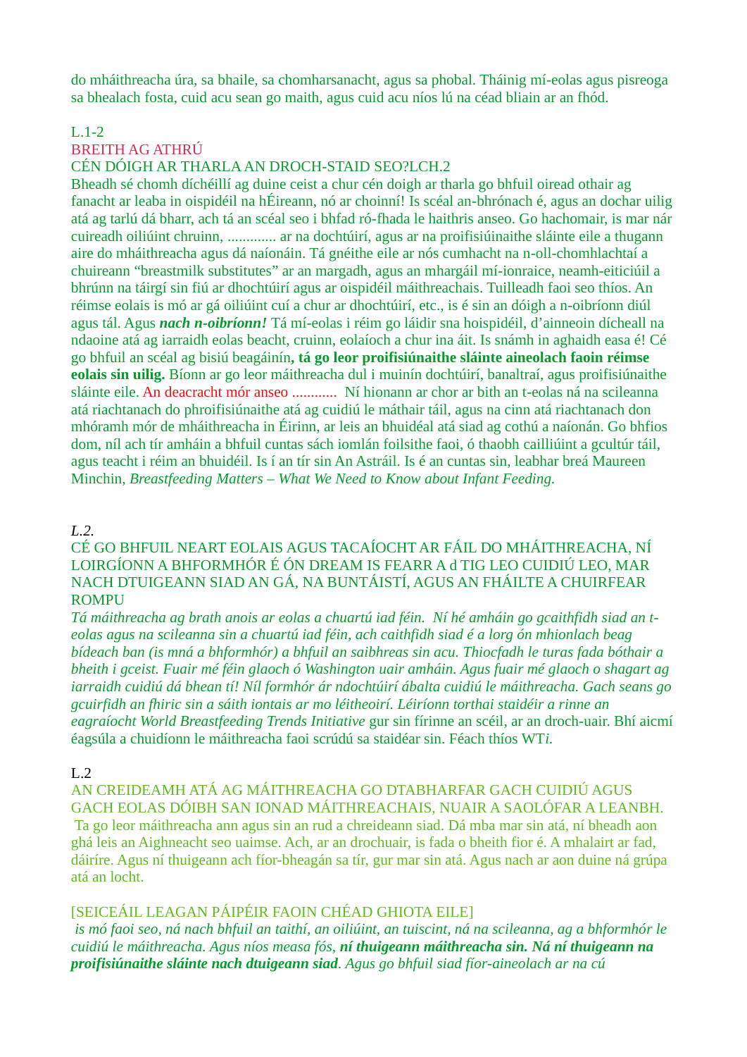do mháithreacha úra, sa bhaile, sa chomharsanacht, agus sa phobal. Tháinig mí-eolas agus pisreoga sa bhealach fosta, cuid acu sean go maith, agus cuid acu níos lú na céad bliain ar an fhód.

L.1-2

BREITH AG ATHRÚ

CÉN DÓIGH AR THARLA AN DROCH-STAID SEO?LCH.2

Bheadh sé chomh dícheillí ag duine ceist a chur cén doigh ar tharla go bhfuil oiread othair ag fanacht ar leaba in oispidéil na hÉireann, nó ar choinní! Is scéal an-bhrónach é, agus an dochar uilig atá ag tarlú dá bharr, ach tá an scéal seo i bhfad ró-fhada le haithris anseo. Go hachomair, is mar nár cuireadh oiliúint chruinn, ............. ar na dochtúirí, agus ar na proifisiúinaithe sláinte eile a thugann aire do mháithreacha agus dá naíonáin. Tá gnéithe eile ar nós cumhacht na n-oll-chomhlachtaí a chuireann "breastmilk substitutes" ar an margadh, agus an mhargáil mí-ionraice, neamh-eiticiúil a bhrúnn na táirgí sin fiú ar dhochtúirí agus ar oispidéil máithreachais. Tuilleadh faoi seo thíos. An réimse eolais is mó ar gá oiliúint cuí a chur ar dhochtúirí, etc., is é sin an dóigh a n-oibríonn diúl agus tál. Agus ***nach n-oibríonn!*** Tá mí-eolas i réim go láidir sna hoispidéil, d'ainneoin dícheall na ndaoine atá ag iarraidh eolas beacht, cruinn, eolaíoch a chur ina áit. Is snámh in aghaidh easa é! Cé go bhfuil an scéal ag bisiú beagáinín**, tá go leor proifisiúnaithe sláinte aineolach faoin réimse eolais sin uilig.** Bíonn ar go leor máithreacha dul i muinín dochtúirí, banaltraí, agus proifisiúnaithe sláinte eile. An deacracht mór anseo ............ Ní hionann ar chor ar bith an t-eolas ná na scileanna atá riachtanach do phroifisiúnaithe atá ag cuidiú le máthair táil, agus na cinn atá riachtanach don mhóramh mór de mháithreacha in Éirinn, ar leis an bhuidéal atá siad ag cothú a naíonán. Go bhfios dom, níl ach tír amháin a bhfuil cuntas sách iomlán foilsithe faoi, ó thaobh cailliúint a gcultúr táil, agus teacht i réim an bhuidéil. Is í an tír sin An Astráil. Is é an cuntas sin, leabhar breá Maureen Minchin, *Breastfeeding Matters – What We Need to Know about Infant Feeding.*

*L.2.*

CÉ GO BHFUIL NEART EOLAIS AGUS TACAÍOCHT AR FÁIL DO MHÁITHREACHA, NÍ LOIRGÍONN A BHFORMHÓR É ÓN DREAM IS FEARR A d TIG LEO CUIDIÚ LEO, MAR NACH DTUIGEANN SIAD AN GÁ, NA BUNTÁISTÍ, AGUS AN FHÁILTE A CHUIRFEAR ROMPU

*Tá máithreacha ag brath anois ar eolas a chuartú iad féin. Ní hé amháin go gcaithfidh siad an t-eolas agus na scileanna sin a chuartú iad féin, ach caithfidh siad é a lorg ón mhionlach beag bídeach ban (is mná a bhformhór) a bhfuil an saibhreas sin acu. Thiocfadh le turas fada bóthair a bheith i gceist. Fuair mé féin glaoch ó Washington uair amháin. Agus fuair mé glaoch o shagart ag iarraidh cuidiú dá bhean tí! Níl formhór ár ndochtúirí ábalta cuidiú le máithreacha. Gach seans go gcuirfidh an fhiric sin a sáith iontais ar mo léitheoirí. Léiríonn torthai staidéir a rinne an eagraíocht World Breastfeeding Trends Initiative* gur sin fírinne an scéil, ar an droch-uair. Bhí aicmí éagsúla a chuidíonn le máithreacha faoi scrúdú sa staidéar sin. Féach thíos WT*i.*

L.2

AN CREIDEAMH ATÁ AG MÁITHREACHA GO DTABHARFAR GACH CUIDIÚ AGUS GACH EOLAS DÓIBH SAN IONAD MÁITHREACHAIS, NUAIR A SAOLÓFAR A LEANBH.

Ta go leor máithreacha ann agus sin an rud a chreideann siad. Dá mba mar sin atá, ní bheadh aon ghá leis an Aighneacht seo uaimse. Ach, ar an drochuair, is fada o bheith fíor é. A mhalairt ar fad, dáiríre. Agus ní thuigeann ach fíor-bheagán sa tír, gur mar sin atá. Agus nach ar aon duine ná grúpa atá an locht.

[SEICEÁIL LEAGAN PÁIPÉIR FAOIN CHÉAD GHIOTA EILE]

*is mó faoi seo, ná nach bhfuil an taithí, an oiliúint, an tuiscint, ná na scileanna, ag a bhformhór le cuidiú le máithreacha. Agus níos measa fós,* ***ní thuigeann máithreacha sin. Ná ní thuigeann na proifisiúnaithe sláinte nach dtuigeann siad****. Agus go bhfuil siad fíor-aineolach ar na cú*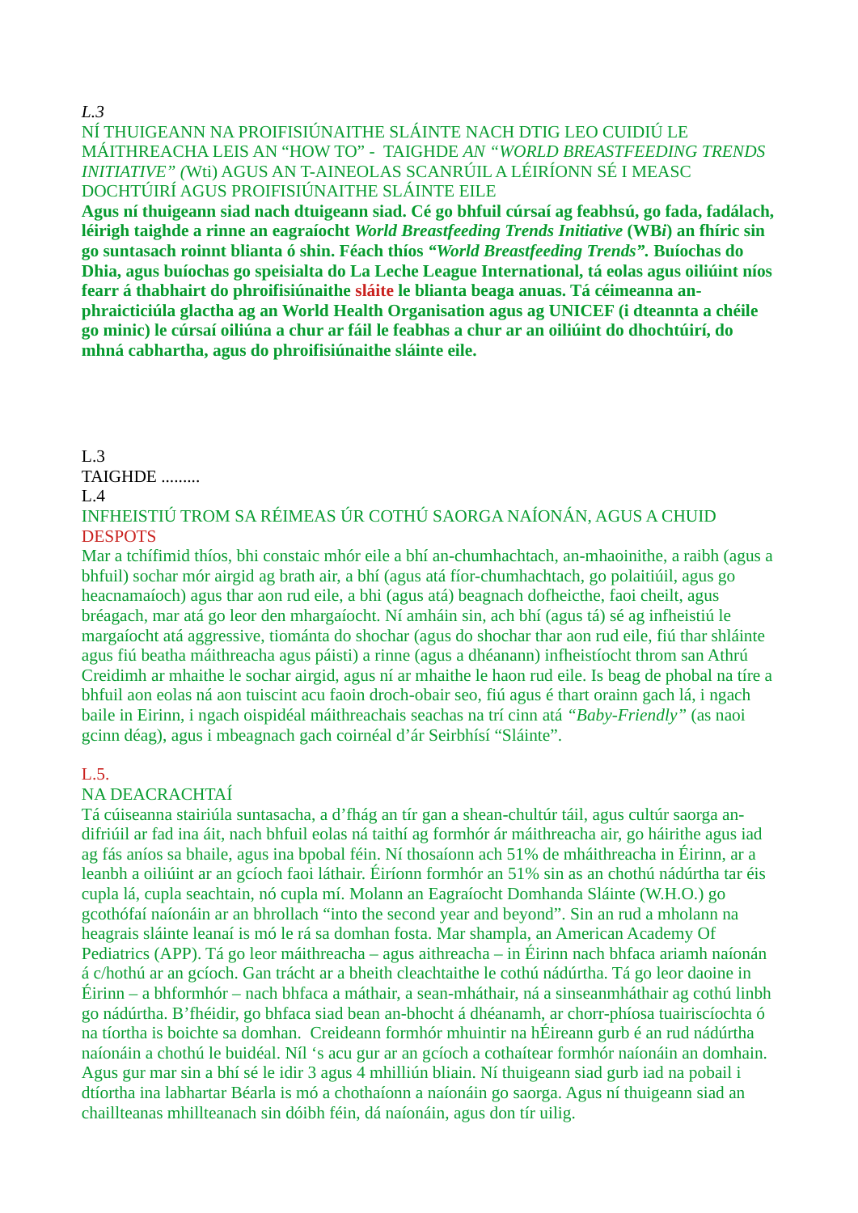*L.3*

NÍ THUIGEANN NA PROIFISIÚNAITHE SLÁINTE NACH DTIG LEO CUIDIÚ LE MÁITHREACHA LEIS AN "HOW TO" - TAIGHDE *AN "WORLD BREASTFEEDING TRENDS INITIATIVE" (*Wti) AGUS AN T-AINEOLAS SCANRÚIL A LÉIRÍONN SÉ I MEASC DOCHTÚIRÍ AGUS PROIFISIÚNAITHE SLÁINTE EILE

**Agus ní thuigeann siad nach dtuigeann siad. Cé go bhfuil cúrsaí ag feabhsú, go fada, fadálach, léirigh taighde a rinne an eagraíocht *World Breastfeeding Trends Initiative* (WB*i*) an fhíric sin go suntasach roinnt blianta ó shin. Féach thíos *"World Breastfeeding Trends"*. Buíochas do Dhia, agus buíochas go speisialta do La Leche League International, tá eolas agus oiliúint níos fearr á thabhairt do phroifisiúnaithe sláite le blianta beaga anuas. Tá céimeanna an-phraicticiúla glactha ag an World Health Organisation agus ag UNICEF (i dteannta a chéile go minic) le cúrsaí oiliúna a chur ar fáil le feabhas a chur ar an oiliúint do dhochtúirí, do mhná cabhartha, agus do phroifisiúnaithe sláinte eile.**

L.3

TAIGHDE .........

L.4

INFHEISTIÚ TROM SA RÉIMEAS ÚR COTHÚ SAORGA NAÍONÁN, AGUS A CHUID DESPOTS

Mar a tchífimid thíos, bhi constaic mhór eile a bhí an-chumhachtach, an-mhaoinithe, a raibh (agus a bhfuil) sochar mór airgid ag brath air, a bhí (agus atá fíor-chumhachtach, go polaitiúil, agus go heacnamaíoch) agus thar aon rud eile, a bhi (agus atá) beagnach dofheicthe, faoi cheilt, agus bréagach, mar atá go leor den mhargaíocht. Ní amháin sin, ach bhí (agus tá) sé ag infheistiú le margaíocht atá aggressive, tiománta do shochar (agus do shochar thar aon rud eile, fiú thar shláinte agus fiú beatha máithreacha agus páisti) a rinne (agus a dhéanann) infheistíocht throm san Athrú Creidimh ar mhaithe le sochar airgid, agus ní ar mhaithe le haon rud eile. Is beag de phobal na tíre a bhfuil aon eolas ná aon tuiscint acu faoin droch-obair seo, fiú agus é thart orainn gach lá, i ngach baile in Eirinn, i ngach oispidéal máithreachais seachas na trí cinn atá *"Baby-Friendly"* (as naoi gcinn déag), agus i mbeagnach gach coirnéal d'ár Seirbhísí "Sláinte".

L.5.

NA DEACRACHTAÍ

Tá cúiseanna stairiúla suntasacha, a d'fhág an tír gan a shean-chultúr táil, agus cultúr saorga an-difriúil ar fad ina áit, nach bhfuil eolas ná taithí ag formhór ár máithreacha air, go háirithe agus iad ag fás aníos sa bhaile, agus ina bpobal féin. Ní thosaíonn ach 51% de mháithreacha in Éirinn, ar a leanbh a oiliúint ar an gcíoch faoi láthair. Éiríonn formhór an 51% sin as an chothú nádúrtha tar éis cupla lá, cupla seachtain, nó cupla mí. Molann an Eagraíocht Domhanda Sláinte (W.H.O.) go gcothófaí naíonáin ar an bhrollach "into the second year and beyond". Sin an rud a mholann na heagrais sláinte leanaí is mó le rá sa domhan fosta. Mar shampla, an American Academy Of Pediatrics (APP). Tá go leor máithreacha – agus aithreacha – in Éirinn nach bhfaca ariamh naíonán á c/hothú ar an gcíoch. Gan trácht ar a bheith cleachtaithe le cothú nádúrtha. Tá go leor daoine in Éirinn – a bhformhór – nach bhfaca a máthair, a sean-mháthair, ná a sinseanmháthair ag cothú linbh go nádúrtha. B'fhéidir, go bhfaca siad bean an-bhocht á dhéanamh, ar chorr-phíosa tuairiscíochta ó na tíortha is boichte sa domhan. Creideann formhór mhuintir na hÉireann gurb é an rud nádúrtha naíonáin a chothú le buidéal. Níl 's acu gur ar an gcíoch a cothaítear formhór naíonáin an domhain. Agus gur mar sin a bhí sé le idir 3 agus 4 mhilliún bliain. Ní thuigeann siad gurb iad na pobail i dtíortha ina labhartar Béarla is mó a chothaíonn a naíonáin go saorga. Agus ní thuigeann siad an chaillteanas mhillteanach sin dóibh féin, dá naíonáin, agus don tír uilig.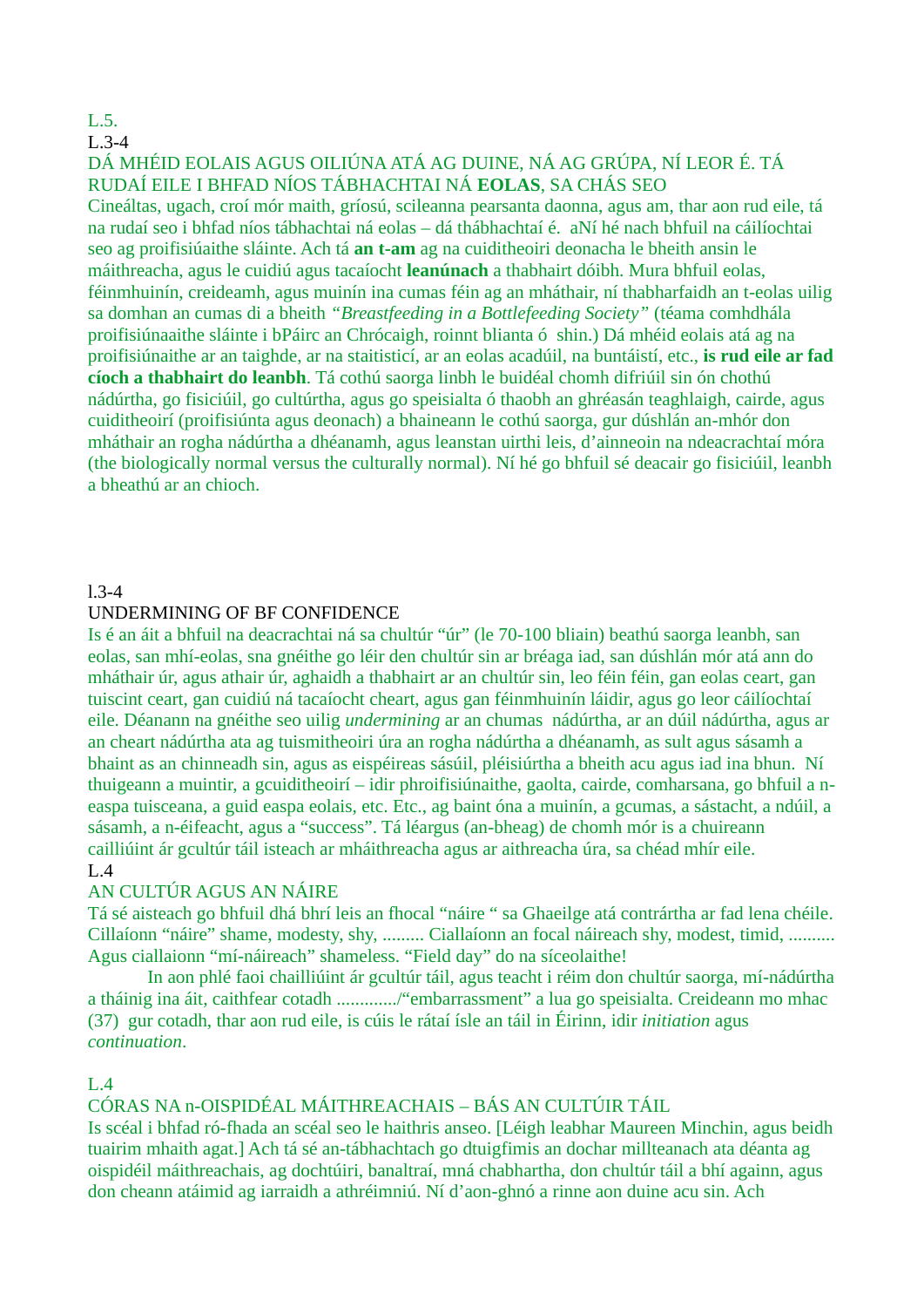L.5.

L.3-4

DÁ MHÉID EOLAIS AGUS OILIÚNA ATÁ AG DUINE, NÁ AG GRÚPA, NÍ LEOR É. TÁ RUDAÍ EILE I BHFAD NÍOS TÁBHACHTAI NÁ **EOLAS**, SA CHÁS SEO

Cineáltas, ugach, croí mór maith, gríosú, scileanna pearsanta daonna, agus am, thar aon rud eile, tá na rudaí seo i bhfad níos tábhachtai ná eolas – dá thábhachtaí é. aNí hé nach bhfuil na cáilíochtai seo ag proifisiúaithe sláinte. Ach tá **an t-am** ag na cuiditheoiri deonacha le bheith ansin le máithreacha, agus le cuidiú agus tacaíocht **leanúnach** a thabhairt dóibh. Mura bhfuil eolas, féinmhuinín, creideamh, agus muinín ina cumas féin ag an mháthair, ní thabharfaidh an t-eolas uilig sa domhan an cumas di a bheith *"Breastfeeding in a Bottlefeeding Society"* (téama comhdhála proifisiúnaaithe sláinte i bPáirc an Chrócaigh, roinnt blianta ó shin.) Dá mhéid eolais atá ag na proifisiúnaithe ar an taighde, ar na staitisticí, ar an eolas acadúil, na buntáistí, etc., **is rud eile ar fad cíoch a thabhairt do leanbh**. Tá cothú saorga linbh le buidéal chomh difriúil sin ón chothú nádúrtha, go fisiciúil, go cultúrtha, agus go speisialta ó thaobh an ghréasán teaghlaigh, cairde, agus cuiditheoirí (proifisiúnta agus deonach) a bhaineann le cothú saorga, gur dúshlán an-mhór don mháthair an rogha nádúrtha a dhéanamh, agus leanstan uirthi leis, d'ainneoin na ndeacrachtaí móra (the biologically normal versus the culturally normal). Ní hé go bhfuil sé deacair go fisiciúil, leanbh a bheathú ar an chioch.

l.3-4

UNDERMINING OF BF CONFIDENCE

Is é an áit a bhfuil na deacrachtai ná sa chultúr "úr" (le 70-100 bliain) beathú saorga leanbh, san eolas, san mhí-eolas, sna gnéithe go léir den chultúr sin ar bréaga iad, san dúshlán mór atá ann do mháthair úr, agus athair úr, aghaidh a thabhairt ar an chultúr sin, leo féin féin, gan eolas ceart, gan tuiscint ceart, gan cuidiú ná tacaíocht cheart, agus gan féinmhuinín láidir, agus go leor cáilíochtaí eile. Déanann na gnéithe seo uilig *undermining* ar an chumas nádúrtha, ar an dúil nádúrtha, agus ar an cheart nádúrtha ata ag tuismitheoiri úra an rogha nádúrtha a dhéanamh, as sult agus sásamh a bhaint as an chinneadh sin, agus as eispéireas sásúil, pléisiúrtha a bheith acu agus iad ina bhun. Ní thuigeann a muintir, a gcuiditheoirí – idir phroifisiúnaithe, gaolta, cairde, comharsana, go bhfuil a n-easpa tuisceana, a guid easpa eolais, etc. Etc., ag baint óna a muinín, a gcumas, a sástacht, a ndúil, a sásamh, a n-éifeacht, agus a "success". Tá léargus (an-bheag) de chomh mór is a chuireann cailliúint ár gcultúr táil isteach ar mháithreacha agus ar aithreacha úra, sa chéad mhír eile.

L.4

AN CULTÚR AGUS AN NÁIRE

Tá sé aisteach go bhfuil dhá bhrí leis an fhocal "náire " sa Ghaeilge atá contrártha ar fad lena chéile. Cillaíonn "náire" shame, modesty, shy, ......... Ciallaíonn an focal náireach shy, modest, timid, .......... Agus ciallaionn "mí-náireach" shameless. "Field day" do na síceolaithe!

In aon phlé faoi chailliúint ár gcultúr táil, agus teacht i réim don chultúr saorga, mí-nádúrtha a tháinig ina áit, caithfear cotadh ............./"embarrassment" a lua go speisialta. Creideann mo mhac (37) gur cotadh, thar aon rud eile, is cúis le rátaí ísle an táil in Éirinn, idir *initiation* agus *continuation*.

L.4

CÓRAS NA n-OISPIDÉAL MÁITHREACHAIS – BÁS AN CULTÚIR TÁIL

Is scéal i bhfad ró-fhada an scéal seo le haithris anseo. [Léigh leabhar Maureen Minchin, agus beidh tuairim mhaith agat.] Ach tá sé an-tábhachtach go dtuigfimis an dochar millteanach ata déanta ag oispidéil máithreachais, ag dochtúiri, banaltraí, mná chabhartha, don chultúr táil a bhí againn, agus don cheann atáimid ag iarraidh a athréimniú. Ní d'aon-ghnó a rinne aon duine acu sin. Ach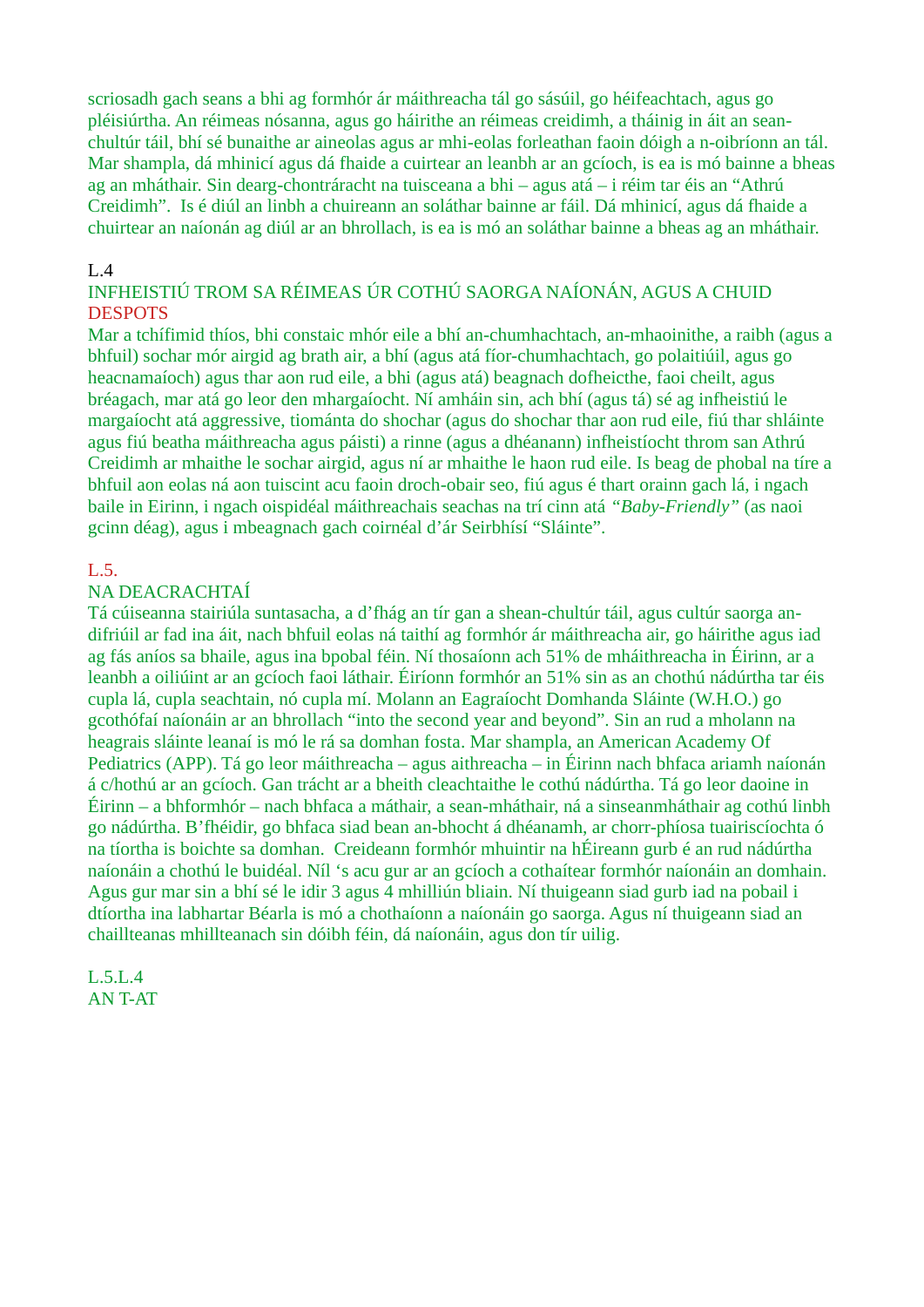scriosadh gach seans a bhi ag formhór ár máithreacha tál go sásúil, go héifeachtach, agus go pléisiúrtha. An réimeas nósanna, agus go háirithe an réimeas creidimh, a tháinig in áit an sean-chultúr táil, bhí sé bunaithe ar aineolas agus ar mhi-eolas forleathan faoin dóigh a n-oibríonn an tál. Mar shampla, dá mhinicí agus dá fhaide a cuirtear an leanbh ar an gcíoch, is ea is mó bainne a bheas ag an mháthair. Sin dearg-chontráracht na tuisceana a bhi – agus atá – i réim tar éis an "Athrú Creidimh". Is é diúl an linbh a chuireann an soláthar bainne ar fáil. Dá mhinicí, agus dá fhaide a chuirtear an naíonán ag diúl ar an bhrollach, is ea is mó an soláthar bainne a bheas ag an mháthair.

L.4

INFHEISTIÚ TROM SA RÉIMEAS ÚR COTHÚ SAORGA NAÍONÁN, AGUS A CHUID DESPOTS

Mar a tchífimid thíos, bhi constaic mhór eile a bhí an-chumhachtach, an-mhaoinithe, a raibh (agus a bhfuil) sochar mór airgid ag brath air, a bhí (agus atá fíor-chumhachtach, go polaitiúil, agus go heacnamaíoch) agus thar aon rud eile, a bhi (agus atá) beagnach dofheicthe, faoi cheilt, agus bréagach, mar atá go leor den mhargaíocht. Ní amháin sin, ach bhí (agus tá) sé ag infheistiú le margaíocht atá aggressive, tiománta do shochar (agus do shochar thar aon rud eile, fiú thar shláinte agus fiú beatha máithreacha agus páisti) a rinne (agus a dhéanann) infheistíocht throm san Athrú Creidimh ar mhaithe le sochar airgid, agus ní ar mhaithe le haon rud eile. Is beag de phobal na tíre a bhfuil aon eolas ná aon tuiscint acu faoin droch-obair seo, fiú agus é thart orainn gach lá, i ngach baile in Eirinn, i ngach oispidéal máithreachais seachas na trí cinn atá *"Baby-Friendly"* (as naoi gcinn déag), agus i mbeagnach gach coirnéal d'ár Seirbhísí "Sláinte".

L.5.

NA DEACRACHTAÍ

Tá cúiseanna stairiúla suntasacha, a d'fhág an tír gan a shean-chultúr táil, agus cultúr saorga an-difriúil ar fad ina áit, nach bhfuil eolas ná taithí ag formhór ár máithreacha air, go háirithe agus iad ag fás aníos sa bhaile, agus ina bpobal féin. Ní thosaíonn ach 51% de mháithreacha in Éirinn, ar a leanbh a oiliúint ar an gcíoch faoi láthair. Éiríonn formhór an 51% sin as an chothú nádúrtha tar éis cupla lá, cupla seachtain, nó cupla mí. Molann an Eagraíocht Domhanda Sláinte (W.H.O.) go gcothófaí naíonáin ar an bhrollach "into the second year and beyond". Sin an rud a mholann na heagrais sláinte leanaí is mó le rá sa domhan fosta. Mar shampla, an American Academy Of Pediatrics (APP). Tá go leor máithreacha – agus aithreacha – in Éirinn nach bhfaca ariamh naíonán á c/hothú ar an gcíoch. Gan trácht ar a bheith cleachtaithe le cothú nádúrtha. Tá go leor daoine in Éirinn – a bhformhór – nach bhfaca a máthair, a sean-mháthair, ná a sinseanmháthair ag cothú linbh go nádúrtha. B'fhéidir, go bhfaca siad bean an-bhocht á dhéanamh, ar chorr-phíosa tuairiscíochta ó na tíortha is boichte sa domhan. Creideann formhór mhuintir na hÉireann gurb é an rud nádúrtha naíonáin a chothú le buidéal. Níl 's acu gur ar an gcíoch a cothaítear formhór naíonáin an domhain. Agus gur mar sin a bhí sé le idir 3 agus 4 mhilliún bliain. Ní thuigeann siad gurb iad na pobail i dtíortha ina labhartar Béarla is mó a chothaíonn a naíonáin go saorga. Agus ní thuigeann siad an chaillteanas mhillteanach sin dóibh féin, dá naíonáin, agus don tír uilig.

L.5.L.4

AN T-AT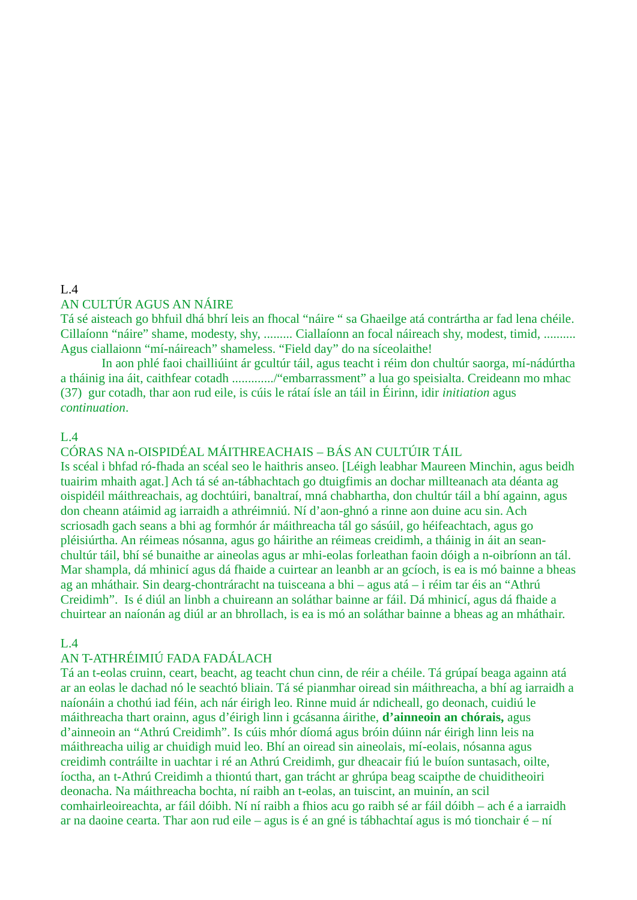L.4

## AN CULTÚR AGUS AN NÁIRE

Tá sé aisteach go bhfuil dhá bhrí leis an fhocal "náire " sa Ghaeilge atá contrártha ar fad lena chéile. Cillaíonn "náire" shame, modesty, shy, ......... Ciallaíonn an focal náireach shy, modest, timid, .......... Agus ciallaionn "mí-náireach" shameless. "Field day" do na síceolaithe!

In aon phlé faoi chailliúint ár gcultúr táil, agus teacht i réim don chultúr saorga, mí-nádúrtha a tháinig ina áit, caithfear cotadh ............/"embarrassment" a lua go speisialta. Creideann mo mhac (37) gur cotadh, thar aon rud eile, is cúis le rátaí ísle an táil in Éirinn, idir *initiation* agus *continuation*.

L.4

## CÓRAS NA n-OISPIDÉAL MÁITHREACHAIS – BÁS AN CULTÚIR TÁIL

Is scéal i bhfad ró-fhada an scéal seo le haithris anseo. [Léigh leabhar Maureen Minchin, agus beidh tuairim mhaith agat.] Ach tá sé an-tábhachtach go dtuigfimis an dochar millteanach ata déanta ag oispidéil máithreachais, ag dochtúiri, banaltraí, mná chabhartha, don chultúr táil a bhí againn, agus don cheann atáimid ag iarraidh a athréimniú. Ní d'aon-ghnó a rinne aon duine acu sin. Ach scriosadh gach seans a bhi ag formhór ár máithreacha tál go sásúil, go héifeachtach, agus go pléisiúrtha. An réimeas nósanna, agus go háirithe an réimeas creidimh, a tháinig in áit an sean-chultúr táil, bhí sé bunaithe ar aineolas agus ar mhi-eolas forleathan faoin dóigh a n-oibríonn an tál. Mar shampla, dá mhinicí agus dá fhaide a cuirtear an leanbh ar an gcíoch, is ea is mó bainne a bheas ag an mháthair. Sin dearg-chontráracht na tuisceana a bhi – agus atá – i réim tar éis an "Athrú Creidimh". Is é diúl an linbh a chuireann an soláthar bainne ar fáil. Dá mhinicí, agus dá fhaide a chuirtear an naíonán ag diúl ar an bhrollach, is ea is mó an soláthar bainne a bheas ag an mháthair.

L.4

## AN T-ATHRÉIMIÚ FADA FADÁLACH

Tá an t-eolas cruinn, ceart, beacht, ag teacht chun cinn, de réir a chéile. Tá grúpaí beaga againn atá ar an eolas le dachad nó le seachtó bliain. Tá sé pianmhar oiread sin máithreacha, a bhí ag iarraidh a naíonáin a chothú iad féin, ach nár éirigh leo. Rinne muid ár ndicheall, go deonach, cuidiú le máithreacha thart orainn, agus d'éirigh linn i gcásanna áirithe, **d'ainneoin an chórais,** agus d'ainneoin an "Athrú Creidimh". Is cúis mhór díomá agus bróin dúinn nár éirigh linn leis na máithreacha uilig ar chuidigh muid leo. Bhí an oiread sin aineolais, mí-eolais, nósanna agus creidimh contráilte in uachtar i ré an Athrú Creidimh, gur dheacair fiú le buíon suntasach, oilte, íoctha, an t-Athrú Creidimh a thiontú thart, gan trácht ar ghrúpa beag scaipthe de chuiditheoiri deonacha. Na máithreacha bochta, ní raibh an t-eolas, an tuiscint, an muinín, an scil comhairleoireachta, ar fáil dóibh. Ní ní raibh a fhios acu go raibh sé ar fáil dóibh – ach é a iarraidh ar na daoine cearta. Thar aon rud eile – agus is é an gné is tábhachtaí agus is mó tionchair é – ní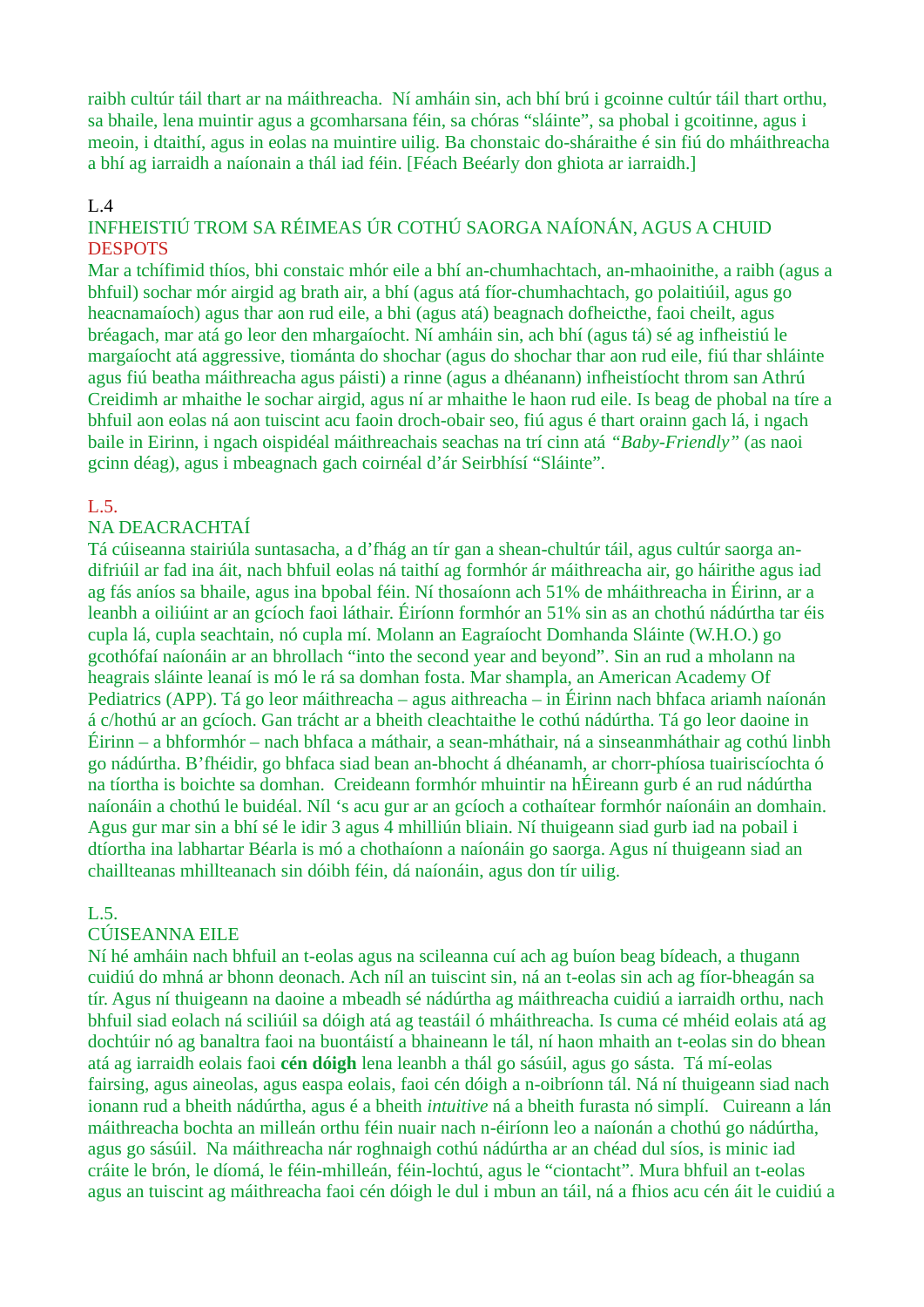raibh cultúr táil thart ar na máithreacha.  Ní amháin sin, ach bhí brú i gcoinne cultúr táil thart orthu, sa bhaile, lena muintir agus a gcomharsana féin, sa chóras "sláinte", sa phobal i gcoitinne, agus i meoin, i dtaithí, agus in eolas na muintire uilig. Ba chonstaic do-sháraithe é sin fiú do mháithreacha a bhí ag iarraidh a naíonain a thál iad féin. [Féach Beéarly don ghiota ar iarraidh.]

L.4

INFHEISTIÚ TROM SA RÉIMEAS ÚR COTHÚ SAORGA NAÍONÁN, AGUS A CHUID DESPOTS

Mar a tchífimid thíos, bhi constaic mhór eile a bhí an-chumhachtach, an-mhaoinithe, a raibh (agus a bhfuil) sochar mór airgid ag brath air, a bhí (agus atá fíor-chumhachtach, go polaitiúil, agus go heacnamaíoch) agus thar aon rud eile, a bhi (agus atá) beagnach dofheicthe, faoi cheilt, agus bréagach, mar atá go leor den mhargaíocht. Ní amháin sin, ach bhí (agus tá) sé ag infheistiú le margaíocht atá aggressive, tiománta do shochar (agus do shochar thar aon rud eile, fiú thar shláinte agus fiú beatha máithreacha agus páisti) a rinne (agus a dhéanann) infheistíocht throm san Athrú Creidimh ar mhaithe le sochar airgid, agus ní ar mhaithe le haon rud eile. Is beag de phobal na tíre a bhfuil aon eolas ná aon tuiscint acu faoin droch-obair seo, fiú agus é thart orainn gach lá, i ngach baile in Eirinn, i ngach oispidéal máithreachais seachas na trí cinn atá *"Baby-Friendly"* (as naoi gcinn déag), agus i mbeagnach gach coirnéal d'ár Seirbhísí "Sláinte".

L.5.

NA DEACRACHTAÍ

Tá cúiseanna stairiúla suntasacha, a d'fhág an tír gan a shean-chultúr táil, agus cultúr saorga an-difriúil ar fad ina áit, nach bhfuil eolas ná taithí ag formhór ár máithreacha air, go háirithe agus iad ag fás aníos sa bhaile, agus ina bpobal féin. Ní thosaíonn ach 51% de mháithreacha in Éirinn, ar a leanbh a oiliúint ar an gcíoch faoi láthair. Éiríonn formhór an 51% sin as an chothú nádúrtha tar éis cupla lá, cupla seachtain, nó cupla mí. Molann an Eagraíocht Domhanda Sláinte (W.H.O.) go gcothófaí naíonáin ar an bhrollach "into the second year and beyond". Sin an rud a mholann na heagrais sláinte leanaí is mó le rá sa domhan fosta. Mar shampla, an American Academy Of Pediatrics (APP). Tá go leor máithreacha – agus aithreacha – in Éirinn nach bhfaca ariamh naíonán á c/hothú ar an gcíoch. Gan trácht ar a bheith cleachtaithe le cothú nádúrtha. Tá go leor daoine in Éirinn – a bhformhór – nach bhfaca a máthair, a sean-mháthair, ná a sinseanmháthair ag cothú linbh go nádúrtha. B'fhéidir, go bhfaca siad bean an-bhocht á dhéanamh, ar chorr-phíosa tuairiscíochta ó na tíortha is boichte sa domhan.  Creideann formhór mhuintir na hÉireann gurb é an rud nádúrtha naíonáin a chothú le buidéal. Níl 's acu gur ar an gcíoch a cothaítear formhór naíonáin an domhain. Agus gur mar sin a bhí sé le idir 3 agus 4 mhilliún bliain. Ní thuigeann siad gurb iad na pobail i dtíortha ina labhartar Béarla is mó a chothaíonn a naíonáin go saorga. Agus ní thuigeann siad an chaillteanas mhillteanach sin dóibh féin, dá naíonáin, agus don tír uilig.

L.5.

CÚISEANNA EILE

Ní hé amháin nach bhfuil an t-eolas agus na scileanna cuí ach ag buíon beag bídeach, a thugann cuidiú do mhná ar bhonn deonach. Ach níl an tuiscint sin, ná an t-eolas sin ach ag fíor-bheagán sa tír. Agus ní thuigeann na daoine a mbeadh sé nádúrtha ag máithreacha cuidiú a iarraidh orthu, nach bhfuil siad eolach ná sciliúil sa dóigh atá ag teastáil ó mháithreacha. Is cuma cé mhéid eolais atá ag dochtúir nó ag banaltra faoi na buontáistí a bhaineann le tál, ní haon mhaith an t-eolas sin do bhean atá ag iarraidh eolais faoi **cén dóigh** lena leanbh a thál go sásúil, agus go sásta.  Tá mí-eolas fairsing, agus aineolas, agus easpa eolais, faoi cén dóigh a n-oibríonn tál. Ná ní thuigeann siad nach ionann rud a bheith nádúrtha, agus é a bheith *intuitive* ná a bheith furasta nó simplí.  Cuireann a lán máithreacha bochta an milleán orthu féin nuair nach n-éiríonn leo a naíonán a chothú go nádúrtha, agus go sásúil.  Na máithreacha nár roghnaigh cothú nádúrtha ar an chéad dul síos, is minic iad cráite le brón, le díomá, le féin-mhilleán, féin-lochtú, agus le "ciontacht". Mura bhfuil an t-eolas agus an tuiscint ag máithreacha faoi cén dóigh le dul i mbun an táil, ná a fhios acu cén áit le cuidiú a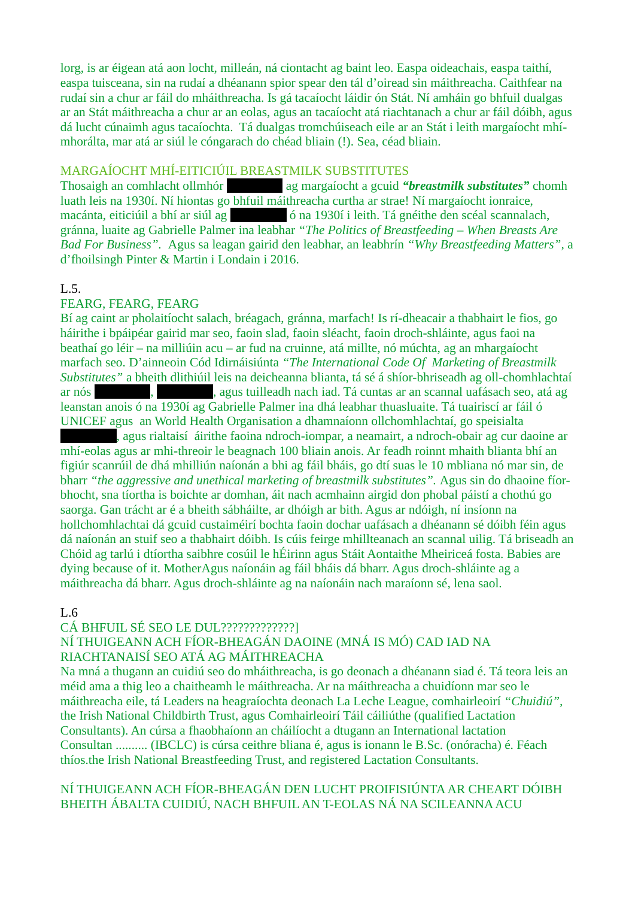lorg, is ar éigean atá aon locht, milleán, ná ciontacht ag baint leo. Easpa oideachais, easpa taithí, easpa tuisceana, sin na rudaí a dhéanann spior spear den tál d'oiread sin máithreacha. Caithfear na rudaí sin a chur ar fáil do mháithreacha. Is gá tacaíocht láidir ón Stát. Ní amháin go bhfuil dualgas ar an Stát máithreacha a chur ar an eolas, agus an tacaíocht atá riachtanach a chur ar fáil dóibh, agus dá lucht cúnaimh agus tacaíochta. Tá dualgas tromchúiseach eile ar an Stát i leith margaíocht mhí-mhorálta, mar atá ar siúl le cóngarach do chéad bliain (!). Sea, céad bliain.

MARGAÍOCHT MHÍ-EITICIÚIL BREASTMILK SUBSTITUTES

Thosaigh an comhlacht ollmhór ██████ ag margaíocht a gcuid ***"breastmilk substitutes"*** chomh luath leis na 1930í. Ní hiontas go bhfuil máithreacha curtha ar strae! Ní margaíocht ionraice, macánta, eiticiúil a bhí ar siúl ag ██████ ó na 1930í i leith. Tá gnéithe den scéal scannalach, gránna, luaite ag Gabrielle Palmer ina leabhar *"The Politics of Breastfeeding – When Breasts Are Bad For Business"*. Agus sa leagan gairid den leabhar, an leabhrín *"Why Breastfeeding Matters"*, a d'fhoilsingh Pinter & Martin i Londain i 2016.

L.5.

FEARG, FEARG, FEARG

Bí ag caint ar pholaitíocht salach, bréagach, gránna, marfach! Is rí-dheacair a thabhairt le fios, go háirithe i bpáipéar gairid mar seo, faoin slad, faoin sléacht, faoin droch-shláinte, agus faoi na beathaí go léir – na milliúin acu – ar fud na cruinne, atá millte, nó múchta, ag an mhargaíocht marfach seo. D'ainneoin Cód Idirnáisiúnta *"The International Code Of Marketing of Breastmilk Substitutes"* a bheith dlithiúil leis na deicheanna blianta, tá sé á shíor-bhriseadh ag oll-chomhlachtaí ar nós ██████, ██████, agus tuilleadh nach iad. Tá cuntas ar an scannal uafásach seo, atá ag leanstan anois ó na 1930í ag Gabrielle Palmer ina dhá leabhar thuasluaite. Tá tuairiscí ar fáil ó UNICEF agus an World Health Organisation a dhamnaíonn ollchomhlachtaí, go speisialta ██████, agus rialtaisí áirithe faoina ndroch-iompar, a neamairt, a ndroch-obair ag cur daoine ar mhí-eolas agus ar mhi-threoir le beagnach 100 bliain anois. Ar feadh roinnt mhaith blianta bhí an figiúr scanrúil de dhá mhilliún naíonán a bhi ag fáil bháis, go dtí suas le 10 mbliana nó mar sin, de bharr *"the aggressive and unethical marketing of breastmilk substitutes"*. Agus sin do dhaoine fíor-bhocht, sna tíortha is boichte ar domhan, áit nach acmhainn airgid don phobal páistí a chothú go saorga. Gan trácht ar é a bheith sábháilte, ar dhóigh ar bith. Agus ar ndóigh, ní insíonn na hollchomhlachtai dá gcuid custaiméirí bochta faoin dochar uafásach a dhéanann sé dóibh féin agus dá naíonán an stuif seo a thabhairt dóibh. Is cúis feirge mhillteanach an scannal uilig. Tá briseadh an Chóid ag tarlú i dtíortha saibhre cosúil le hÉirinn agus Stáit Aontaithe Mheiriceá fosta. Babies are dying because of it. MotherAgus naíonáin ag fáil bháis dá bharr. Agus droch-shláinte ag a máithreacha dá bharr. Agus droch-shláinte ag na naíonáin nach maraíonn sé, lena saol.

L.6

CÁ BHFUIL SÉ SEO LE DUL?????????????]

NÍ THUIGEANN ACH FÍOR-BHEAGÁN DAOINE (MNÁ IS MÓ) CAD IAD NA RIACHTANAISÍ SEO ATÁ AG MÁITHREACHA

Na mná a thugann an cuidiú seo do mháithreacha, is go deonach a dhéanann siad é. Tá teora leis an méid ama a thig leo a chaitheamh le máithreacha. Ar na máithreacha a chuidíonn mar seo le máithreacha eile, tá Leaders na heagraíochta deonach La Leche League, comhairleoirí *"Chuidiú"*, the Irish National Childbirth Trust, agus Comhairleoirí Táil cáiliúthe (qualified Lactation Consultants). An cúrsa a fhaobhaíonn an cháilíocht a dtugann an International lactation Consultan .......... (IBCLC) is cúrsa ceithre bliana é, agus is ionann le B.Sc. (onóracha) é. Féach thíos.the Irish National Breastfeeding Trust, and registered Lactation Consultants.

NÍ THUIGEANN ACH FÍOR-BHEAGÁN DEN LUCHT PROIFISIÚNTA AR CHEART DÓIBH BHEITH ÁBALTA CUIDIÚ, NACH BHFUIL AN T-EOLAS NÁ NA SCILEANNA ACU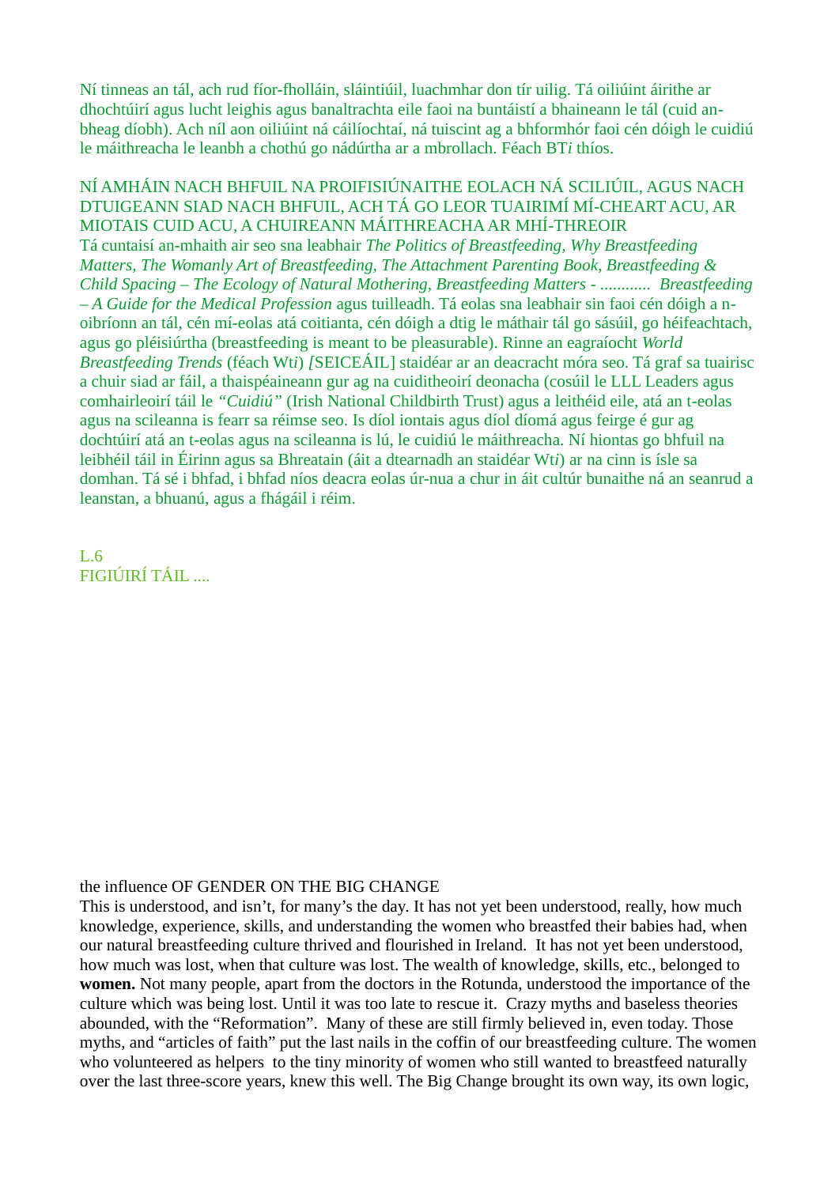Ní tinneas an tál, ach rud fíor-fholláin, sláintiúil, luachmhar don tír uilig. Tá oiliúint áirithe ar dhochtúirí agus lucht leighis agus banaltrachta eile faoi na buntáistí a bhaineann le tál (cuid an-bheag díobh). Ach níl aon oiliúint ná cáilíochtaí, ná tuiscint ag a bhformhór faoi cén dóigh le cuidiú le máithreacha le leanbh a chothú go nádúrtha ar a mbrollach. Féach BT*i* thíos.

NÍ AMHÁIN NACH BHFUIL NA PROIFISIÚNAITHE EOLACH NÁ SCILIÚIL, AGUS NACH DTUIGEANN SIAD NACH BHFUIL, ACH TÁ GO LEOR TUAIRIMÍ MÍ-CHEART ACU, AR MIOTAIS CUID ACU, A CHUIREANN MÁITHREACHA AR MHÍ-THREOIR
Tá cuntaisí an-mhaith air seo sna leabhair *The Politics of Breastfeeding, Why Breastfeeding Matters, The Womanly Art of Breastfeeding, The Attachment Parenting Book, Breastfeeding & Child Spacing – The Ecology of Natural Mothering, Breastfeeding Matters - ............ Breastfeeding – A Guide for the Medical Profession* agus tuilleadh. Tá eolas sna leabhair sin faoi cén dóigh a n-oibríonn an tál, cén mí-eolas atá coitianta, cén dóigh a dtig le máthair tál go sásúil, go héifeachtach, agus go pléisiúrtha (breastfeeding is meant to be pleasurable). Rinne an eagraíocht *World Breastfeeding Trends* (féach Wt*i*) *[*SEICEÁIL] staidéar ar an deacracht móra seo. Tá graf sa tuairisc a chuir siad ar fáil, a thaispéaineann gur ag na cuiditheoirí deonacha (cosúil le LLL Leaders agus comhairleoirí táil le *"Cuidiú"* (Irish National Childbirth Trust) agus a leithéid eile, atá an t-eolas agus na scileanna is fearr sa réimse seo. Is díol iontais agus díol díomá agus feirge é gur ag dochtúirí atá an t-eolas agus na scileanna is lú, le cuidiú le máithreacha. Ní hiontas go bhfuil na leibhéil táil in Éirinn agus sa Bhreatain (áit a dtearnadh an staidéar Wt*i*) ar na cinn is ísle sa domhan. Tá sé i bhfad, i bhfad níos deacra eolas úr-nua a chur in áit cultúr bunaithe ná an seanrud a leanstan, a bhuanú, agus a fhágáil i réim.

L.6
FIGIÚIRÍ TÁIL ....

the influence OF GENDER ON THE BIG CHANGE
This is understood, and isn't, for many's the day. It has not yet been understood, really, how much knowledge, experience, skills, and understanding the women who breastfed their babies had, when our natural breastfeeding culture thrived and flourished in Ireland. It has not yet been understood, how much was lost, when that culture was lost. The wealth of knowledge, skills, etc., belonged to **women.** Not many people, apart from the doctors in the Rotunda, understood the importance of the culture which was being lost. Until it was too late to rescue it. Crazy myths and baseless theories abounded, with the "Reformation". Many of these are still firmly believed in, even today. Those myths, and "articles of faith" put the last nails in the coffin of our breastfeeding culture. The women who volunteered as helpers to the tiny minority of women who still wanted to breastfeed naturally over the last three-score years, knew this well. The Big Change brought its own way, its own logic,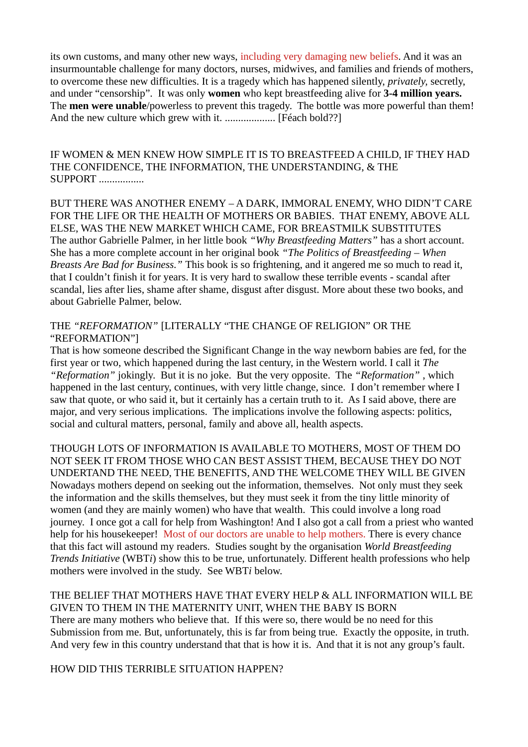its own customs, and many other new ways, including very damaging new beliefs. And it was an insurmountable challenge for many doctors, nurses, midwives, and families and friends of mothers, to overcome these new difficulties. It is a tragedy which has happened silently, *privately*, secretly, and under "censorship". It was only **women** who kept breastfeeding alive for **3-4 million years.** The **men were unable**/powerless to prevent this tragedy. The bottle was more powerful than them! And the new culture which grew with it. .................. [Féach bold??]

IF WOMEN & MEN KNEW HOW SIMPLE IT IS TO BREASTFEED A CHILD, IF THEY HAD THE CONFIDENCE, THE INFORMATION, THE UNDERSTANDING, & THE SUPPORT ................

BUT THERE WAS ANOTHER ENEMY – A DARK, IMMORAL ENEMY, WHO DIDN'T CARE FOR THE LIFE OR THE HEALTH OF MOTHERS OR BABIES. THAT ENEMY, ABOVE ALL ELSE, WAS THE NEW MARKET WHICH CAME, FOR BREASTMILK SUBSTITUTES

The author Gabrielle Palmer, in her little book *"Why Breastfeeding Matters"* has a short account. She has a more complete account in her original book *"The Politics of Breastfeeding – When Breasts Are Bad for Business."* This book is so frightening, and it angered me so much to read it, that I couldn't finish it for years. It is very hard to swallow these terrible events - scandal after scandal, lies after lies, shame after shame, disgust after disgust. More about these two books, and about Gabrielle Palmer, below.

THE *"REFORMATION"* [LITERALLY "THE CHANGE OF RELIGION" OR THE "REFORMATION"]

That is how someone described the Significant Change in the way newborn babies are fed, for the first year or two, which happened during the last century, in the Western world. I call it *The "Reformation"* jokingly. But it is no joke. But the very opposite. The *"Reformation"* , which happened in the last century, continues, with very little change, since. I don't remember where I saw that quote, or who said it, but it certainly has a certain truth to it. As I said above, there are major, and very serious implications. The implications involve the following aspects: politics, social and cultural matters, personal, family and above all, health aspects.

THOUGH LOTS OF INFORMATION IS AVAILABLE TO MOTHERS, MOST OF THEM DO NOT SEEK IT FROM THOSE WHO CAN BEST ASSIST THEM, BECAUSE THEY DO NOT UNDERTAND THE NEED, THE BENEFITS, AND THE WELCOME THEY WILL BE GIVEN

Nowadays mothers depend on seeking out the information, themselves. Not only must they seek the information and the skills themselves, but they must seek it from the tiny little minority of women (and they are mainly women) who have that wealth. This could involve a long road journey. I once got a call for help from Washington! And I also got a call from a priest who wanted help for his housekeeper! Most of our doctors are unable to help mothers. There is every chance that this fact will astound my readers. Studies sought by the organisation *World Breastfeeding Trends Initiative* (WBT*i*) show this to be true, unfortunately. Different health professions who help mothers were involved in the study. See WBT*i* below.

THE BELIEF THAT MOTHERS HAVE THAT EVERY HELP & ALL INFORMATION WILL BE GIVEN TO THEM IN THE MATERNITY UNIT, WHEN THE BABY IS BORN

There are many mothers who believe that. If this were so, there would be no need for this Submission from me. But, unfortunately, this is far from being true. Exactly the opposite, in truth. And very few in this country understand that that is how it is. And that it is not any group's fault.

HOW DID THIS TERRIBLE SITUATION HAPPEN?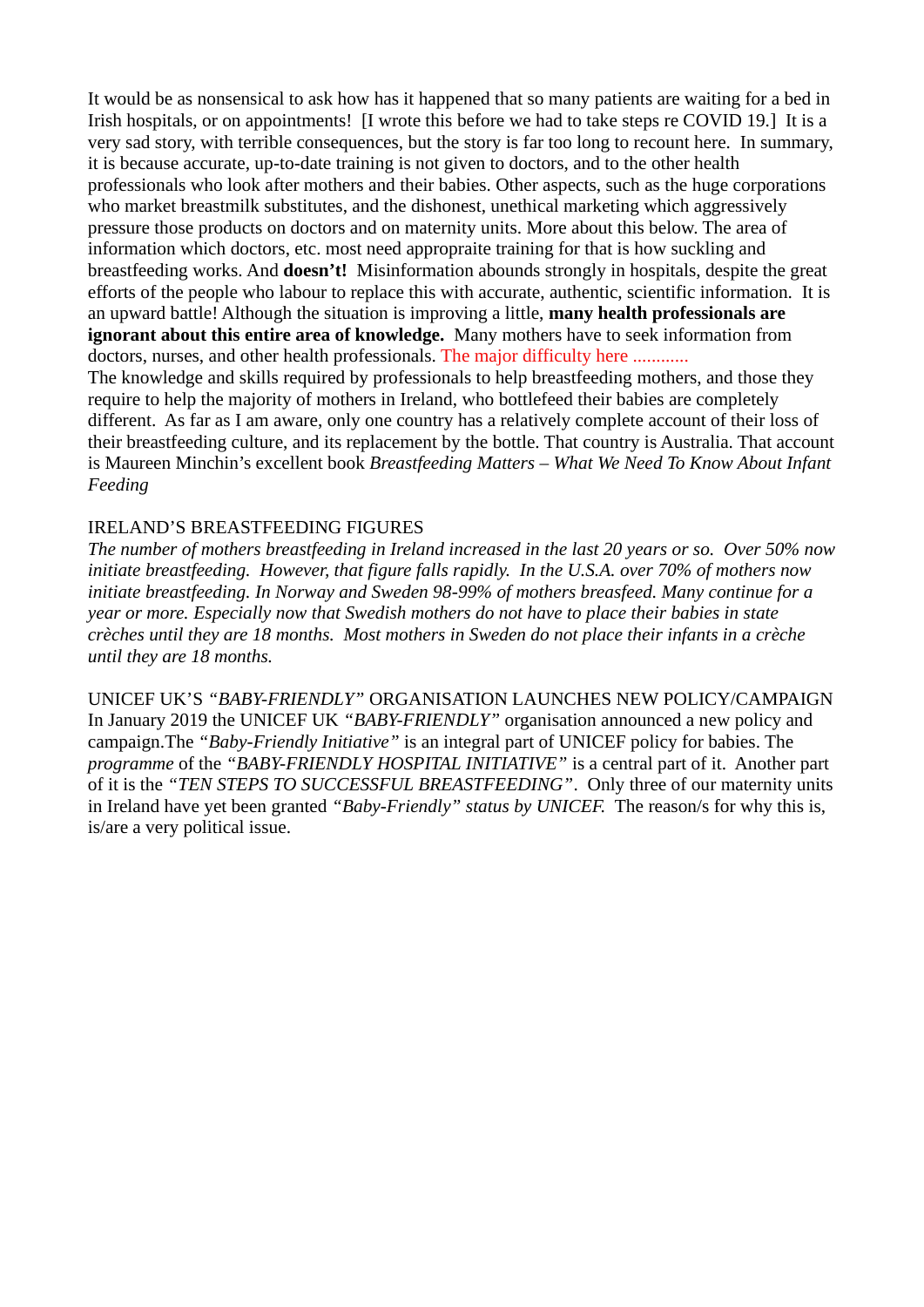It would be as nonsensical to ask how has it happened that so many patients are waiting for a bed in Irish hospitals, or on appointments! [I wrote this before we had to take steps re COVID 19.] It is a very sad story, with terrible consequences, but the story is far too long to recount here. In summary, it is because accurate, up-to-date training is not given to doctors, and to the other health professionals who look after mothers and their babies. Other aspects, such as the huge corporations who market breastmilk substitutes, and the dishonest, unethical marketing which aggressively pressure those products on doctors and on maternity units. More about this below. The area of information which doctors, etc. most need appropraite training for that is how suckling and breastfeeding works. And **doesn't!** Misinformation abounds strongly in hospitals, despite the great efforts of the people who labour to replace this with accurate, authentic, scientific information. It is an upward battle! Although the situation is improving a little, **many health professionals are ignorant about this entire area of knowledge.** Many mothers have to seek information from doctors, nurses, and other health professionals. The major difficulty here ............
The knowledge and skills required by professionals to help breastfeeding mothers, and those they require to help the majority of mothers in Ireland, who bottlefeed their babies are completely different. As far as I am aware, only one country has a relatively complete account of their loss of their breastfeeding culture, and its replacement by the bottle. That country is Australia. That account is Maureen Minchin's excellent book *Breastfeeding Matters – What We Need To Know About Infant Feeding*

IRELAND'S BREASTFEEDING FIGURES
*The number of mothers breastfeeding in Ireland increased in the last 20 years or so. Over 50% now initiate breastfeeding. However, that figure falls rapidly. In the U.S.A. over 70% of mothers now initiate breastfeeding. In Norway and Sweden 98-99% of mothers breasfeed. Many continue for a year or more. Especially now that Swedish mothers do not have to place their babies in state crèches until they are 18 months. Most mothers in Sweden do not place their infants in a crèche until they are 18 months.*

UNICEF UK'S *"BABY-FRIENDLY"* ORGANISATION LAUNCHES NEW POLICY/CAMPAIGN
In January 2019 the UNICEF UK *"BABY-FRIENDLY"* organisation announced a new policy and campaign.The *"Baby-Friendly Initiative"* is an integral part of UNICEF policy for babies. The *programme* of the *"BABY-FRIENDLY HOSPITAL INITIATIVE"* is a central part of it. Another part of it is the *"TEN STEPS TO SUCCESSFUL BREASTFEEDING"*. Only three of our maternity units in Ireland have yet been granted *"Baby-Friendly" status by UNICEF.* The reason/s for why this is, is/are a very political issue.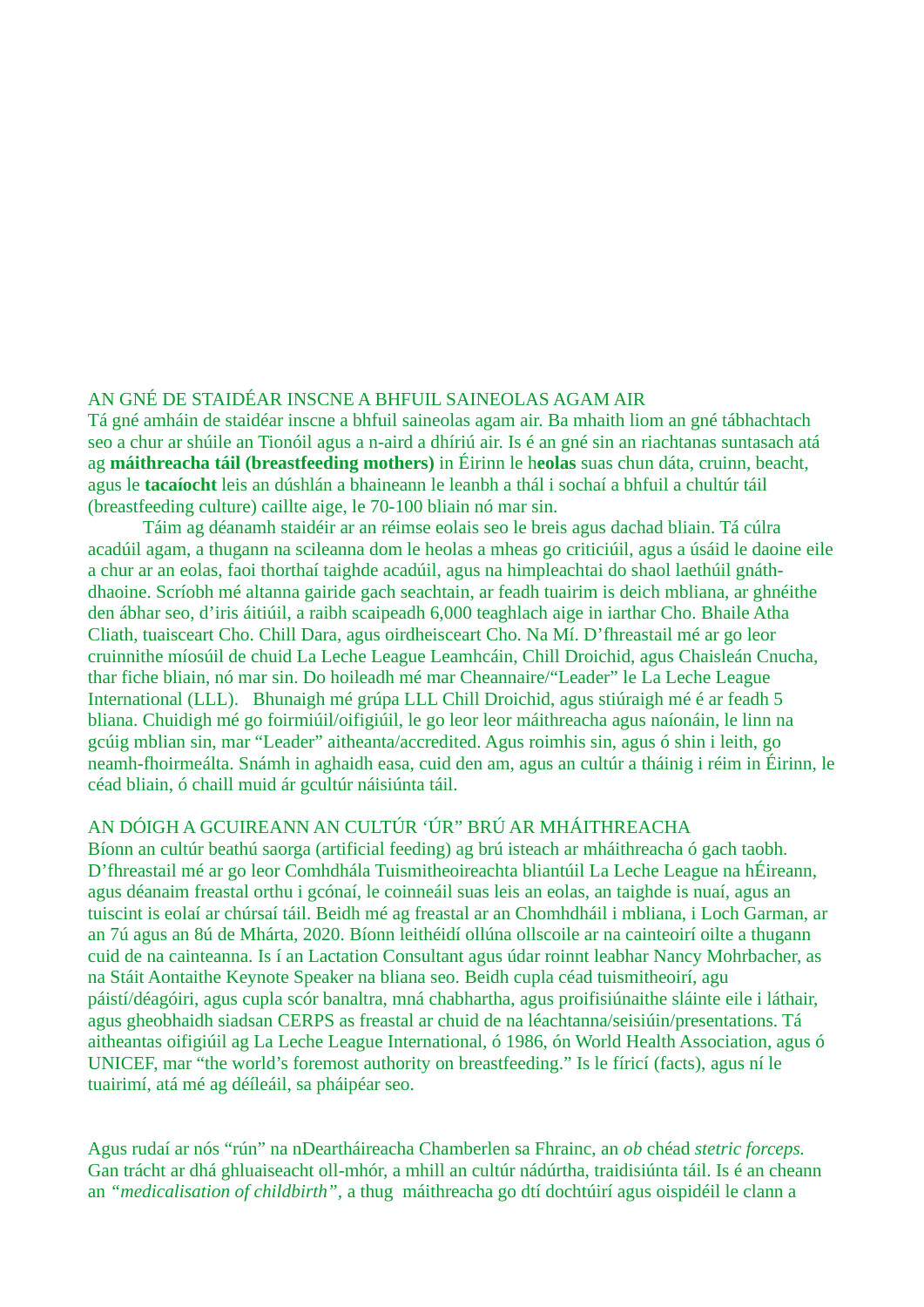## AN GNÉ DE STAIDÉAR INSCNE A BHFUIL SAINEOLAS AGAM AIR

Tá gné amháin de staidéar inscne a bhfuil saineolas agam air. Ba mhaith liom an gné tábhachtach seo a chur ar shúile an Tionóil agus a n-aird a dhíriú air. Is é an gné sin an riachtanas suntasach atá ag **máithreacha táil (breastfeeding mothers)** in Éirinn le h**eolas** suas chun dáta, cruinn, beacht, agus le **tacaíocht** leis an dúshlán a bhaineann le leanbh a thál i sochaí a bhfuil a chultúr táil (breastfeeding culture) caillte aige, le 70-100 bliain nó mar sin.

Táim ag déanamh staidéir ar an réimse eolais seo le breis agus dachad bliain. Tá cúlra acadúil agam, a thugann na scileanna dom le heolas a mheas go criticiúil, agus a úsáid le daoine eile a chur ar an eolas, faoi thorthaí taighde acadúil, agus na himpleachtai do shaol laethúil gnáth-dhaoine. Scríobh mé altanna gairide gach seachtain, ar feadh tuairim is deich mbliana, ar ghnéithe den ábhar seo, d'iris áitiúil, a raibh scaipeadh 6,000 teaghlach aige in iarthar Cho. Bhaile Atha Cliath, tuaisceart Cho. Chill Dara, agus oirdheisceart Cho. Na Mí. D'fhreastail mé ar go leor cruinnithe míosúil de chuid La Leche League Leamhcáin, Chill Droichid, agus Chaisleán Cnucha, thar fiche bliain, nó mar sin. Do hoileadh mé mar Cheannaire/"Leader" le La Leche League International (LLL). Bhunaigh mé grúpa LLL Chill Droichid, agus stiúraigh mé é ar feadh 5 bliana. Chuidigh mé go foirmiúil/oifigiúil, le go leor leor máithreacha agus naíonáin, le linn na gcúig mblian sin, mar "Leader" aitheanta/accredited. Agus roimhis sin, agus ó shin i leith, go neamh-fhoirmeálta. Snámh in aghaidh easa, cuid den am, agus an cultúr a tháinig i réim in Éirinn, le céad bliain, ó chaill muid ár gcultúr náisiúnta táil.

## AN DÓIGH A GCUIREANN AN CULTÚR 'ÚR" BRÚ AR MHÁITHREACHA

Bíonn an cultúr beathú saorga (artificial feeding) ag brú isteach ar mháithreacha ó gach taobh. D'fhreastail mé ar go leor Comhdhála Tuismitheoireachta bliantúil La Leche League na hÉireann, agus déanaim freastal orthu i gcónaí, le coinneáil suas leis an eolas, an taighde is nuaí, agus an tuiscint is eolaí ar chúrsaí táil. Beidh mé ag freastal ar an Chomhdháil i mbliana, i Loch Garman, ar an 7ú agus an 8ú de Mhárta, 2020. Bíonn leithéidí ollúna ollscoile ar na cainteoirí oilte a thugann cuid de na cainteanna. Is í an Lactation Consultant agus údar roinnt leabhar Nancy Mohrbacher, as na Stáit Aontaithe Keynote Speaker na bliana seo. Beidh cupla céad tuismitheoirí, agu páistí/déagóiri, agus cupla scór banaltra, mná chabhartha, agus proifisiúnaithe sláinte eile i láthair, agus gheobhaidh siadsan CERPS as freastal ar chuid de na léachtanna/seisiúin/presentations. Tá aitheantas oifigiúil ag La Leche League International, ó 1986, ón World Health Association, agus ó UNICEF, mar "the world's foremost authority on breastfeeding." Is le fíricí (facts), agus ní le tuairimí, atá mé ag déileáil, sa pháipéar seo.

Agus rudaí ar nós "rún" na nDeartháireacha Chamberlen sa Fhrainc, an *ob* chéad *stetric forceps.* Gan trácht ar dhá ghluaiseacht oll-mhór, a mhill an cultúr nádúrtha, traidisiúnta táil. Is é an cheann an *"medicalisation of childbirth"*, a thug máithreacha go dtí dochtúirí agus oispidéil le clann a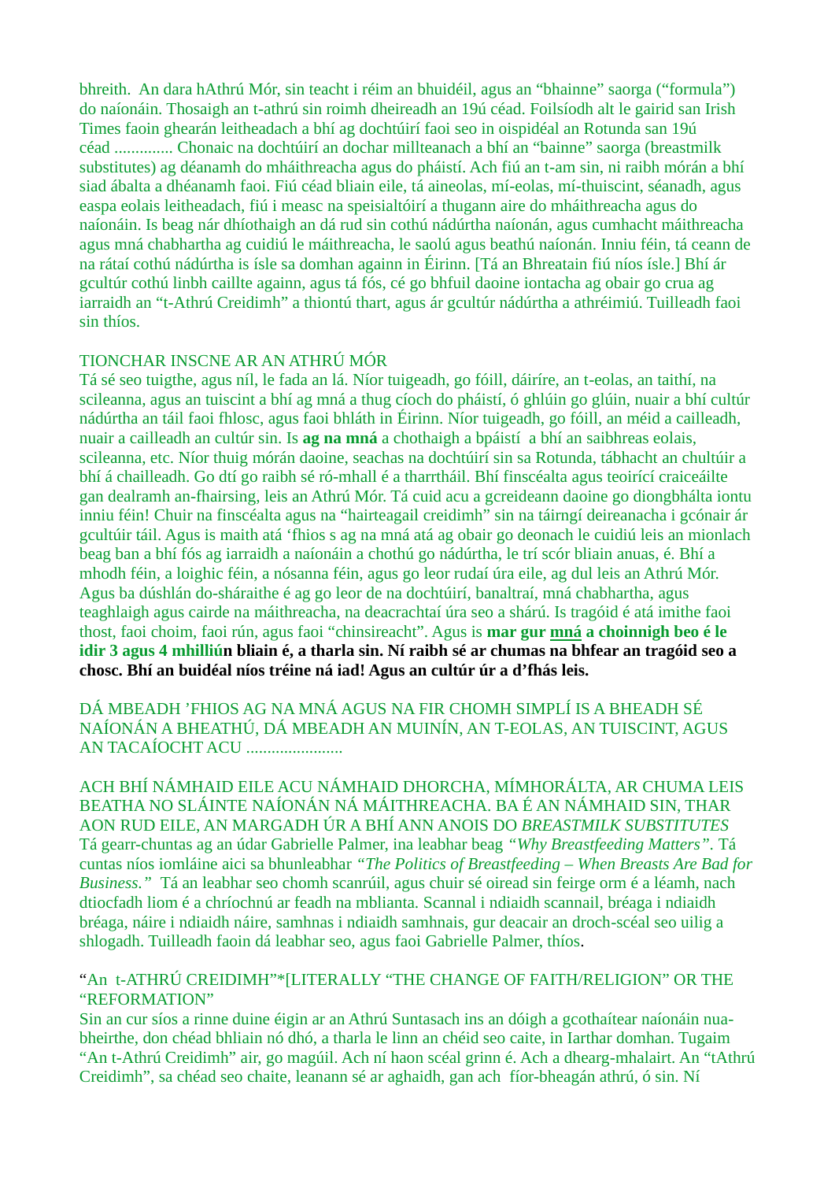bhreith.  An dara hAthrú Mór, sin teacht i réim an bhuidéil, agus an "bhainne" saorga ("formula") do naíonáin. Thosaigh an t-athrú sin roimh dheireadh an 19ú céad. Foilsíodh alt le gairid san Irish Times faoin ghearán leitheadach a bhí ag dochtúirí faoi seo in oispidéal an Rotunda san 19ú céad .............. Chonaic na dochtúirí an dochar millteanach a bhí an "bainne" saorga (breastmilk substitutes) ag déanamh do mháithreacha agus do pháistí. Ach fiú an t-am sin, ni raibh mórán a bhí siad ábalta a dhéanamh faoi. Fiú céad bliain eile, tá aineolas, mí-eolas, mí-thuiscint, séanadh, agus easpa eolais leitheadach, fiú i measc na speisialtóirí a thugann aire do mháithreacha agus do naíonáin. Is beag nár dhíothaigh an dá rud sin cothú nádúrtha naíonán, agus cumhacht máithreacha agus mná chabhartha ag cuidiú le máithreacha, le saolú agus beathú naíonán. Inniu féin, tá ceann de na rátaí cothú nádúrtha is ísle sa domhan againn in Éirinn. [Tá an Bhreatain fiú níos ísle.] Bhí ár gcultúr cothú linbh caillte againn, agus tá fós, cé go bhfuil daoine iontacha ag obair go crua ag iarraidh an "t-Athrú Creidimh" a thiontú thart, agus ár gcultúr nádúrtha a athréimiú. Tuilleadh faoi sin thíos.

TIONCHAR INSCNE AR AN ATHRÚ MÓR

Tá sé seo tuigthe, agus níl, le fada an lá. Níor tuigeadh, go fóill, dáiríre, an t-eolas, an taithí, na scileanna, agus an tuiscint a bhí ag mná a thug cíoch do pháistí, ó ghlúin go glúin, nuair a bhí cultúr nádúrtha an táil faoi fhlosc, agus faoi bhláth in Éirinn. Níor tuigeadh, go fóill, an méid a cailleadh, nuair a cailleadh an cultúr sin. Is **ag na mná** a chothaigh a bpáistí  a bhí an saibhreas eolais, scileanna, etc. Níor thuig mórán daoine, seachas na dochtúirí sin sa Rotunda, tábhacht an chultúir a bhí á chailleadh. Go dtí go raibh sé ró-mhall é a tharrtháil. Bhí finscéalta agus teoiricí craiceáilte gan dealramh an-fhairsing, leis an Athrú Mór. Tá cuid acu a gcreideann daoine go diongbhálta iontu inniu féin! Chuir na finscéalta agus na "hairteagail creidimh" sin na táirngí deireanacha i gcónair ár gcultúir táil. Agus is maith atá 'fhios s ag na mná atá ag obair go deonach le cuidiú leis an mionlach beag ban a bhí fós ag iarraidh a naíonáin a chothú go nádúrtha, le trí scór bliain anuas, é. Bhí a mhodh féin, a loighic féin, a nósanna féin, agus go leor rudaí úra eile, ag dul leis an Athrú Mór. Agus ba dúshlán do-sháraithe é ag go leor de na dochtúirí, banaltraí, mná chabhartha, agus teaghlaigh agus cairde na máithreacha, na deacrachtaí úra seo a shárú. Is tragóid é atá imithe faoi thost, faoi choim, faoi rún, agus faoi "chinsireacht". Agus is **mar gur <u>mná</u> a choinnigh beo é le idir 3 agus 4 mhilliún bliain é, a tharla sin. Ní raibh sé ar chumas na bhfear an tragóid seo a chosc. Bhí an buidéal níos tréine ná iad! Agus an cultúr úr a d'fhás leis.**

DÁ MBEADH 'FHIOS AG NA MNÁ AGUS NA FIR CHOMH SIMPLÍ IS A BHEADH SÉ NAÍONÁN A BHEATHÚ, DÁ MBEADH AN MUINÍN, AN T-EOLAS, AN TUISCINT, AGUS AN TACAÍOCHT ACU ......................

ACH BHÍ NÁMHAID EILE ACU NÁMHAID DHORCHA, MÍMHORÁLTA, AR CHUMA LEIS BEATHA NO SLÁINTE NAÍONÁN NÁ MÁITHREACHA. BA É AN NÁMHAID SIN, THAR AON RUD EILE, AN MARGADH ÚR A BHÍ ANN ANOIS DO *BREASTMILK SUBSTITUTES*
Tá gearr-chuntas ag an údar Gabrielle Palmer, ina leabhar beag *"Why Breastfeeding Matters"*. Tá cuntas níos iomláine aici sa bhunleabhar *"The Politics of Breastfeeding – When Breasts Are Bad for Business."*  Tá an leabhar seo chomh scanrúil, agus chuir sé oiread sin feirge orm é a léamh, nach dtiocfadh liom é a chríochnú ar feadh na mblianta. Scannal i ndiaidh scannail, bréaga i ndiaidh bréaga, náire i ndiaidh náire, samhnas i ndiaidh samhnais, gur deacair an droch-scéal seo uilig a shlogadh. Tuilleadh faoin dá leabhar seo, agus faoi Gabrielle Palmer, thíos.

"An  t-ATHRÚ CREIDIMH"*[LITERALLY "THE CHANGE OF FAITH/RELIGION" OR THE "REFORMATION"

Sin an cur síos a rinne duine éigin ar an Athrú Suntasach ins an dóigh a gcothaítear naíonáin nua-bheirthe, don chéad bhliain nó dhó, a tharla le linn an chéid seo caite, in Iarthar domhan. Tugaim "An t-Athrú Creidimh" air, go magúil. Ach ní haon scéal grinn é. Ach a dhearg-mhalairt. An "tAthrú Creidimh", sa chéad seo chaite, leanann sé ar aghaidh, gan ach  fíor-bheagán athrú, ó sin. Ní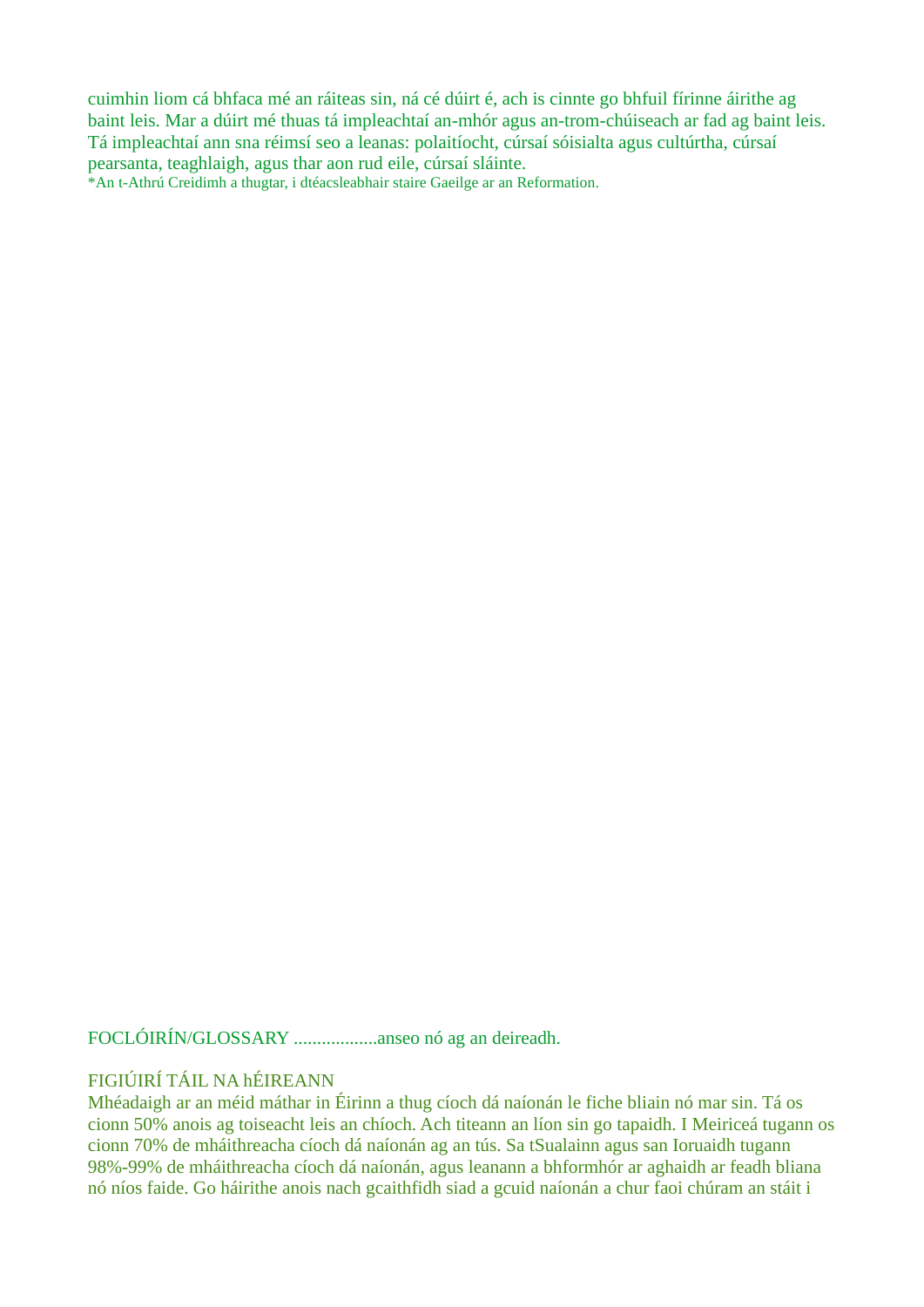cuimhin liom cá bhfaca mé an ráiteas sin, ná cé dúirt é, ach is cinnte go bhfuil fírinne áirithe ag baint leis. Mar a dúirt mé thuas tá impleachtaí an-mhór agus an-trom-chúiseach ar fad ag baint leis. Tá impleachtaí ann sna réimsí seo a leanas: polaitíocht, cúrsaí sóisialta agus cultúrtha, cúrsaí pearsanta, teaghlaigh, agus thar aon rud eile, cúrsaí sláinte.

*An t-Athrú Creidimh a thugtar, i dtéacsleabhair staire Gaeilge ar an Reformation.

FOCLÓIRÍN/GLOSSARY ..................anseo nó ag an deireadh.

FIGIÚIRÍ TÁIL NA hÉIREANN

Mhéadaigh ar an méid máthar in Éirinn a thug cíoch dá naíonán le fiche bliain nó mar sin. Tá os cionn 50% anois ag toiseacht leis an chíoch. Ach titeann an líon sin go tapaidh. I Meiriceá tugann os cionn 70% de mháithreacha cíoch dá naíonán ag an tús. Sa tSualainn agus san Ioruaidh tugann 98%-99% de mháithreacha cíoch dá naíonán, agus leanann a bhformhór ar aghaidh ar feadh bliana nó níos faide. Go háirithe anois nach gcaithfidh siad a gcuid naíonán a chur faoi chúram an stáit i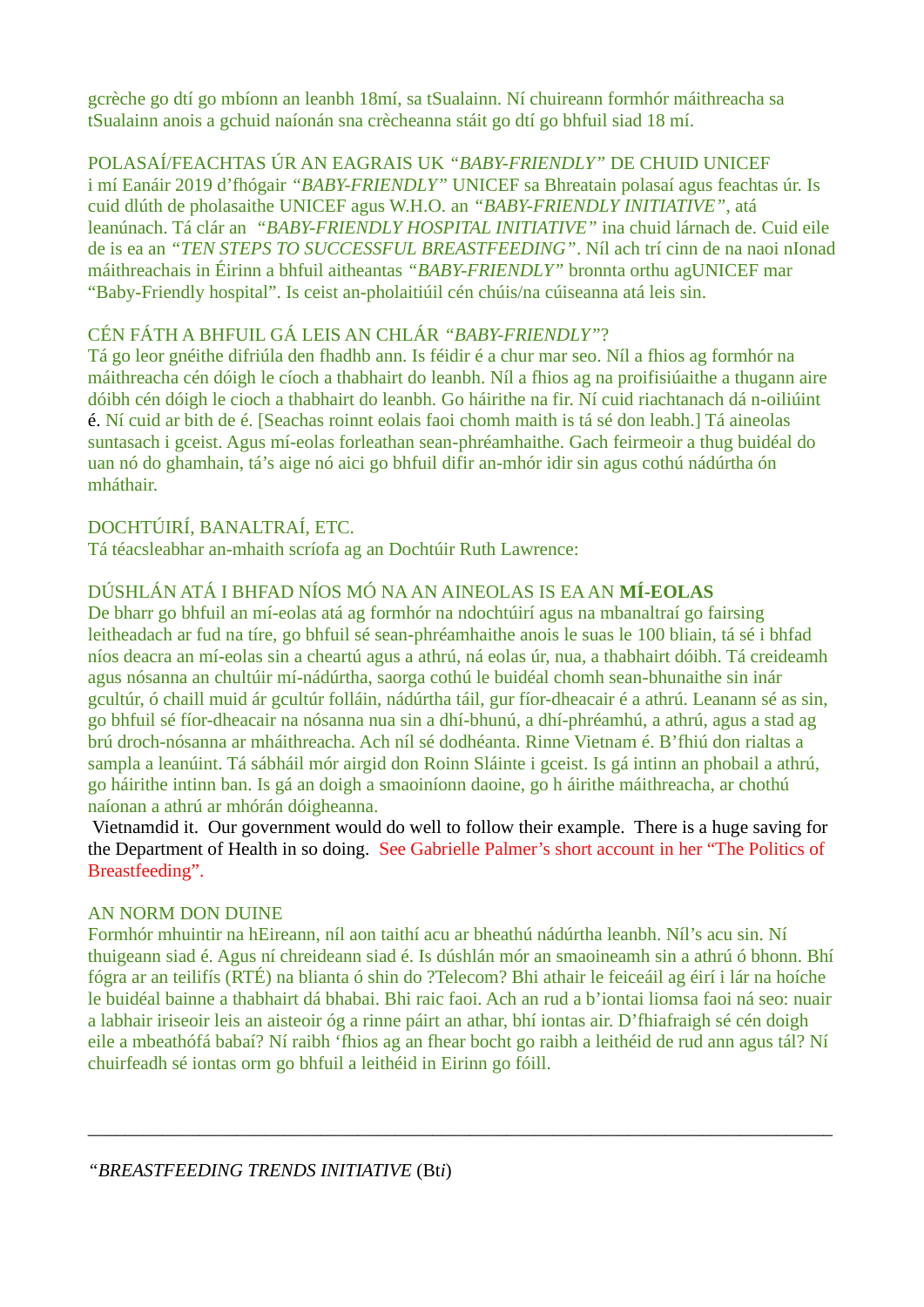gcrèche go dtí go mbíonn an leanbh 18mí, sa tSualainn. Ní chuireann formhór máithreacha sa tSualainn anois a gchuid naíonán sna crècheanna stáit go dtí go bhfuil siad 18 mí.

POLASAÍ/FEACHTAS ÚR AN EAGRAIS UK *“BABY-FRIENDLY”* DE CHUID UNICEF
i mí Eanáir 2019 d’fhógair *“BABY-FRIENDLY”* UNICEF sa Bhreatain polasaí agus feachtas úr. Is cuid dlúth de pholasaithe UNICEF agus W.H.O. an *“BABY-FRIENDLY INITIATIVE”*, atá leanúnach. Tá clár an *“BABY-FRIENDLY HOSPITAL INITIATIVE”* ina chuid lárnach de. Cuid eile de is ea an *“TEN STEPS TO SUCCESSFUL BREASTFEEDING”*. Níl ach trí cinn de na naoi nIonad máithreachais in Éirinn a bhfuil aitheantas *“BABY-FRIENDLY”* bronnta orthu agUNICEF mar “Baby-Friendly hospital”. Is ceist an-pholaitiúil cén chúis/na cúiseanna atá leis sin.

CÉN FÁTH A BHFUIL GÁ LEIS AN CHLÁR *“BABY-FRIENDLY”*?
Tá go leor gnéithe difriúla den fhadhb ann. Is féidir é a chur mar seo. Níl a fhios ag formhór na máithreacha cén dóigh le cíoch a thabhairt do leanbh. Níl a fhios ag na proifisiúaithe a thugann aire dóibh cén dóigh le cioch a thabhairt do leanbh. Go háirithe na fir. Ní cuid riachtanach dá n-oiliúint é. Ní cuid ar bith de é. [Seachas roinnt eolais faoi chomh maith is tá sé don leabh.] Tá aineolas suntasach i gceist. Agus mí-eolas forleathan sean-phréamhaithe. Gach feirmeoir a thug buidéal do uan nó do ghamhain, tá’s aige nó aici go bhfuil difir an-mhór idir sin agus cothú nádúrtha ón mháthair.

DOCHTÚIRÍ, BANALTRAÍ, ETC.
Tá téacsleabhar an-mhaith scríofa ag an Dochtúir Ruth Lawrence:

DÚSHLÁN ATÁ I BHFAD NÍOS MÓ NA AN AINEOLAS IS EA AN **MÍ-EOLAS**
De bharr go bhfuil an mí-eolas atá ag formhór na ndochtúirí agus na mbanaltraí go fairsing leitheadach ar fud na tíre, go bhfuil sé sean-phréamhaithe anois le suas le 100 bliain, tá sé i bhfad níos deacra an mí-eolas sin a cheartú agus a athrú, ná eolas úr, nua, a thabhairt dóibh. Tá creideamh agus nósanna an chultúir mí-nádúrtha, saorga cothú le buidéal chomh sean-bhunaithe sin inár gcultúr, ó chaill muid ár gcultúr folláin, nádúrtha táil, gur fíor-dheacair é a athrú. Leanann sé as sin, go bhfuil sé fíor-dheacair na nósanna nua sin a dhí-bhunú, a dhí-phréamhú, a athrú, agus a stad ag brú droch-nósanna ar mháithreacha. Ach níl sé dodhéanta. Rinne Vietnam é. B’fhiú don rialtas a sampla a leanúint. Tá sábháil mór airgid don Roinn Sláinte i gceist. Is gá intinn an phobail a athrú, go háirithe intinn ban. Is gá an doigh a smaoiníonn daoine, go h áirithe máithreacha, ar chothú naíonan a athrú ar mhórán dóigheanna.
Vietnamdid it. Our government would do well to follow their example. There is a huge saving for the Department of Health in so doing. See Gabrielle Palmer’s short account in her “The Politics of Breastfeeding”.

AN NORM DON DUINE
Formhór mhuintir na hEireann, níl aon taithí acu ar bheathú nádúrtha leanbh. Níl’s acu sin. Ní thuigeann siad é. Agus ní chreideann siad é. Is dúshlán mór an smaoineamh sin a athrú ó bhonn. Bhí fógra ar an teilifís (RTÉ) na blianta ó shin do ?Telecom? Bhi athair le feiceáil ag éirí i lár na hoíche le buidéal bainne a thabhairt dá bhabai. Bhi raic faoi. Ach an rud a b’iontai liomsa faoi ná seo: nuair a labhair iriseoir leis an aisteoir óg a rinne páirt an athar, bhí iontas air. D’fhiafraigh sé cén doigh eile a mbeathófá babaí? Ní raibh ‘fhios ag an fhear bocht go raibh a leithéid de rud ann agus tál? Ní chuirfeadh sé iontas orm go bhfuil a leithéid in Eirinn go fóill.

---

*“BREASTFEEDING TRENDS INITIATIVE* (Bt*i*)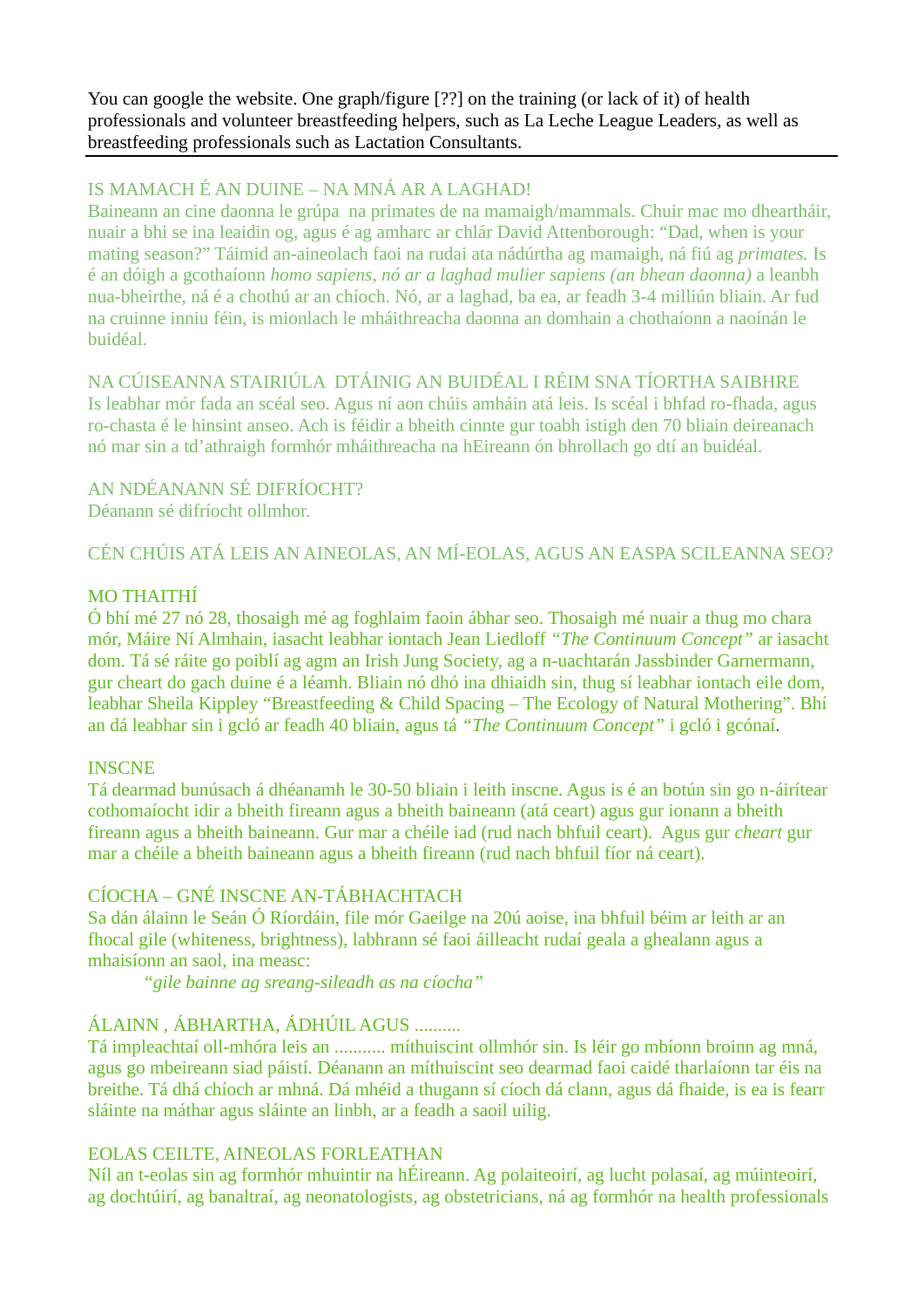You can google the website. One graph/figure [??] on the training (or lack of it) of health professionals and volunteer breastfeeding helpers, such as La Leche League Leaders, as well as breastfeeding professionals such as Lactation Consultants.

---

## IS MAMACH É AN DUINE – NA MNÁ AR A LAGHAD!

Baineann an cine daonna le grúpa na primates de na mamaigh/mammals. Chuir mac mo dheartháir, nuair a bhi se ina leaidin og, agus é ag amharc ar chlár David Attenborough: "Dad, when is your mating season?" Táimid an-aineolach faoi na rudai ata nádúrtha ag mamaigh, ná fiú ag *primates.* Is é an dóigh a gcothaíonn *homo sapiens, nó ar a laghad mulier sapiens (an bhean daonna)* a leanbh nua-bheirthe, ná é a chothú ar an chíoch. Nó, ar a laghad, ba ea, ar feadh 3-4 milliún bliain. Ar fud na cruinne inniu féin, is mionlach le mháithreacha daonna an domhain a chothaíonn a naoínán le buidéal.

## NA CÚISEANNA STAIRIÚLA DTÁINIG AN BUIDÉAL I RÉIM SNA TÍORTHA SAIBHRE

Is leabhar mór fada an scéal seo. Agus ní aon chúis amháin atá leis. Is scéal i bhfad ro-fhada, agus ro-chasta é le hinsint anseo. Ach is féidir a bheith cinnte gur toabh istigh den 70 bliain deireanach nó mar sin a td'athraigh formhór mháithreacha na hEireann ón bhrollach go dtí an buidéal.

## AN NDÉANANN SÉ DIFRÍOCHT?

Déanann sé difríocht ollmhor.

## CÉN CHÚIS ATÁ LEIS AN AINEOLAS, AN MÍ-EOLAS, AGUS AN EASPA SCILEANNA SEO?

## MO THAITHÍ

Ó bhí mé 27 nó 28, thosaigh mé ag foghlaim faoin ábhar seo. Thosaigh mé nuair a thug mo chara mór, Máire Ní Almhain, iasacht leabhar iontach Jean Liedloff *"The Continuum Concept"* ar iasacht dom. Tá sé ráite go poiblí ag agm an Irish Jung Society, ag a n-uachtarán Jassbinder Garnermann, gur cheart do gach duine é a léamh. Bliain nó dhó ina dhiaidh sin, thug sí leabhar iontach eile dom, leabhar Sheila Kippley "Breastfeeding & Child Spacing – The Ecology of Natural Mothering". Bhí an dá leabhar sin i gcló ar feadh 40 bliain, agus tá *"The Continuum Concept"* i gcló i gcónaí.

## INSCNE

Tá dearmad bunúsach á dhéanamh le 30-50 bliain i leith inscne. Agus is é an botún sin go n-áirítear cothomaíocht idir a bheith fireann agus a bheith baineann (atá ceart) agus gur ionann a bheith fireann agus a bheith baineann. Gur mar a chéile iad (rud nach bhfuil ceart). Agus gur *cheart* gur mar a chéile a bheith baineann agus a bheith fireann (rud nach bhfuil fíor ná ceart).

## CÍOCHA – GNÉ INSCNE AN-TÁBHACHTACH

Sa dán álainn le Seán Ó Ríordáin, file mór Gaeilge na 20ú aoise, ina bhfuil béim ar leith ar an fhocal gile (whiteness, brightness), labhrann sé faoi áilleacht rudaí geala a ghealann agus a mhaisíonn an saol, ina measc:

> *"gile bainne ag sreang-sileadh as na cíocha"*

## ÁLAINN , ÁBHARTHA, ÁDHÚIL AGUS ..........

Tá impleachtaí oll-mhóra leis an ........... míthuiscint ollmhór sin. Is léir go mbíonn broinn ag mná, agus go mbeireann siad páistí. Déanann an míthuiscint seo dearmad faoi caidé tharlaíonn tar éis na breithe. Tá dhá chíoch ar mhná. Dá mhéid a thugann sí cíoch dá clann, agus dá fhaide, is ea is fearr sláinte na máthar agus sláinte an linbh, ar a feadh a saoil uilig.

## EOLAS CEILTE, AINEOLAS FORLEATHAN

Níl an t-eolas sin ag formhór mhuintir na hÉireann. Ag polaiteoirí, ag lucht polasaí, ag múinteoirí, ag dochtúirí, ag banaltraí, ag neonatologists, ag obstetricians, ná ag formhór na health professionals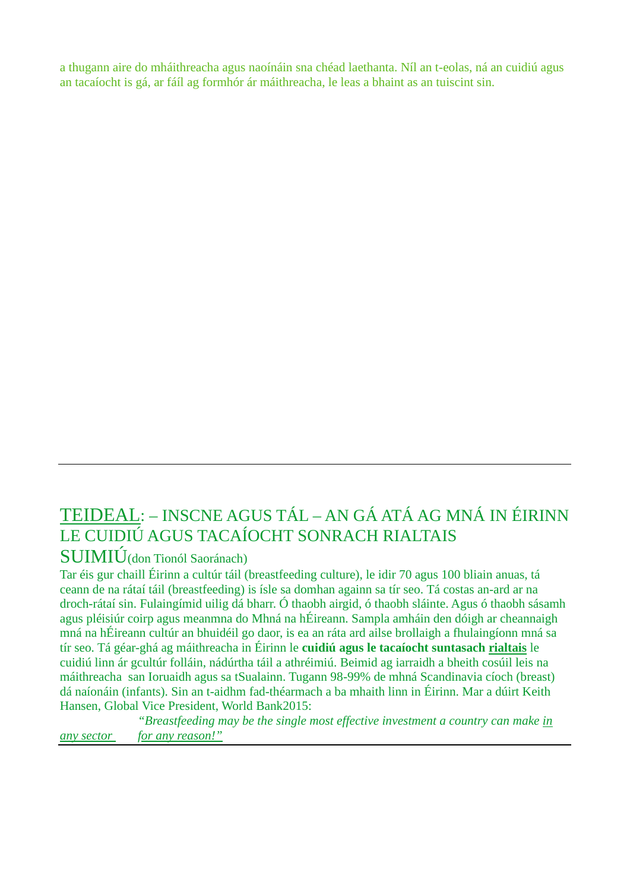a thugann aire do mháithreacha agus naoínáin sna chéad laethanta. Níl an t-eolas, ná an cuidiú agus an tacaíocht is gá, ar fáil ag formhór ár máithreacha, le leas a bhaint as an tuiscint sin.

---

## TEIDEAL: – INSCNE AGUS TÁL – AN GÁ ATÁ AG MNÁ IN ÉIRINN LE CUIDIÚ AGUS TACAÍOCHT SONRACH RIALTAIS

**SUIMIÚ**(don Tionól Saoránach)

Tar éis gur chaill Éirinn a cultúr táil (breastfeeding culture), le idir 70 agus 100 bliain anuas, tá ceann de na rátaí táil (breastfeeding) is ísle sa domhan againn sa tír seo. Tá costas an-ard ar na droch-rátaí sin. Fulaingímid uilig dá bharr. Ó thaobh airgid, ó thaobh sláinte. Agus ó thaobh sásamh agus pléisiúr coirp agus meanmna do Mhná na hÉireann. Sampla amháin den dóigh ar cheannaigh mná na hÉireann cultúr an bhuidéil go daor, is ea an ráta ard ailse brollaigh a fhulaingíonn mná sa tír seo. Tá géar-ghá ag máithreacha in Éirinn le **cuidiú agus le tacaíocht suntasach rialtais** le cuidiú linn ár gcultúr folláin, nádúrtha táil a athréimiú. Beimid ag iarraidh a bheith cosúil leis na máithreacha san Ioruaidh agus sa tSualainn. Tugann 98-99% de mhná Scandinavia cíoch (breast) dá naíonáin (infants). Sin an t-aidhm fad-théarmach a ba mhaith linn in Éirinn. Mar a dúirt Keith Hansen, Global Vice President, World Bank2015:

*"Breastfeeding may be the single most effective investment a country can make in any sector for any reason!"*

---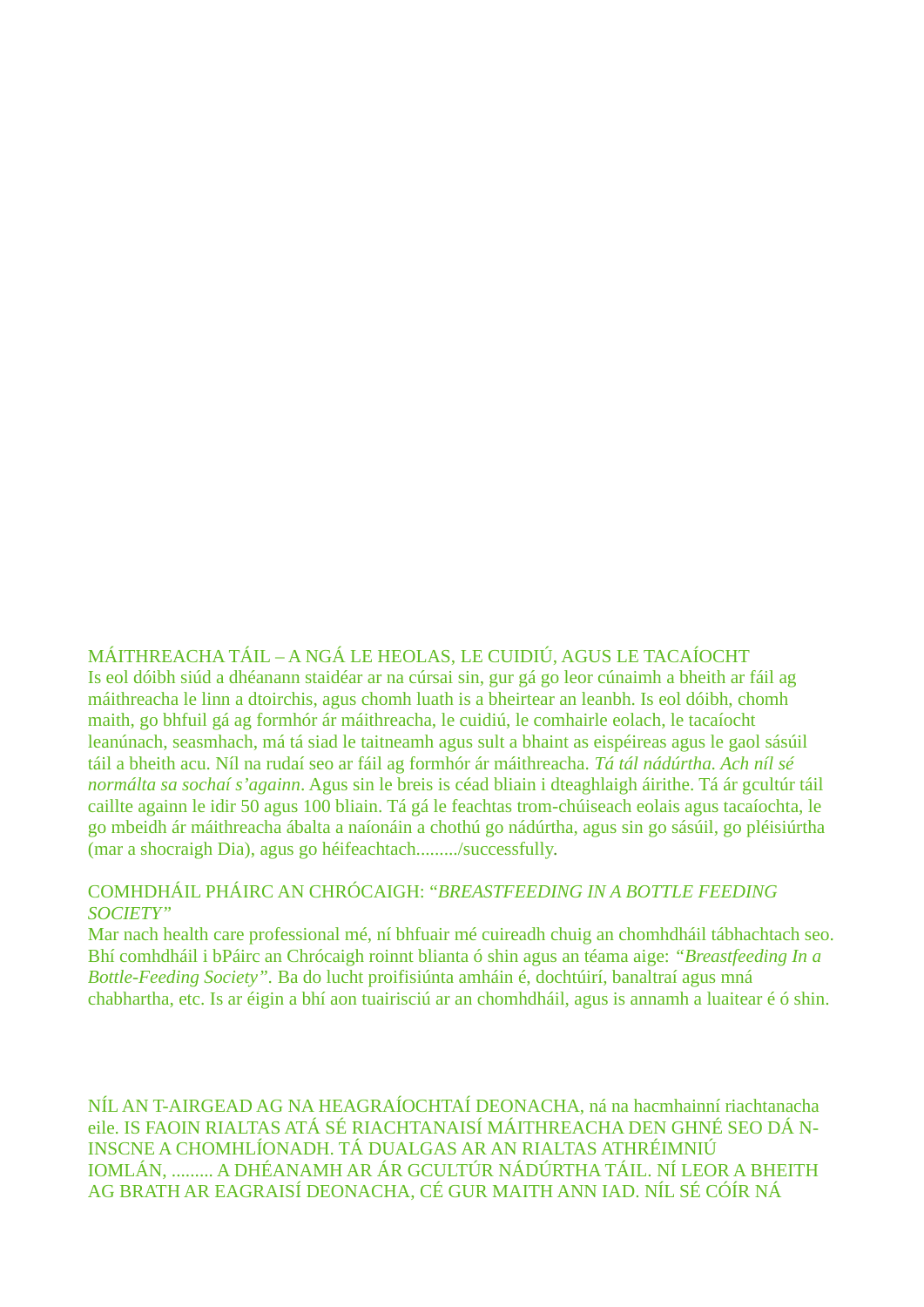MÁITHREACHA TÁIL – A NGÁ LE HEOLAS, LE CUIDIÚ, AGUS LE TACAÍOCHT

Is eol dóibh siúd a dhéanann staidéar ar na cúrsai sin, gur gá go leor cúnaimh a bheith ar fáil ag máithreacha le linn a dtoirchis, agus chomh luath is a bheirtear an leanbh. Is eol dóibh, chomh maith, go bhfuil gá ag formhór ár máithreacha, le cuidiú, le comhairle eolach, le tacaíocht leanúnach, seasmhach, má tá siad le taitneamh agus sult a bhaint as eispéireas agus le gaol sásúil táil a bheith acu. Níl na rudaí seo ar fáil ag formhór ár máithreacha. *Tá tál nádúrtha. Ach níl sé normálta sa sochaí s'againn*. Agus sin le breis is céad bliain i dteaghlaigh áirithe. Tá ár gcultúr táil caillte againn le idir 50 agus 100 bliain. Tá gá le feachtas trom-chúiseach eolais agus tacaíochta, le go mbeidh ár máithreacha ábalta a naíonáin a chothú go nádúrtha, agus sin go sásúil, go pléisiúrtha (mar a shocraigh Dia), agus go héifeachtach........./successfully.

COMHDHÁIL PHÁIRC AN CHRÓCAIGH: "*BREASTFEEDING IN A BOTTLE FEEDING SOCIETY"*

Mar nach health care professional mé, ní bhfuair mé cuireadh chuig an chomhdháil tábhachtach seo. Bhí comhdháil i bPáirc an Chrócaigh roinnt blianta ó shin agus an téama aige: *"Breastfeeding In a Bottle-Feeding Society"*. Ba do lucht proifisiúnta amháin é, dochtúirí, banaltraí agus mná chabhartha, etc. Is ar éigin a bhí aon tuairisciú ar an chomhdháil, agus is annamh a luaitear é ó shin.

NÍL AN T-AIRGEAD AG NA HEAGRAÍOCHTAÍ DEONACHA, ná na hacmhainní riachtanacha eile. IS FAOIN RIALTAS ATÁ SÉ RIACHTANAISÍ MÁITHREACHA DEN GHNÉ SEO DÁ N-INSCNE A CHOMHLÍONADH. TÁ DUALGAS AR AN RIALTAS ATHRÉIMNIÚ IOMLÁN, ......... A DHÉANAMH AR ÁR GCULTÚR NÁDÚRTHA TÁIL. NÍ LEOR A BHEITH AG BRATH AR EAGRAISÍ DEONACHA, CÉ GUR MAITH ANN IAD. NÍL SÉ CÓÍR NÁ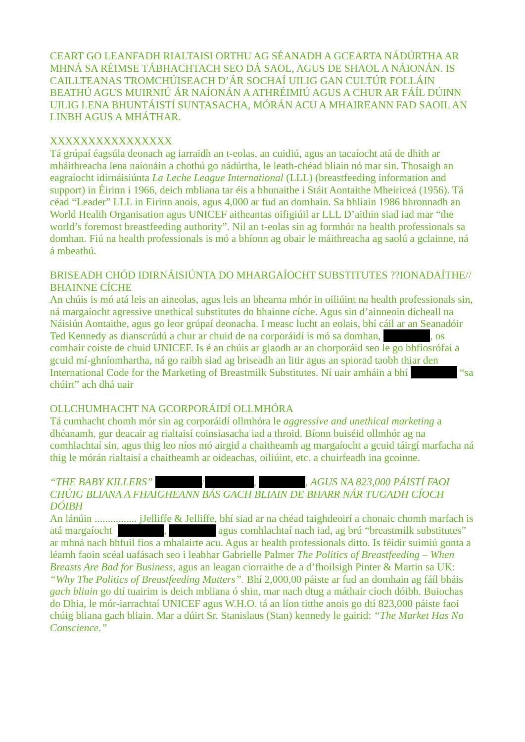CEART GO LEANFADH RIALTAISI ORTHU AG SÉANADH A GCEARTA NÁDÚRTHA AR MHNÁ SA RÉIMSE TÁBHACHTACH SEO DÁ SAOL, AGUS DE SHAOL A NÁIONÁN. IS CAILLTEANAS TROMCHÚISEACH D'ÁR SOCHAÍ UILIG GAN CULTÚR FOLLÁIN BEATHÚ AGUS MUIRNIÚ ÁR NAÍONÁN A ATHRÉIMIÚ AGUS A CHUR AR FÁIL DÚINN UILIG LENA BHUNTÁISTÍ SUNTASACHA, MÓRÁN ACU A MHAIREANN FAD SAOIL AN LINBH AGUS A MHÁTHAR.

## XXXXXXXXXXXXXXXX

Tá grúpaí éagsúla deonach ag iarraidh an t-eolas, an cuidiú, agus an tacaíocht atá de dhith ar mháithreacha lena naíonáin a chothú go nádúrtha, le leath-chéad bliain nó mar sin. Thosaigh an eagraíocht idirnáisiúnta *La Leche League International* (LLL) (breastfeeding information and support) in Éirinn i 1966, deich mbliana tar éis a bhunaithe i Stáit Aontaithe Mheiriceá (1956). Tá céad "Leader" LLL in Eirinn anois, agus 4,000 ar fud an domhain. Sa bhliain 1986 bhronnadh an World Health Organisation agus UNICEF aitheantas oifigiúil ar LLL D'aithin siad iad mar "the world's foremost breastfeeding authority". Níl an t-eolas sin ag formhór na health professionals sa domhan. Fiú na health professionals is mó a bhíonn ag obair le máithreacha ag saolú a gclainne, ná á mbeathú.

## BRISEADH CHÓD IDIRNÁISIÚNTA DO MHARGAÍOCHT SUBSTITUTES ??IONADAÍTHE// BHAINNE CÍCHE

An chúis is mó atá leis an aineolas, agus leis an bhearna mhór in oiliúint na health professionals sin, ná margaíocht agressive unethical substitutes do bhainne cíche. Agus sin d'ainneoin dícheall na Náisiún Aontaithe, agus go leor grúpaí deonacha. I measc lucht an eolais, bhí cáil ar an Seanadóir Ted Kennedy as dianscrúdú a chur ar chuid de na corporáidí is mó sa domhan, ██████, os comhair coiste de chuid UNICEF. Is é an chúis ar glaodh ar an chorporáid seo le go bhfiosrófaí a gcuid mí-ghníomhartha, ná go raibh siad ag briseadh an litir agus an spiorad taobh thiar den International Code for the Marketing of Breastmilk Substitutes. Ní uair amháin a bhí ██████ "sa chúirt" ach dhá uair

## OLLCHUMHACHT NA GCORPORÁIDÍ OLLMHÓRA

Tá cumhacht chomh mór sin ag corporáidí ollmhóra le *aggressive and unethical marketing* a dhéanamh, gur deacair ag rialtaisí coinsiasacha iad a throid. Bíonn buiséid ollmhór ag na comhlachtaí sin, agus thig leo níos mó airgid a chaitheamh ag margaíocht a gcuid táirgí marfacha ná thig le mórán rialtaisí a chaitheamh ar oideachas, oiliúint, etc. a chuirfeadh ina gcoinne.

## *"THE BABY KILLERS" ██████/██████, ██████, AGUS NA 823,000 PÁISTÍ FAOI CHÚIG BLIANA A FHAIGHEANN BÁS GACH BLIAIN DE BHARR NÁR TUGADH CÍOCH DÓIBH*

An lánúin ................ jJelliffe & Jelliffe, bhí siad ar na chéad taighdeoirí a chonaic chomh marfach is atá margaíocht ██████, ██████ agus comhlachtaí nach iad, ag brú "breastmilk substitutes" ar mhná nach bhfuil fios a mhalairte acu. Agus ar health professionals ditto. Is féidir suimiú gonta a léamh faoin scéal uafásach seo i leabhar Gabrielle Palmer *The Politics of Breastfeeding – When Breasts Are Bad for Business*, agus an leagan ciorraithe de a d'fhoilsigh Pinter & Martin sa UK: *"Why The Politics of Breastfeeding Matters"*. Bhí 2,000,00 páiste ar fud an domhain ag fáil bháis *gach bliain* go dtí tuairim is deich mbliana ó shin, mar nach dtug a máthair cíoch dóibh. Buiochas do Dhia, le mór-iarrachtaí UNICEF agus W.H.O. tá an líon titthe anois go dtí 823,000 páiste faoi chúig bliana gach bliain. Mar a dúirt Sr. Stanislaus (Stan) kennedy le gairid: *"The Market Has No Conscience."*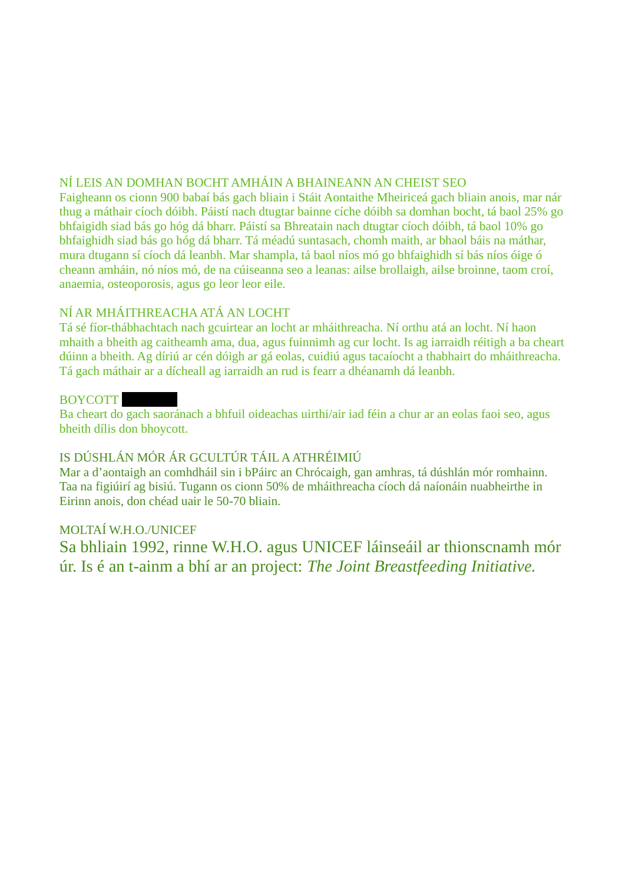## NÍ LEIS AN DOMHAN BOCHT AMHÁIN A BHAINEANN AN CHEIST SEO

Faigheann os cionn 900 babaí bás gach bliain i Stáit Aontaithe Mheiriceá gach bliain anois, mar nár thug a máthair cíoch dóibh. Páistí nach dtugtar bainne cíche dóibh sa domhan bocht, tá baol 25% go bhfaigidh siad bás go hóg dá bharr. Páistí sa Bhreatain nach dtugtar cíoch dóibh, tá baol 10% go bhfaighidh siad bás go hóg dá bharr. Tá méadú suntasach, chomh maith, ar bhaol báis na máthar, mura dtugann sí cíoch dá leanbh. Mar shampla, tá baol níos mó go bhfaighidh sí bás níos óige ó cheann amháin, nó níos mó, de na cúiseanna seo a leanas: ailse brollaigh, ailse broinne, taom croí, anaemia, osteoporosis, agus go leor leor eile.

## NÍ AR MHÁITHREACHA ATÁ AN LOCHT

Tá sé fíor-thábhachtach nach gcuirtear an locht ar mháithreacha. Ní orthu atá an locht. Ní haon mhaith a bheith ag caitheamh ama, dua, agus fuinnimh ag cur locht. Is ag iarraidh réitigh a ba cheart dúinn a bheith. Ag díriú ar cén dóigh ar gá eolas, cuidiú agus tacaíocht a thabhairt do mháithreacha. Tá gach máthair ar a dícheall ag iarraidh an rud is fearr a dhéanamh dá leanbh.

## BOYCOTT

Ba cheart do gach saoránach a bhfuil oideachas uirthi/air iad féin a chur ar an eolas faoi seo, agus bheith dílis don bhoycott.

## IS DÚSHLÁN MÓR ÁR GCULTÚR TÁIL A ATHRÉIMIÚ

Mar a d'aontaigh an comhdháil sin i bPáirc an Chrócaigh, gan amhras, tá dúshlán mór romhainn. Taa na figiúirí ag bisiú. Tugann os cionn 50% de mháithreacha cíoch dá naíonáin nuabheirthe in Eirinn anois, don chéad uair le 50-70 bliain.

## MOLTAÍ W.H.O./UNICEF

Sa bhliain 1992, rinne W.H.O. agus UNICEF láinseáil ar thionscnamh mór úr. Is é an t-ainm a bhí ar an project: *The Joint Breastfeeding Initiative.*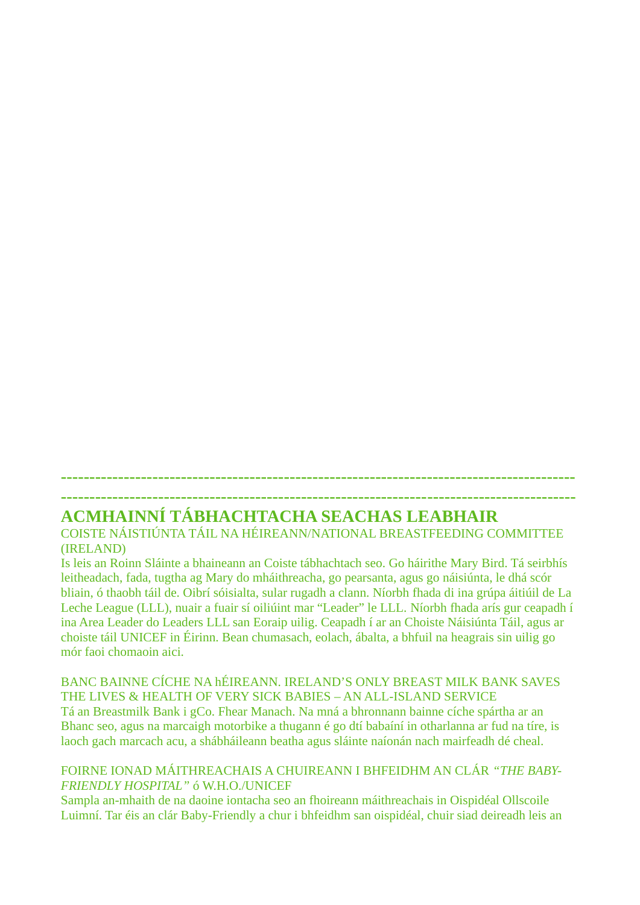------------------------------------------------------------------------------------------

------------------------------------------------------------------------------------------

## ACMHAINNÍ TÁBHACHTACHA SEACHAS LEABHAIR

COISTE NÁISTIÚNTA TÁIL NA HÉIREANN/NATIONAL BREASTFEEDING COMMITTEE (IRELAND)

Is leis an Roinn Sláinte a bhaineann an Coiste tábhachtach seo. Go háirithe Mary Bird. Tá seirbhís leitheadach, fada, tugtha ag Mary do mháithreacha, go pearsanta, agus go náisiúnta, le dhá scór bliain, ó thaobh táil de. Oibrí sóisialta, sular rugadh a clann. Níorbh fhada di ina grúpa áitiúil de La Leche League (LLL), nuair a fuair sí oiliúint mar "Leader" le LLL. Níorbh fhada arís gur ceapadh í ina Area Leader do Leaders LLL san Eoraip uilig. Ceapadh í ar an Choiste Náisiúnta Táil, agus ar choiste táil UNICEF in Éirinn. Bean chumasach, eolach, ábalta, a bhfuil na heagrais sin uilig go mór faoi chomaoin aici.

BANC BAINNE CÍCHE NA hÉIREANN. IRELAND'S ONLY BREAST MILK BANK SAVES THE LIVES & HEALTH OF VERY SICK BABIES – AN ALL-ISLAND SERVICE

Tá an Breastmilk Bank i gCo. Fhear Manach. Na mná a bhronnann bainne cíche spártha ar an Bhanc seo, agus na marcaigh motorbike a thugann é go dtí babaíní in otharlanna ar fud na tíre, is laoch gach marcach acu, a shábháileann beatha agus sláinte naíonán nach mairfeadh dé cheal.

FOIRNE IONAD MÁITHREACHAIS A CHUIREANN I BHFEIDHM AN CLÁR *"THE BABY-FRIENDLY HOSPITAL"* ó W.H.O./UNICEF

Sampla an-mhaith de na daoine iontacha seo an fhoireann máithreachais in Oispidéal Ollscoile Luimní. Tar éis an clár Baby-Friendly a chur i bhfeidhm san oispidéal, chuir siad deireadh leis an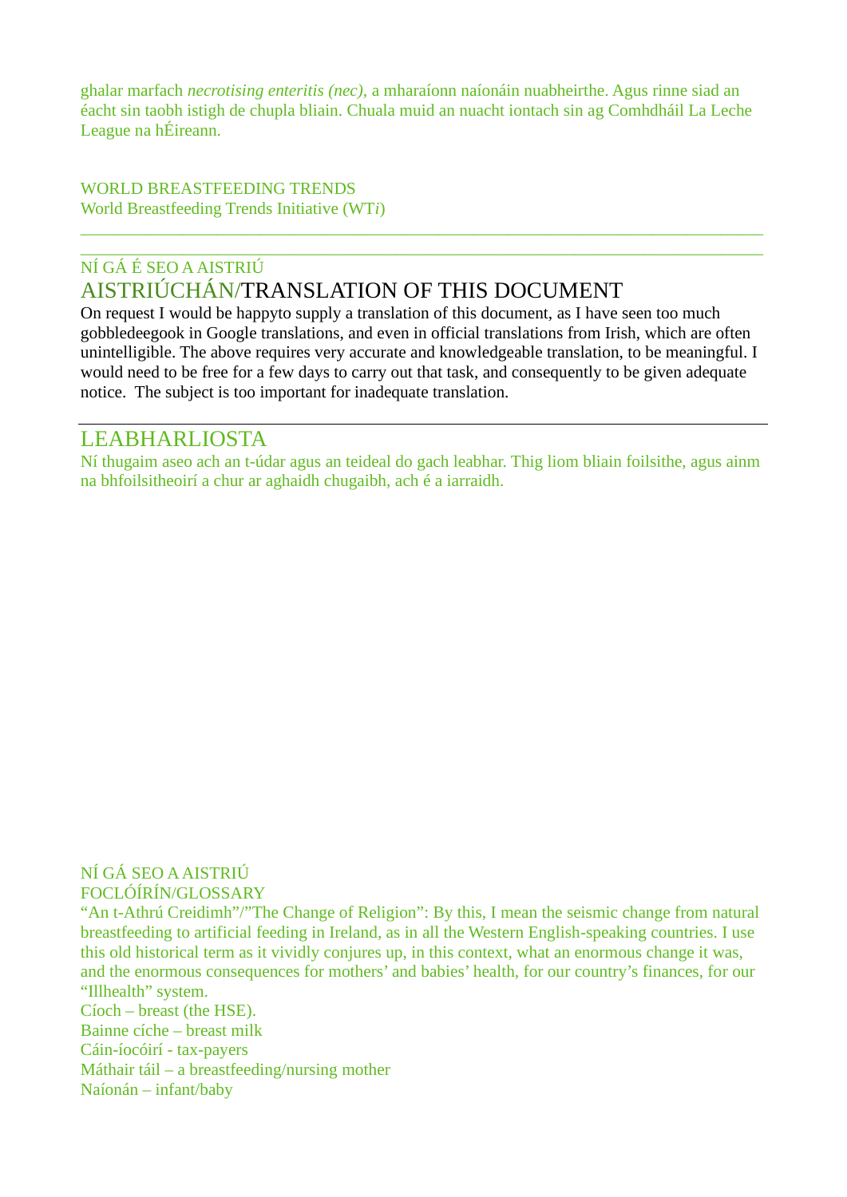ghalar marfach *necrotising enteritis (nec)*, a mharaíonn naíonáin nuabheirthe. Agus rinne siad an éacht sin taobh istigh de chupla bliain. Chuala muid an nuacht iontach sin ag Comhdháil La Leche League na hÉireann.

WORLD BREASTFEEDING TRENDS
World Breastfeeding Trends Initiative (WT*i*)

---

NÍ GÁ É SEO A AISTRIÚ

## AISTRIÚCHÁN/TRANSLATION OF THIS DOCUMENT

On request I would be happyto supply a translation of this document, as I have seen too much gobbledeegook in Google translations, and even in official translations from Irish, which are often unintelligible. The above requires very accurate and knowledgeable translation, to be meaningful. I would need to be free for a few days to carry out that task, and consequently to be given adequate notice.  The subject is too important for inadequate translation.

---

## LEABHARLIOSTA

Ní thugaim aseo ach an t-údar agus an teideal do gach leabhar. Thig liom bliain foilsithe, agus ainm na bhfoilsitheoirí a chur ar aghaidh chugaibh, ach é a iarraidh.

NÍ GÁ SEO A AISTRIÚ

FOCLÓÍRÍN/GLOSSARY

“An t-Athrú Creidimh”/”The Change of Religion”: By this, I mean the seismic change from natural breastfeeding to artificial feeding in Ireland, as in all the Western English-speaking countries. I use this old historical term as it vividly conjures up, in this context, what an enormous change it was, and the enormous consequences for mothers’ and babies’ health, for our country’s finances, for our “Illhealth” system.

Cíoch – breast (the HSE).

Bainne cíche – breast milk

Cáin-íocóirí - tax-payers

Máthair táil – a breastfeeding/nursing mother

Naíonán – infant/baby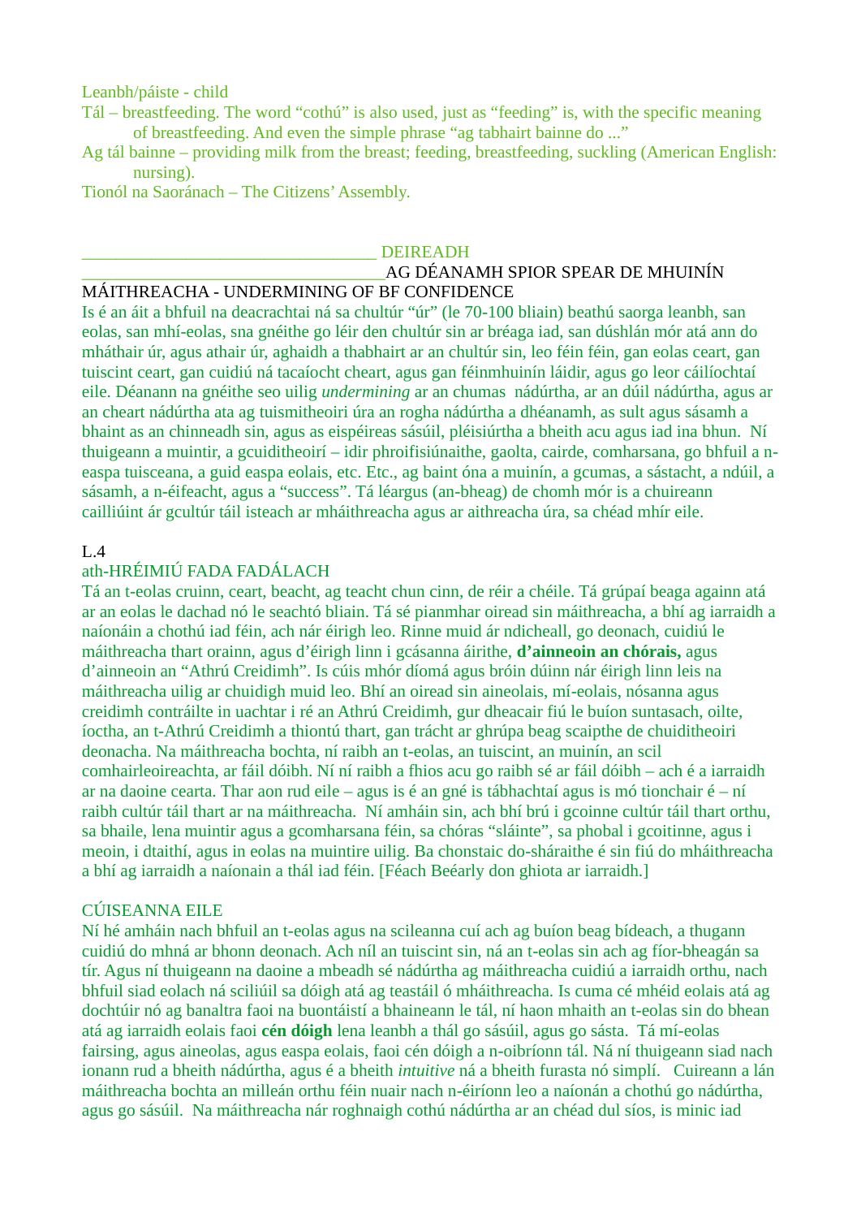Leanbh/páiste - child
Tál – breastfeeding. The word "cothú" is also used, just as "feeding" is, with the specific meaning of breastfeeding. And even the simple phrase "ag tabhairt bainne do ..."
Ag tál bainne – providing milk from the breast; feeding, breastfeeding, suckling (American English: nursing).
Tionól na Saoránach – The Citizens' Assembly.

__________________________________ DEIREADH

__________________________________AG DÉANAMH SPIOR SPEAR DE MHUINÍN MÁITHREACHA - UNDERMINING OF BF CONFIDENCE

Is é an áit a bhfuil na deacrachtai ná sa chultúr "úr" (le 70-100 bliain) beathú saorga leanbh, san eolas, san mhí-eolas, sna gnéithe go léir den chultúr sin ar bréaga iad, san dúshlán mór atá ann do mháthair úr, agus athair úr, aghaidh a thabhairt ar an chultúr sin, leo féin féin, gan eolas ceart, gan tuiscint ceart, gan cuidiú ná tacaíocht cheart, agus gan féinmhuinín láidir, agus go leor cáilíochtaí eile. Déanann na gnéithe seo uilig *undermining* ar an chumas nádúrtha, ar an dúil nádúrtha, agus ar an cheart nádúrtha ata ag tuismitheoiri úra an rogha nádúrtha a dhéanamh, as sult agus sásamh a bhaint as an chinneadh sin, agus as eispéireas sásúil, pléisiúrtha a bheith acu agus iad ina bhun. Ní thuigeann a muintir, a gcuiditheoirí – idir phroifisiúnaithe, gaolta, cairde, comharsana, go bhfuil a n-easpa tuisceana, a guid easpa eolais, etc. Etc., ag baint óna a muinín, a gcumas, a sástacht, a ndúil, a sásamh, a n-éifeacht, agus a "success". Tá léargus (an-bheag) de chomh mór is a chuireann cailliúint ár gcultúr táil isteach ar mháithreacha agus ar aithreacha úra, sa chéad mhír eile.

L.4

ath-HRÉIMIÚ FADA FADÁLACH

Tá an t-eolas cruinn, ceart, beacht, ag teacht chun cinn, de réir a chéile. Tá grúpaí beaga againn atá ar an eolas le dachad nó le seachtó bliain. Tá sé pianmhar oiread sin máithreacha, a bhí ag iarraidh a naíonáin a chothú iad féin, ach nár éirigh leo. Rinne muid ár ndicheall, go deonach, cuidiú le máithreacha thart orainn, agus d'éirigh linn i gcásanna áirithe, **d'ainneoin an chórais,** agus d'ainneoin an "Athrú Creidimh". Is cúis mhór díomá agus bróin dúinn nár éirigh linn leis na máithreacha uilig ar chuidigh muid leo. Bhí an oiread sin aineolais, mí-eolais, nósanna agus creidimh contráilte in uachtar i ré an Athrú Creidimh, gur dheacair fiú le buíon suntasach, oilte, íoctha, an t-Athrú Creidimh a thiontú thart, gan trácht ar ghrúpa beag scaipthe de chuiditheoiri deonacha. Na máithreacha bochta, ní raibh an t-eolas, an tuiscint, an muinín, an scil comhairleoireachta, ar fáil dóibh. Ní ní raibh a fhios acu go raibh sé ar fáil dóibh – ach é a iarraidh ar na daoine cearta. Thar aon rud eile – agus is é an gné is tábhachtaí agus is mó tionchair é – ní raibh cultúr táil thart ar na máithreacha. Ní amháin sin, ach bhí brú i gcoinne cultúr táil thart orthu, sa bhaile, lena muintir agus a gcomharsana féin, sa chóras "sláinte", sa phobal i gcoitinne, agus i meoin, i dtaithí, agus in eolas na muintire uilig. Ba chonstaic do-sháraithe é sin fiú do mháithreacha a bhí ag iarraidh a naíonain a thál iad féin. [Féach Beéarly don ghiota ar iarraidh.]

CÚISEANNA EILE

Ní hé amháin nach bhfuil an t-eolas agus na scileanna cuí ach ag buíon beag bídeach, a thugann cuidiú do mhná ar bhonn deonach. Ach níl an tuiscint sin, ná an t-eolas sin ach ag fíor-bheagán sa tír. Agus ní thuigeann na daoine a mbeadh sé nádúrtha ag máithreacha cuidiú a iarraidh orthu, nach bhfuil siad eolach ná sciliúil sa dóigh atá ag teastáil ó mháithreacha. Is cuma cé mhéid eolais atá ag dochtúir nó ag banaltra faoi na buontáistí a bhaineann le tál, ní haon mhaith an t-eolas sin do bhean atá ag iarraidh eolais faoi **cén dóigh** lena leanbh a thál go sásúil, agus go sásta. Tá mí-eolas fairsing, agus aineolas, agus easpa eolais, faoi cén dóigh a n-oibríonn tál. Ná ní thuigeann siad nach ionann rud a bheith nádúrtha, agus é a bheith *intuitive* ná a bheith furasta nó simplí. Cuireann a lán máithreacha bochta an milleán orthu féin nuair nach n-éiríonn leo a naíonán a chothú go nádúrtha, agus go sásúil. Na máithreacha nár roghnaigh cothú nádúrtha ar an chéad dul síos, is minic iad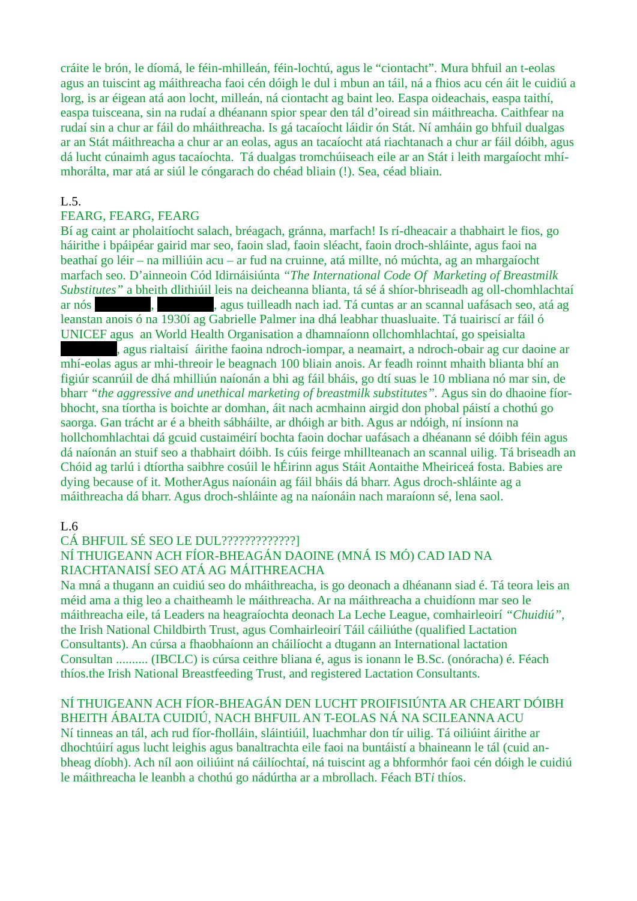cráite le brón, le díomá, le féin-mhilleán, féin-lochtú, agus le “ciontacht”. Mura bhfuil an t-eolas agus an tuiscint ag máithreacha faoi cén dóigh le dul i mbun an táil, ná a fhios acu cén áit le cuidiú a lorg, is ar éigean atá aon locht, milleán, ná ciontacht ag baint leo. Easpa oideachais, easpa taithí, easpa tuisceana, sin na rudaí a dhéanann spior spear den tál d’oiread sin máithreacha. Caithfear na rudaí sin a chur ar fáil do mháithreacha. Is gá tacaíocht láidir ón Stát. Ní amháin go bhfuil dualgas ar an Stát máithreacha a chur ar an eolas, agus an tacaíocht atá riachtanach a chur ar fáil dóibh, agus dá lucht cúnaimh agus tacaíochta.  Tá dualgas tromchúiseach eile ar an Stát i leith margaíocht mhí-mhorálta, mar atá ar siúl le cóngarach do chéad bliain (!). Sea, céad bliain.

L.5.

FEARG, FEARG, FEARG

Bí ag caint ar pholaitíocht salach, bréagach, gránna, marfach! Is rí-dheacair a thabhairt le fios, go háirithe i bpáipéar gairid mar seo, faoin slad, faoin sléacht, faoin droch-shláinte, agus faoi na beathaí go léir – na milliúin acu – ar fud na cruinne, atá millte, nó múchta, ag an mhargaíocht marfach seo. D’ainneoin Cód Idirnáisiúnta *“The International Code Of  Marketing of Breastmilk Substitutes”* a bheith dlithiúil leis na deicheanna blianta, tá sé á shíor-bhriseadh ag oll-chomhlachtaí ar nós ████, ████, agus tuilleadh nach iad. Tá cuntas ar an scannal uafásach seo, atá ag leanstan anois ó na 1930í ag Gabrielle Palmer ina dhá leabhar thuasluaite. Tá tuairiscí ar fáil ó UNICEF agus  an World Health Organisation a dhamnaíonn ollchomhlachtaí, go speisialta ████, agus rialtaisí  áirithe faoina ndroch-iompar, a neamairt, a ndroch-obair ag cur daoine ar mhí-eolas agus ar mhi-threoir le beagnach 100 bliain anois. Ar feadh roinnt mhaith blianta bhí an figiúr scanrúil de dhá mhilliún naíonán a bhi ag fáil bháis, go dtí suas le 10 mbliana nó mar sin, de bharr *“the aggressive and unethical marketing of breastmilk substitutes”*. Agus sin do dhaoine fíor-bhocht, sna tíortha is boichte ar domhan, áit nach acmhainn airgid don phobal páistí a chothú go saorga. Gan trácht ar é a bheith sábháilte, ar dhóigh ar bith. Agus ar ndóigh, ní insíonn na hollchomhlachtai dá gcuid custaiméirí bochta faoin dochar uafásach a dhéanann sé dóibh féin agus dá naíonán an stuif seo a thabhairt dóibh. Is cúis feirge mhillteanach an scannal uilig. Tá briseadh an Chóid ag tarlú i dtíortha saibhre cosúil le hÉirinn agus Stáit Aontaithe Mheiriceá fosta. Babies are dying because of it. MotherAgus naíonáin ag fáil bháis dá bharr. Agus droch-shláinte ag a máithreacha dá bharr. Agus droch-shláinte ag na naíonáin nach maraíonn sé, lena saol.

L.6

CÁ BHFUIL SÉ SEO LE DUL?????????????]

NÍ THUIGEANN ACH FÍOR-BHEAGÁN DAOINE (MNÁ IS MÓ) CAD IAD NA RIACHTANAISÍ SEO ATÁ AG MÁITHREACHA

Na mná a thugann an cuidiú seo do mháithreacha, is go deonach a dhéanann siad é. Tá teora leis an méid ama a thig leo a chaitheamh le máithreacha. Ar na máithreacha a chuidíonn mar seo le máithreacha eile, tá Leaders na heagraíochta deonach La Leche League, comhairleoirí *“Chuidiú”*, the Irish National Childbirth Trust, agus Comhairleoirí Táil cáiliúthe (qualified Lactation Consultants). An cúrsa a fhaobhaíonn an cháilíocht a dtugann an International lactation Consultan .......... (IBCLC) is cúrsa ceithre bliana é, agus is ionann le B.Sc. (onóracha) é. Féach thíos.the Irish National Breastfeeding Trust, and registered Lactation Consultants.

NÍ THUIGEANN ACH FÍOR-BHEAGÁN DEN LUCHT PROIFISIÚNTA AR CHEART DÓIBH BHEITH ÁBALTA CUIDIÚ, NACH BHFUIL AN T-EOLAS NÁ NA SCILEANNA ACU

Ní tinneas an tál, ach rud fíor-fholláin, sláintiúil, luachmhar don tír uilig. Tá oiliúint áirithe ar dhochtúirí agus lucht leighis agus banaltrachta eile faoi na buntáistí a bhaineann le tál (cuid an-bheag díobh). Ach níl aon oiliúint ná cáilíochtaí, ná tuiscint ag a bhformhór faoi cén dóigh le cuidiú le máithreacha le leanbh a chothú go nádúrtha ar a mbrollach. Féach BT*i* thíos.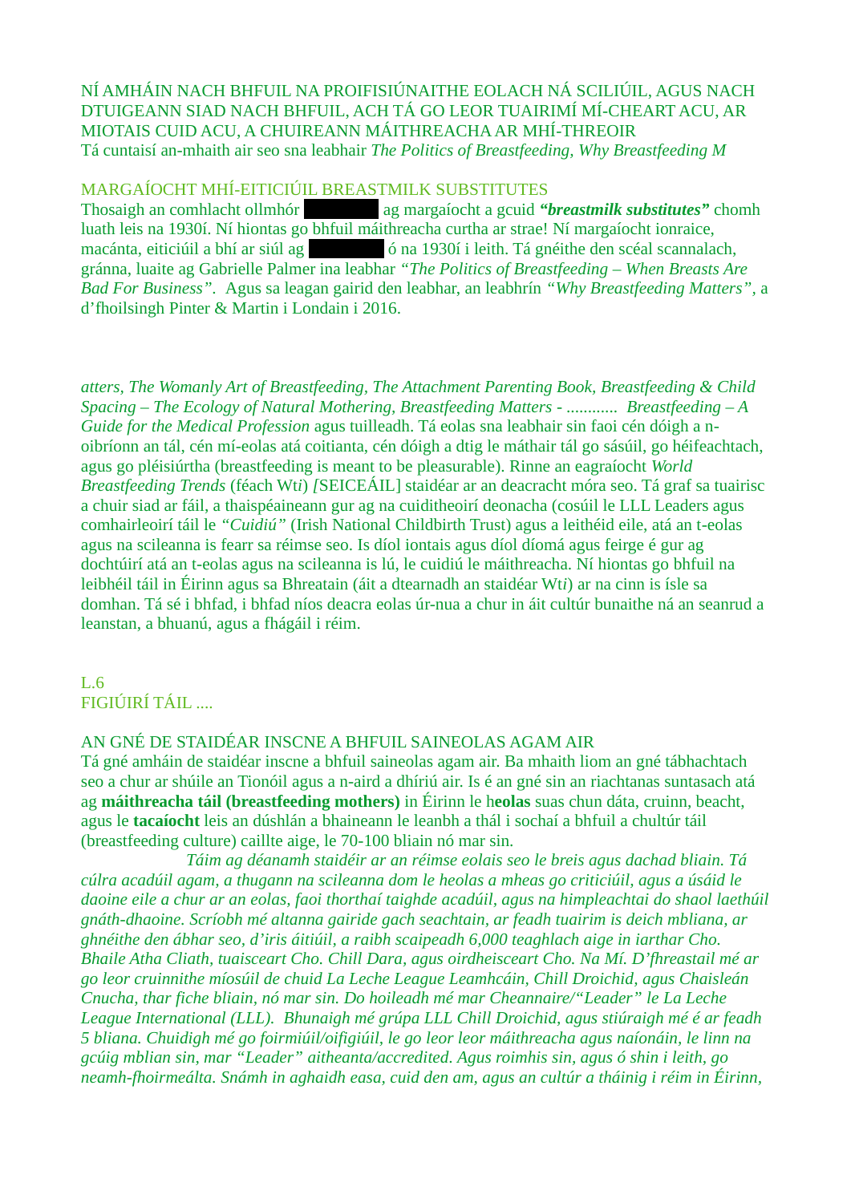NÍ AMHÁIN NACH BHFUIL NA PROIFISIÚNAITHE EOLACH NÁ SCILIÚIL, AGUS NACH DTUIGEANN SIAD NACH BHFUIL, ACH TÁ GO LEOR TUAIRIMÍ MÍ-CHEART ACU, AR MIOTAIS CUID ACU, A CHUIREANN MÁITHREACHA AR MHÍ-THREOIR

Tá cuntaisí an-mhaith air seo sna leabhair *The Politics of Breastfeeding*, *Why Breastfeeding M*

MARGAÍOCHT MHÍ-EITICIÚIL BREASTMILK SUBSTITUTES

Thosaigh an comhlacht ollmhór ██████ ag margaíocht a gcuid ***"breastmilk substitutes"*** chomh luath leis na 1930í. Ní hiontas go bhfuil máithreacha curtha ar strae! Ní margaíocht ionraice, macánta, eiticiúil a bhí ar siúl ag ██████ ó na 1930í i leith. Tá gnéithe den scéal scannalach, gránna, luaite ag Gabrielle Palmer ina leabhar *"The Politics of Breastfeeding – When Breasts Are Bad For Business"*. Agus sa leagan gairid den leabhar, an leabhrín *"Why Breastfeeding Matters"*, a d'fhoilsingh Pinter & Martin i Londain i 2016.

*atters*, *The Womanly Art of Breastfeeding*, *The Attachment Parenting Book*, *Breastfeeding & Child Spacing – The Ecology of Natural Mothering*, *Breastfeeding Matters* - ............ *Breastfeeding – A Guide for the Medical Profession* agus tuilleadh. Tá eolas sna leabhair sin faoi cén dóigh a n-oibríonn an tál, cén mí-eolas atá coitianta, cén dóigh a dtig le máthair tál go sásúil, go héifeachtach, agus go pléisiúrtha (breastfeeding is meant to be pleasurable). Rinne an eagraíocht *World Breastfeeding Trends* (féach Wt*i*) *[*SEICEÁIL] staidéar ar an deacracht móra seo. Tá graf sa tuairisc a chuir siad ar fáil, a thaispéaineann gur ag na cuiditheoirí deonacha (cosúil le LLL Leaders agus comhairleoirí táil le *"Cuidiú"* (Irish National Childbirth Trust) agus a leithéid eile, atá an t-eolas agus na scileanna is fearr sa réimse seo. Is díol iontais agus díol díomá agus feirge é gur ag dochtúirí atá an t-eolas agus na scileanna is lú, le cuidiú le máithreacha. Ní hiontas go bhfuil na leibhéil táil in Éirinn agus sa Bhreatain (áit a dtearnadh an staidéar Wt*i*) ar na cinn is ísle sa domhan. Tá sé i bhfad, i bhfad níos deacra eolas úr-nua a chur in áit cultúr bunaithe ná an seanrud a leanstan, a bhuanú, agus a fhágáil i réim.

L.6

FIGIÚIRÍ TÁIL ....

AN GNÉ DE STAIDÉAR INSCNE A BHFUIL SAINEOLAS AGAM AIR

Tá gné amháin de staidéar inscne a bhfuil saineolas agam air. Ba mhaith liom an gné tábhachtach seo a chur ar shúile an Tionóil agus a n-aird a dhíriú air. Is é an gné sin an riachtanas suntasach atá ag **máithreacha táil (breastfeeding mothers)** in Éirinn le h**eolas** suas chun dáta, cruinn, beacht, agus le **tacaíocht** leis an dúshlán a bhaineann le leanbh a thál i sochaí a bhfuil a chultúr táil (breastfeeding culture) caillte aige, le 70-100 bliain nó mar sin.

*Táim ag déanamh staidéir ar an réimse eolais seo le breis agus dachad bliain. Tá cúlra acadúil agam, a thugann na scileanna dom le heolas a mheas go criticiúil, agus a úsáid le daoine eile a chur ar an eolas, faoi thorthaí taighde acadúil, agus na himpleachtai do shaol laethúil gnáth-dhaoine. Scríobh mé altanna gairide gach seachtain, ar feadh tuairim is deich mbliana, ar ghnéithe den ábhar seo, d'iris áitiúil, a raibh scaipeadh 6,000 teaghlach aige in iarthar Cho. Bhaile Atha Cliath, tuaisceart Cho. Chill Dara, agus oirdheisceart Cho. Na Mí. D'fhreastail mé ar go leor cruinnithe míosúil de chuid La Leche League Leamhcáin, Chill Droichid, agus Chaisleán Cnucha, thar fiche bliain, nó mar sin. Do hoileadh mé mar Cheannaire/"Leader" le La Leche League International (LLL). Bhunaigh mé grúpa LLL Chill Droichid, agus stiúraigh mé é ar feadh 5 bliana. Chuidigh mé go foirmiúil/oifigiúil, le go leor leor máithreacha agus naíonáin, le linn na gcúig mblian sin, mar "Leader" aitheanta/accredited. Agus roimhis sin, agus ó shin i leith, go neamh-fhoirmeálta. Snámh in aghaidh easa, cuid den am, agus an cultúr a tháinig i réim in Éirinn,*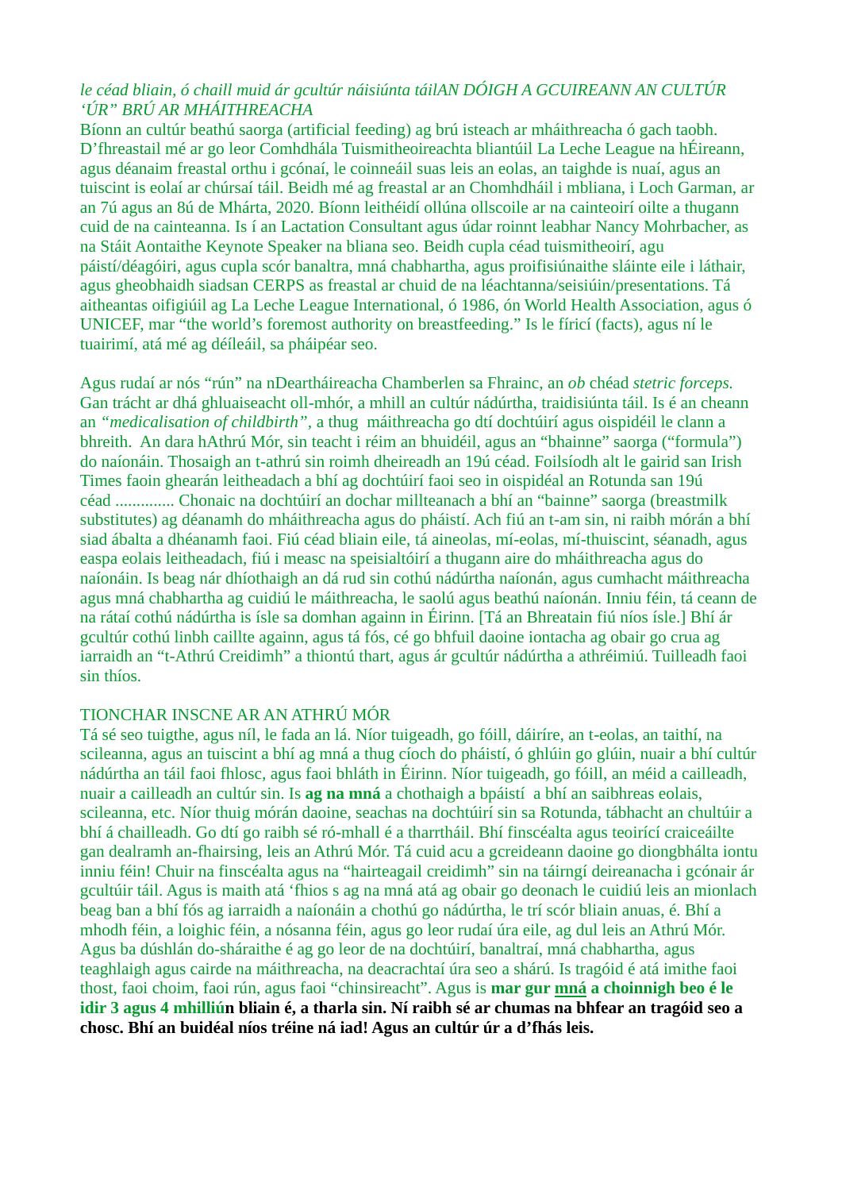*le céad bliain, ó chaill muid ár gcultúr náisiúnta táilAN DÓIGH A GCUIREANN AN CULTÚR 'ÚR" BRÚ AR MHÁITHREACHA*

Bíonn an cultúr beathú saorga (artificial feeding) ag brú isteach ar mháithreacha ó gach taobh. D'fhreastail mé ar go leor Comhdhála Tuismitheoireachta bliantúil La Leche League na hÉireann, agus déanaim freastal orthu i gcónaí, le coinneáil suas leis an eolas, an taighde is nuaí, agus an tuiscint is eolaí ar chúrsaí táil. Beidh mé ag freastal ar an Chomhdháil i mbliana, i Loch Garman, ar an 7ú agus an 8ú de Mhárta, 2020. Bíonn leithéidí ollúna ollscoile ar na cainteoirí oilte a thugann cuid de na cainteanna. Is í an Lactation Consultant agus údar roinnt leabhar Nancy Mohrbacher, as na Stáit Aontaithe Keynote Speaker na bliana seo. Beidh cupla céad tuismitheoirí, agu páistí/déagóiri, agus cupla scór banaltra, mná chabhartha, agus proifisiúnaithe sláinte eile i láthair, agus gheobhaidh siadsan CERPS as freastal ar chuid de na léachtanna/seisiúin/presentations. Tá aitheantas oifigiúil ag La Leche League International, ó 1986, ón World Health Association, agus ó UNICEF, mar "the world's foremost authority on breastfeeding." Is le fíricí (facts), agus ní le tuairimí, atá mé ag déileáil, sa pháipéar seo.

Agus rudaí ar nós "rún" na nDeartháireacha Chamberlen sa Fhrainc, an *ob* chéad *stetric forceps.* Gan trácht ar dhá ghluaiseacht oll-mhór, a mhill an cultúr nádúrtha, traidisiúnta táil. Is é an cheann an *"medicalisation of childbirth"*, a thug máithreacha go dtí dochtúirí agus oispidéil le clann a bhreith. An dara hAthrú Mór, sin teacht i réim an bhuidéil, agus an "bhainne" saorga ("formula") do naíonáin. Thosaigh an t-athrú sin roimh dheireadh an 19ú céad. Foilsíodh alt le gairid san Irish Times faoin ghearán leitheadach a bhí ag dochtúirí faoi seo in oispidéal an Rotunda san 19ú céad .............. Chonaic na dochtúirí an dochar millteanach a bhí an "bainne" saorga (breastmilk substitutes) ag déanamh do mháithreacha agus do pháistí. Ach fiú an t-am sin, ni raibh mórán a bhí siad ábalta a dhéanamh faoi. Fiú céad bliain eile, tá aineolas, mí-eolas, mí-thuiscint, séanadh, agus easpa eolais leitheadach, fiú i measc na speisialtóirí a thugann aire do mháithreacha agus do naíonáin. Is beag nár dhíothaigh an dá rud sin cothú nádúrtha naíonán, agus cumhacht máithreacha agus mná chabhartha ag cuidiú le máithreacha, le saolú agus beathú naíonán. Inniu féin, tá ceann de na rátaí cothú nádúrtha is ísle sa domhan againn in Éirinn. [Tá an Bhreatain fiú níos ísle.] Bhí ár gcultúr cothú linbh caillte againn, agus tá fós, cé go bhfuil daoine iontacha ag obair go crua ag iarraidh an "t-Athrú Creidimh" a thiontú thart, agus ár gcultúr nádúrtha a athréimiú. Tuilleadh faoi sin thíos.

TIONCHAR INSCNE AR AN ATHRÚ MÓR

Tá sé seo tuigthe, agus níl, le fada an lá. Níor tuigeadh, go fóill, dáiríre, an t-eolas, an taithí, na scileanna, agus an tuiscint a bhí ag mná a thug cíoch do pháistí, ó ghlúin go glúin, nuair a bhí cultúr nádúrtha an táil faoi fhlosc, agus faoi bhláth in Éirinn. Níor tuigeadh, go fóill, an méid a cailleadh, nuair a cailleadh an cultúr sin. Is **ag na mná** a chothaigh a bpáistí a bhí an saibhreas eolais, scileanna, etc. Níor thuig mórán daoine, seachas na dochtúirí sin sa Rotunda, tábhacht an chultúir a bhí á chailleadh. Go dtí go raibh sé ró-mhall é a tharrtháil. Bhí finscéalta agus teoirící craiceáilte gan dealramh an-fhairsing, leis an Athrú Mór. Tá cuid acu a gcreideann daoine go diongbhálta iontu inniu féin! Chuir na finscéalta agus na "hairteagail creidimh" sin na táirngí deireanacha i gcónair ár gcultúir táil. Agus is maith atá 'fhios s ag na mná atá ag obair go deonach le cuidiú leis an mionlach beag ban a bhí fós ag iarraidh a naíonáin a chothú go nádúrtha, le trí scór bliain anuas, é. Bhí a mhodh féin, a loighic féin, a nósanna féin, agus go leor rudaí úra eile, ag dul leis an Athrú Mór. Agus ba dúshlán do-sháraithe é ag go leor de na dochtúirí, banaltraí, mná chabhartha, agus teaghlaigh agus cairde na máithreacha, na deacrachtaí úra seo a shárú. Is tragóid é atá imithe faoi thost, faoi choim, faoi rún, agus faoi "chinsireacht". Agus is **mar gur <u>mná</u> a choinnigh beo é le idir 3 agus 4 mhilliún bliain é, a tharla sin. Ní raibh sé ar chumas na bhfear an tragóid seo a chosc. Bhí an buidéal níos tréine ná iad! Agus an cultúr úr a d'fhás leis.**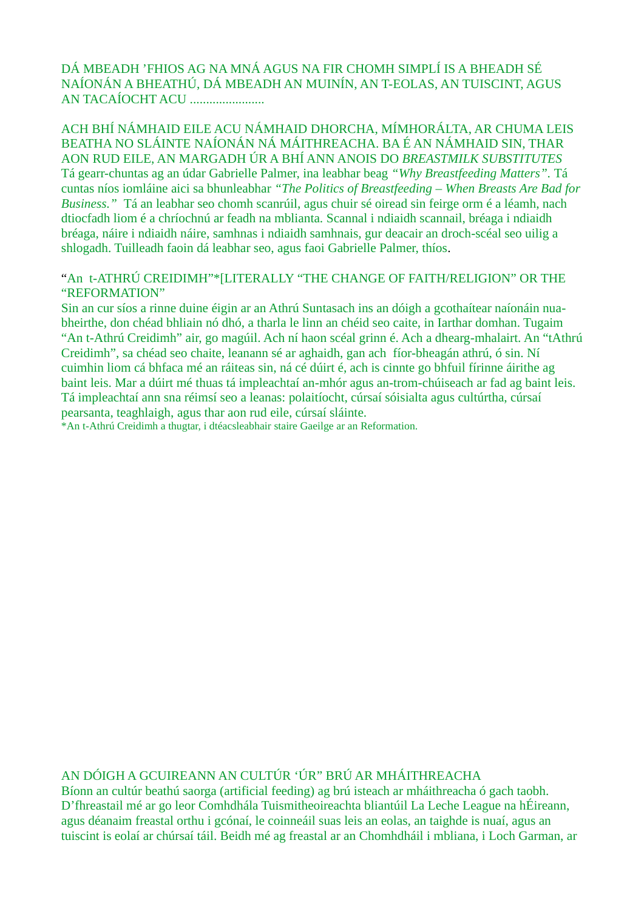DÁ MBEADH ’FHIOS AG NA MNÁ AGUS NA FIR CHOMH SIMPLÍ IS A BHEADH SÉ NAÍONÁN A BHEATHÚ, DÁ MBEADH AN MUINÍN, AN T-EOLAS, AN TUISCINT, AGUS AN TACAÍOCHT ACU .......................

ACH BHÍ NÁMHAID EILE ACU NÁMHAID DHORCHA, MÍMHORÁLTA, AR CHUMA LEIS BEATHA NO SLÁINTE NAÍONÁN NÁ MÁITHREACHA. BA É AN NÁMHAID SIN, THAR AON RUD EILE, AN MARGADH ÚR A BHÍ ANN ANOIS DO *BREASTMILK SUBSTITUTES*
Tá gearr-chuntas ag an údar Gabrielle Palmer, ina leabhar beag *“Why Breastfeeding Matters”*. Tá cuntas níos iomláine aici sa bhunleabhar *“The Politics of Breastfeeding – When Breasts Are Bad for Business.”* Tá an leabhar seo chomh scanrúil, agus chuir sé oiread sin feirge orm é a léamh, nach dtiocfadh liom é a chríochnú ar feadh na mblianta. Scannal i ndiaidh scannail, bréaga i ndiaidh bréaga, náire i ndiaidh náire, samhnas i ndiaidh samhnais, gur deacair an droch-scéal seo uilig a shlogadh. Tuilleadh faoin dá leabhar seo, agus faoi Gabrielle Palmer, thíos.

“An t-ATHRÚ CREIDIMH”*[LITERALLY “THE CHANGE OF FAITH/RELIGION” OR THE “REFORMATION”
Sin an cur síos a rinne duine éigin ar an Athrú Suntasach ins an dóigh a gcothaítear naíonáin nua-bheirthe, don chéad bhliain nó dhó, a tharla le linn an chéid seo caite, in Iarthar domhan. Tugaim “An t-Athrú Creidimh” air, go magúil. Ach ní haon scéal grinn é. Ach a dhearg-mhalairt. An “tAthrú Creidimh”, sa chéad seo chaite, leanann sé ar aghaidh, gan ach fíor-bheagán athrú, ó sin. Ní cuimhin liom cá bhfaca mé an ráiteas sin, ná cé dúirt é, ach is cinnte go bhfuil fírinne áirithe ag baint leis. Mar a dúirt mé thuas tá impleachtaí an-mhór agus an-trom-chúiseach ar fad ag baint leis. Tá impleachtaí ann sna réimsí seo a leanas: polaitíocht, cúrsaí sóisialta agus cultúrtha, cúrsaí pearsanta, teaghlaigh, agus thar aon rud eile, cúrsaí sláinte.
*An t-Athrú Creidimh a thugtar, i dtéacsleabhair staire Gaeilge ar an Reformation.

AN DÓIGH A GCUIREANN AN CULTÚR ‘ÚR” BRÚ AR MHÁITHREACHA
Bíonn an cultúr beathú saorga (artificial feeding) ag brú isteach ar mháithreacha ó gach taobh. D’fhreastail mé ar go leor Comhdhála Tuismitheoireachta bliantúil La Leche League na hÉireann, agus déanaim freastal orthu i gcónaí, le coinneáil suas leis an eolas, an taighde is nuaí, agus an tuiscint is eolaí ar chúrsaí táil. Beidh mé ag freastal ar an Chomhdháil i mbliana, i Loch Garman, ar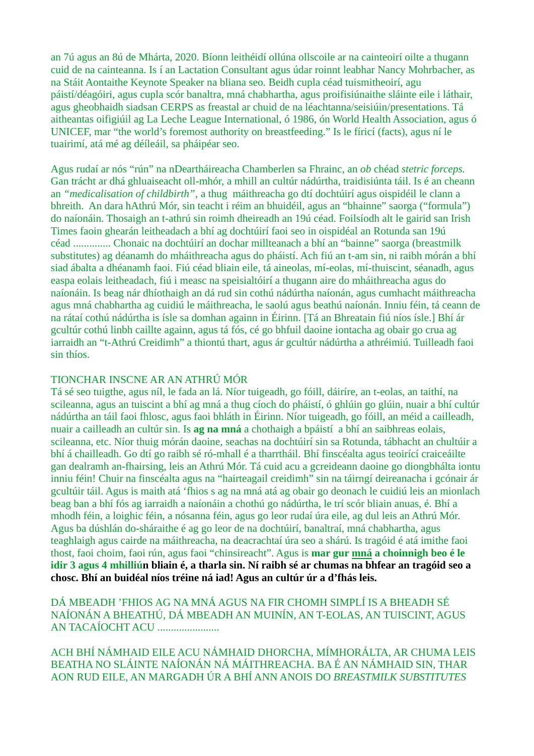an 7ú agus an 8ú de Mhárta, 2020. Bíonn leithéidí ollúna ollscoile ar na cainteoirí oilte a thugann cuid de na cainteanna. Is í an Lactation Consultant agus údar roinnt leabhar Nancy Mohrbacher, as na Stáit Aontaithe Keynote Speaker na bliana seo. Beidh cupla céad tuismitheoirí, agu páistí/déagóiri, agus cupla scór banaltra, mná chabhartha, agus proifisiúnaithe sláinte eile i láthair, agus gheobhaidh siadsan CERPS as freastal ar chuid de na léachtanna/seisiúin/presentations. Tá aitheantas oifigiúil ag La Leche League International, ó 1986, ón World Health Association, agus ó UNICEF, mar "the world's foremost authority on breastfeeding." Is le fíricí (facts), agus ní le tuairimí, atá mé ag déileáil, sa pháipéar seo.

Agus rudaí ar nós "rún" na nDeartháireacha Chamberlen sa Fhrainc, an *ob* chéad *stetric forceps.* Gan trácht ar dhá ghluaiseacht oll-mhór, a mhill an cultúr nádúrtha, traidisiúnta táil. Is é an cheann an *"medicalisation of childbirth"*, a thug máithreacha go dtí dochtúirí agus oispidéil le clann a bhreith. An dara hAthrú Mór, sin teacht i réim an bhuidéil, agus an "bhainne" saorga ("formula") do naíonáin. Thosaigh an t-athrú sin roimh dheireadh an 19ú céad. Foilsíodh alt le gairid san Irish Times faoin ghearán leitheadach a bhí ag dochtúirí faoi seo in oispidéal an Rotunda san 19ú céad .............. Chonaic na dochtúirí an dochar millteanach a bhí an "bainne" saorga (breastmilk substitutes) ag déanamh do mháithreacha agus do pháistí. Ach fiú an t-am sin, ni raibh mórán a bhí siad ábalta a dhéanamh faoi. Fiú céad bliain eile, tá aineolas, mí-eolas, mí-thuiscint, séanadh, agus easpa eolais leitheadach, fiú i measc na speisialtóirí a thugann aire do mháithreacha agus do naíonáin. Is beag nár dhíothaigh an dá rud sin cothú nádúrtha naíonán, agus cumhacht máithreacha agus mná chabhartha ag cuidiú le máithreacha, le saolú agus beathú naíonán. Inniu féin, tá ceann de na rátaí cothú nádúrtha is ísle sa domhan againn in Éirinn. [Tá an Bhreatain fiú níos ísle.] Bhí ár gcultúr cothú linbh caillte againn, agus tá fós, cé go bhfuil daoine iontacha ag obair go crua ag iarraidh an "t-Athrú Creidimh" a thiontú thart, agus ár gcultúr nádúrtha a athréimiú. Tuilleadh faoi sin thíos.

TIONCHAR INSCNE AR AN ATHRÚ MÓR

Tá sé seo tuigthe, agus níl, le fada an lá. Níor tuigeadh, go fóill, dáiríre, an t-eolas, an taithí, na scileanna, agus an tuiscint a bhí ag mná a thug cíoch do pháistí, ó ghlúin go glúin, nuair a bhí cultúr nádúrtha an táil faoi fhlosc, agus faoi bhláth in Éirinn. Níor tuigeadh, go fóill, an méid a cailleadh, nuair a cailleadh an cultúr sin. Is **ag na mná** a chothaigh a bpáistí a bhí an saibhreas eolais, scileanna, etc. Níor thuig mórán daoine, seachas na dochtúirí sin sa Rotunda, tábhacht an chultúir a bhí á chailleadh. Go dtí go raibh sé ró-mhall é a tharrtháil. Bhí finscéalta agus teoiricí craiceáilte gan dealramh an-fhairsing, leis an Athrú Mór. Tá cuid acu a gcreideann daoine go diongbhálta iontu inniu féin! Chuir na finscéalta agus na "hairteagail creidimh" sin na táirngí deireanacha i gcónair ár gcultúir táil. Agus is maith atá 'fhios s ag na mná atá ag obair go deonach le cuidiú leis an mionlach beag ban a bhí fós ag iarraidh a naíonáin a chothú go nádúrtha, le trí scór bliain anuas, é. Bhí a mhodh féin, a loighic féin, a nósanna féin, agus go leor rudaí úra eile, ag dul leis an Athrú Mór. Agus ba dúshlán do-sháraithe é ag go leor de na dochtúirí, banaltraí, mná chabhartha, agus teaghlaigh agus cairde na máithreacha, na deacrachtaí úra seo a shárú. Is tragóid é atá imithe faoi thost, faoi choim, faoi rún, agus faoi "chinsireacht". Agus is **mar gur mná a choinnigh beo é le idir 3 agus 4 mhilliún bliain é, a tharla sin. Ní raibh sé ar chumas na bhfear an tragóid seo a chosc. Bhí an buidéal níos tréine ná iad! Agus an cultúr úr a d'fhás leis.**

DÁ MBEADH 'FHIOS AG NA MNÁ AGUS NA FIR CHOMH SIMPLÍ IS A BHEADH SÉ NAÍONÁN A BHEATHÚ, DÁ MBEADH AN MUINÍN, AN T-EOLAS, AN TUISCINT, AGUS AN TACAÍOCHT ACU .......................

ACH BHÍ NÁMHAID EILE ACU NÁMHAID DHORCHA, MÍMHORÁLTA, AR CHUMA LEIS BEATHA NO SLÁINTE NAÍONÁN NÁ MÁITHREACHA. BA É AN NÁMHAID SIN, THAR AON RUD EILE, AN MARGADH ÚR A BHÍ ANN ANOIS DO *BREASTMILK SUBSTITUTES*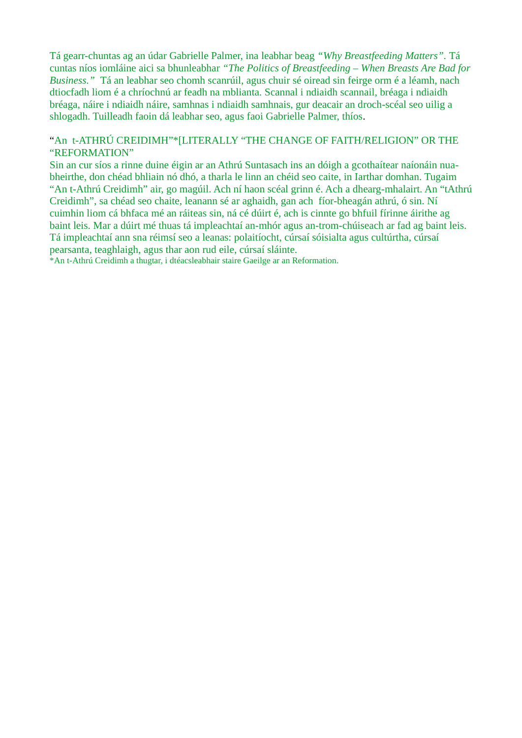Tá gearr-chuntas ag an údar Gabrielle Palmer, ina leabhar beag *"Why Breastfeeding Matters"*. Tá cuntas níos iomláine aici sa bhunleabhar *"The Politics of Breastfeeding – When Breasts Are Bad for Business."* Tá an leabhar seo chomh scanrúil, agus chuir sé oiread sin feirge orm é a léamh, nach dtiocfadh liom é a chríochnú ar feadh na mblianta. Scannal i ndiaidh scannail, bréaga i ndiaidh bréaga, náire i ndiaidh náire, samhnas i ndiaidh samhnais, gur deacair an droch-scéal seo uilig a shlogadh. Tuilleadh faoin dá leabhar seo, agus faoi Gabrielle Palmer, thíos.

"An t-ATHRÚ CREIDIMH"*[LITERALLY "THE CHANGE OF FAITH/RELIGION" OR THE "REFORMATION"

Sin an cur síos a rinne duine éigin ar an Athrú Suntasach ins an dóigh a gcothaítear naíonáin nua-bheirthe, don chéad bhliain nó dhó, a tharla le linn an chéid seo caite, in Iarthar domhan. Tugaim "An t-Athrú Creidimh" air, go magúil. Ach ní haon scéal grinn é. Ach a dhearg-mhalairt. An "tAthrú Creidimh", sa chéad seo chaite, leanann sé ar aghaidh, gan ach fíor-bheagán athrú, ó sin. Ní cuimhin liom cá bhfaca mé an ráiteas sin, ná cé dúirt é, ach is cinnte go bhfuil fírinne áirithe ag baint leis. Mar a dúirt mé thuas tá impleachtaí an-mhór agus an-trom-chúiseach ar fad ag baint leis. Tá impleachtaí ann sna réimsí seo a leanas: polaitíocht, cúrsaí sóisialta agus cultúrtha, cúrsaí pearsanta, teaghlaigh, agus thar aon rud eile, cúrsaí sláinte.

*An t-Athrú Creidimh a thugtar, i dtéacsleabhair staire Gaeilge ar an Reformation.